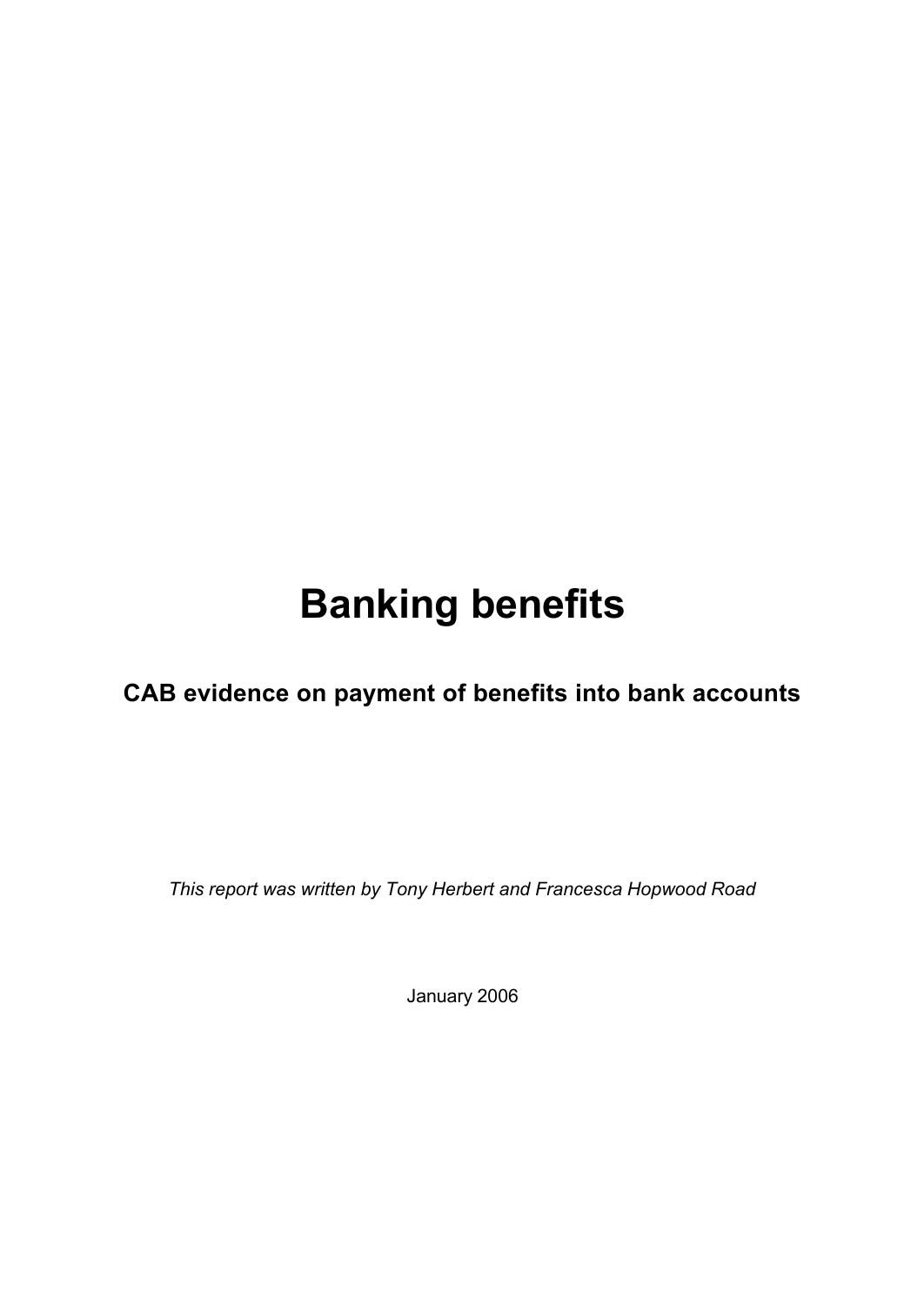# Banking benefits

## CAB evidence on payment of benefits into bank accounts

*This report was written by Tony Herbert and Francesca Hopwood Road*

January 2006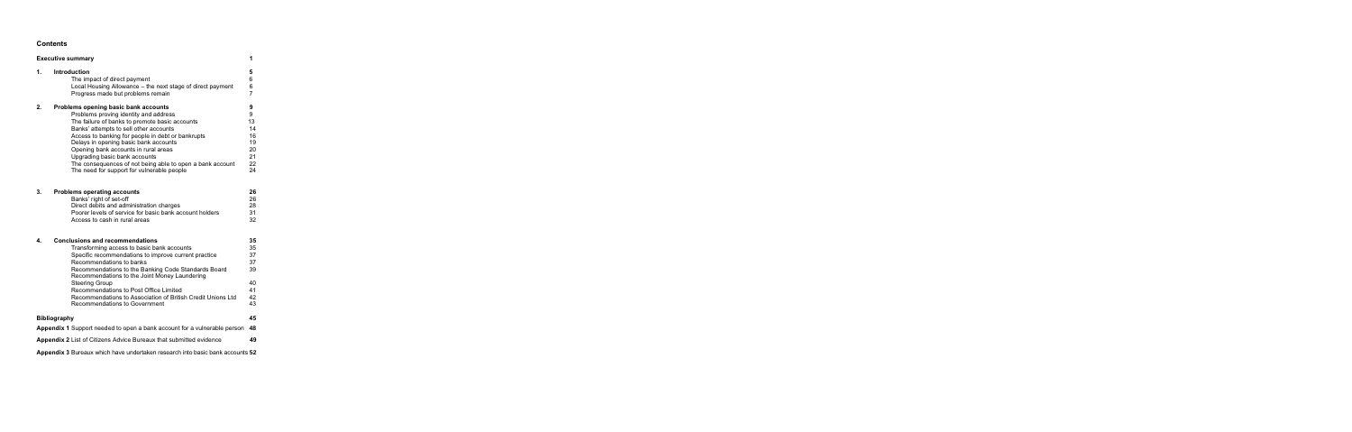## Contents

| | | |
|---|---|---|
| **Executive summary** | | **1** |
| **1.** | **Introduction** | **5** |
| | The impact of direct payment | 6 |
| | Local Housing Allowance – the next stage of direct payment | 6 |
| | Progress made but problems remain | 7 |
| **2.** | **Problems opening basic bank accounts** | **9** |
| | Problems proving identity and address | 9 |
| | The failure of banks to promote basic accounts | 13 |
| | Banks' attempts to sell other accounts | 14 |
| | Access to banking for people in debt or bankrupts | 16 |
| | Delays in opening basic bank accounts | 19 |
| | Opening bank accounts in rural areas | 20 |
| | Upgrading basic bank accounts | 21 |
| | The consequences of not being able to open a bank account | 22 |
| | The need for support for vulnerable people | 24 |
| **3.** | **Problems operating accounts** | **26** |
| | Banks' right of set-off | 26 |
| | Direct debits and administration charges | 28 |
| | Poorer levels of service for basic bank account holders | 31 |
| | Access to cash in rural areas | 32 |
| **4.** | **Conclusions and recommendations** | **35** |
| | Transforming access to basic bank accounts | 35 |
| | Specific recommendations to improve current practice | 37 |
| | Recommendations to banks | 37 |
| | Recommendations to the Banking Code Standards Board | 39 |
| | Recommendations to the Joint Money Laundering Steering Group | 40 |
| | Recommendations to Post Office Limited | 41 |
| | Recommendations to Association of British Credit Unions Ltd | 42 |
| | Recommendations to Government | 43 |
| **Bibliography** | | **45** |
| **Appendix 1** Support needed to open a bank account for a vulnerable person | | **48** |
| **Appendix 2** List of Citizens Advice Bureaux that submitted evidence | | **49** |
| **Appendix 3** Bureaux which have undertaken research into basic bank accounts | | **52** |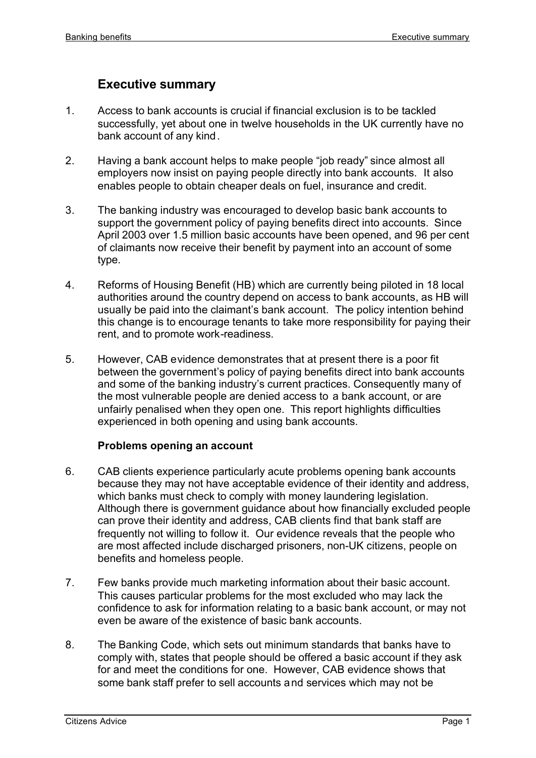## Executive summary

1. Access to bank accounts is crucial if financial exclusion is to be tackled successfully, yet about one in twelve households in the UK currently have no bank account of any kind.

2. Having a bank account helps to make people "job ready" since almost all employers now insist on paying people directly into bank accounts. It also enables people to obtain cheaper deals on fuel, insurance and credit.

3. The banking industry was encouraged to develop basic bank accounts to support the government policy of paying benefits direct into accounts. Since April 2003 over 1.5 million basic accounts have been opened, and 96 per cent of claimants now receive their benefit by payment into an account of some type.

4. Reforms of Housing Benefit (HB) which are currently being piloted in 18 local authorities around the country depend on access to bank accounts, as HB will usually be paid into the claimant's bank account. The policy intention behind this change is to encourage tenants to take more responsibility for paying their rent, and to promote work-readiness.

5. However, CAB evidence demonstrates that at present there is a poor fit between the government's policy of paying benefits direct into bank accounts and some of the banking industry's current practices. Consequently many of the most vulnerable people are denied access to a bank account, or are unfairly penalised when they open one. This report highlights difficulties experienced in both opening and using bank accounts.

### Problems opening an account

6. CAB clients experience particularly acute problems opening bank accounts because they may not have acceptable evidence of their identity and address, which banks must check to comply with money laundering legislation. Although there is government guidance about how financially excluded people can prove their identity and address, CAB clients find that bank staff are frequently not willing to follow it. Our evidence reveals that the people who are most affected include discharged prisoners, non-UK citizens, people on benefits and homeless people.

7. Few banks provide much marketing information about their basic account. This causes particular problems for the most excluded who may lack the confidence to ask for information relating to a basic bank account, or may not even be aware of the existence of basic bank accounts.

8. The Banking Code, which sets out minimum standards that banks have to comply with, states that people should be offered a basic account if they ask for and meet the conditions for one. However, CAB evidence shows that some bank staff prefer to sell accounts and services which may not be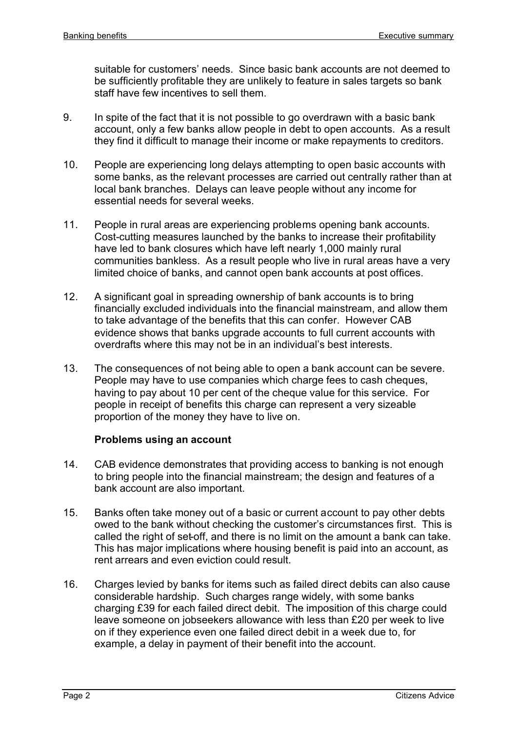suitable for customers' needs. Since basic bank accounts are not deemed to be sufficiently profitable they are unlikely to feature in sales targets so bank staff have few incentives to sell them.

9. In spite of the fact that it is not possible to go overdrawn with a basic bank account, only a few banks allow people in debt to open accounts. As a result they find it difficult to manage their income or make repayments to creditors.

10. People are experiencing long delays attempting to open basic accounts with some banks, as the relevant processes are carried out centrally rather than at local bank branches. Delays can leave people without any income for essential needs for several weeks.

11. People in rural areas are experiencing problems opening bank accounts. Cost-cutting measures launched by the banks to increase their profitability have led to bank closures which have left nearly 1,000 mainly rural communities bankless. As a result people who live in rural areas have a very limited choice of banks, and cannot open bank accounts at post offices.

12. A significant goal in spreading ownership of bank accounts is to bring financially excluded individuals into the financial mainstream, and allow them to take advantage of the benefits that this can confer. However CAB evidence shows that banks upgrade accounts to full current accounts with overdrafts where this may not be in an individual's best interests.

13. The consequences of not being able to open a bank account can be severe. People may have to use companies which charge fees to cash cheques, having to pay about 10 per cent of the cheque value for this service. For people in receipt of benefits this charge can represent a very sizeable proportion of the money they have to live on.

**Problems using an account**

14. CAB evidence demonstrates that providing access to banking is not enough to bring people into the financial mainstream; the design and features of a bank account are also important.

15. Banks often take money out of a basic or current account to pay other debts owed to the bank without checking the customer's circumstances first. This is called the right of set-off, and there is no limit on the amount a bank can take. This has major implications where housing benefit is paid into an account, as rent arrears and even eviction could result.

16. Charges levied by banks for items such as failed direct debits can also cause considerable hardship. Such charges range widely, with some banks charging £39 for each failed direct debit. The imposition of this charge could leave someone on jobseekers allowance with less than £20 per week to live on if they experience even one failed direct debit in a week due to, for example, a delay in payment of their benefit into the account.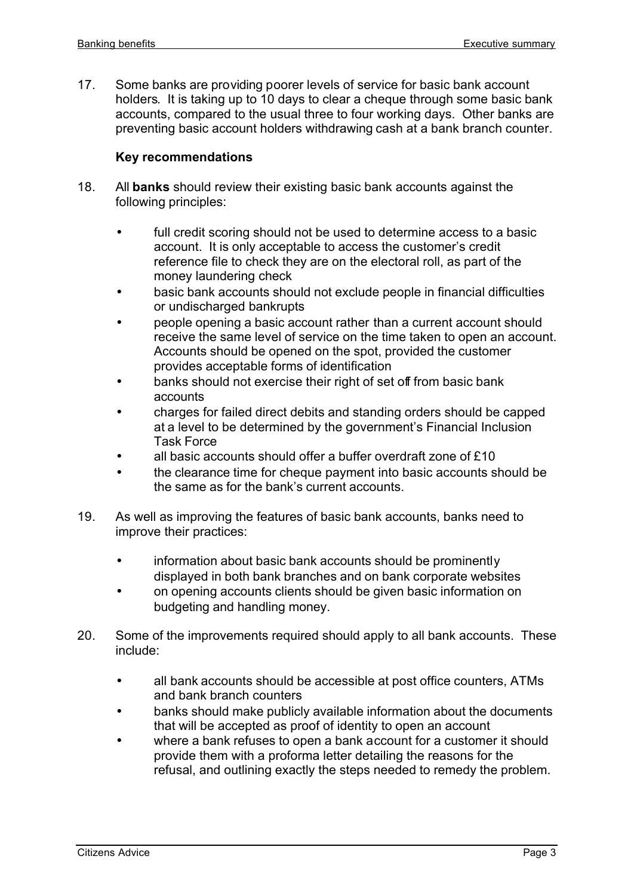17. Some banks are providing poorer levels of service for basic bank account holders. It is taking up to 10 days to clear a cheque through some basic bank accounts, compared to the usual three to four working days. Other banks are preventing basic account holders withdrawing cash at a bank branch counter.

### Key recommendations

18. All **banks** should review their existing basic bank accounts against the following principles:

    - full credit scoring should not be used to determine access to a basic account. It is only acceptable to access the customer's credit reference file to check they are on the electoral roll, as part of the money laundering check
    - basic bank accounts should not exclude people in financial difficulties or undischarged bankrupts
    - people opening a basic account rather than a current account should receive the same level of service on the time taken to open an account. Accounts should be opened on the spot, provided the customer provides acceptable forms of identification
    - banks should not exercise their right of set off from basic bank accounts
    - charges for failed direct debits and standing orders should be capped at a level to be determined by the government's Financial Inclusion Task Force
    - all basic accounts should offer a buffer overdraft zone of £10
    - the clearance time for cheque payment into basic accounts should be the same as for the bank's current accounts.

19. As well as improving the features of basic bank accounts, banks need to improve their practices:

    - information about basic bank accounts should be prominently displayed in both bank branches and on bank corporate websites
    - on opening accounts clients should be given basic information on budgeting and handling money.

20. Some of the improvements required should apply to all bank accounts. These include:

    - all bank accounts should be accessible at post office counters, ATMs and bank branch counters
    - banks should make publicly available information about the documents that will be accepted as proof of identity to open an account
    - where a bank refuses to open a bank account for a customer it should provide them with a proforma letter detailing the reasons for the refusal, and outlining exactly the steps needed to remedy the problem.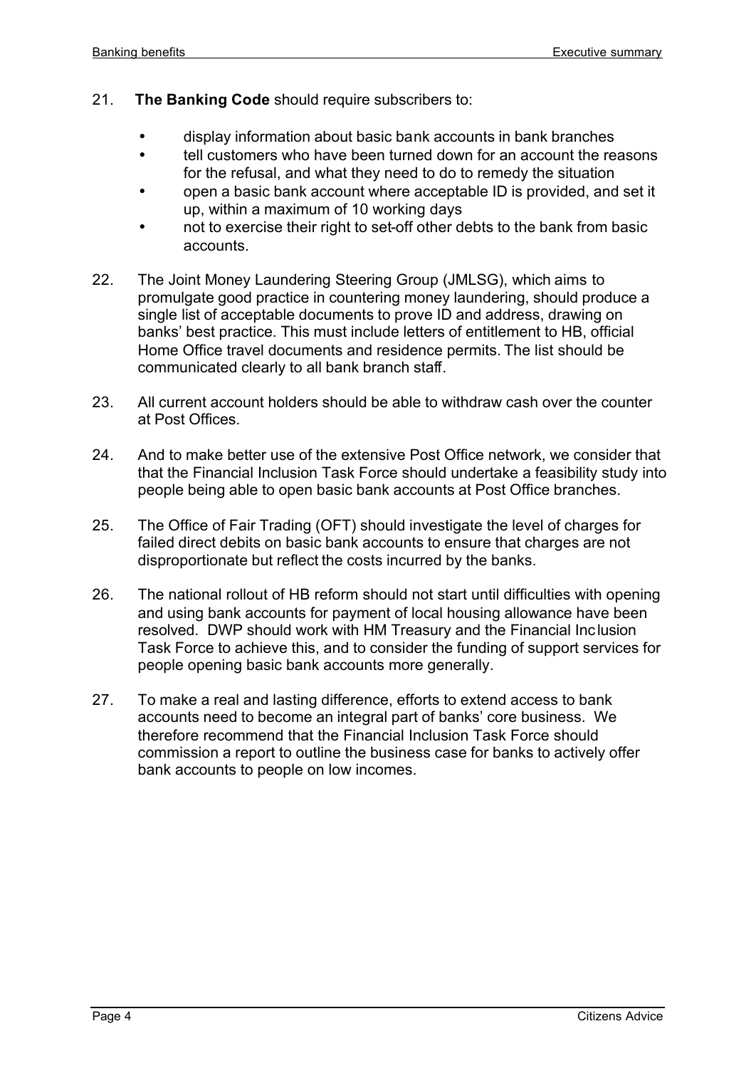21. **The Banking Code** should require subscribers to:

    - display information about basic bank accounts in bank branches
    - tell customers who have been turned down for an account the reasons for the refusal, and what they need to do to remedy the situation
    - open a basic bank account where acceptable ID is provided, and set it up, within a maximum of 10 working days
    - not to exercise their right to set-off other debts to the bank from basic accounts.

22. The Joint Money Laundering Steering Group (JMLSG), which aims to promulgate good practice in countering money laundering, should produce a single list of acceptable documents to prove ID and address, drawing on banks' best practice. This must include letters of entitlement to HB, official Home Office travel documents and residence permits. The list should be communicated clearly to all bank branch staff.

23. All current account holders should be able to withdraw cash over the counter at Post Offices.

24. And to make better use of the extensive Post Office network, we consider that that the Financial Inclusion Task Force should undertake a feasibility study into people being able to open basic bank accounts at Post Office branches.

25. The Office of Fair Trading (OFT) should investigate the level of charges for failed direct debits on basic bank accounts to ensure that charges are not disproportionate but reflect the costs incurred by the banks.

26. The national rollout of HB reform should not start until difficulties with opening and using bank accounts for payment of local housing allowance have been resolved. DWP should work with HM Treasury and the Financial Inclusion Task Force to achieve this, and to consider the funding of support services for people opening basic bank accounts more generally.

27. To make a real and lasting difference, efforts to extend access to bank accounts need to become an integral part of banks' core business. We therefore recommend that the Financial Inclusion Task Force should commission a report to outline the business case for banks to actively offer bank accounts to people on low incomes.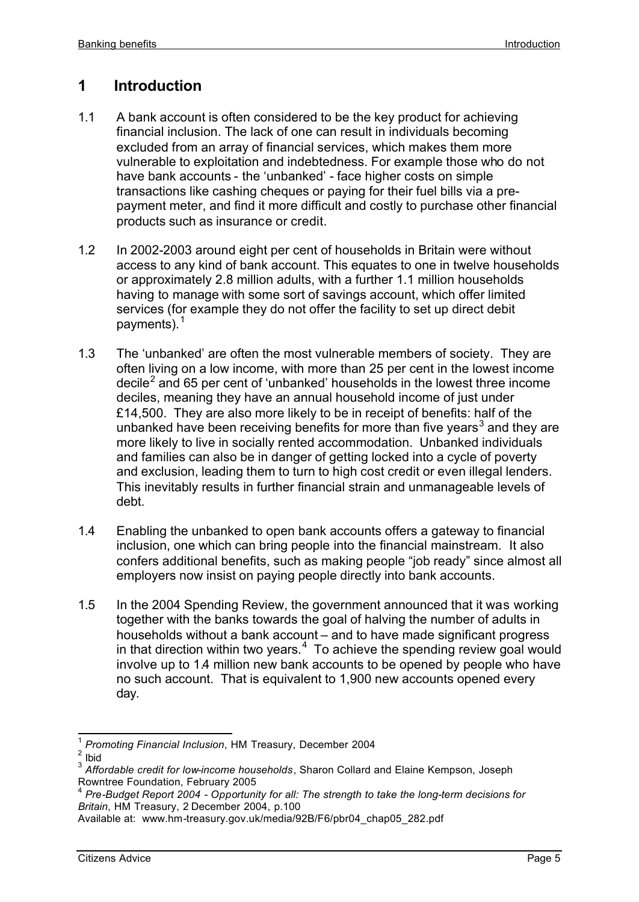# 1 Introduction

1.1 A bank account is often considered to be the key product for achieving financial inclusion. The lack of one can result in individuals becoming excluded from an array of financial services, which makes them more vulnerable to exploitation and indebtedness. For example those who do not have bank accounts - the 'unbanked' - face higher costs on simple transactions like cashing cheques or paying for their fuel bills via a pre-payment meter, and find it more difficult and costly to purchase other financial products such as insurance or credit.

1.2 In 2002-2003 around eight per cent of households in Britain were without access to any kind of bank account. This equates to one in twelve households or approximately 2.8 million adults, with a further 1.1 million households having to manage with some sort of savings account, which offer limited services (for example they do not offer the facility to set up direct debit payments).[1]

1.3 The 'unbanked' are often the most vulnerable members of society. They are often living on a low income, with more than 25 per cent in the lowest income decile[2] and 65 per cent of 'unbanked' households in the lowest three income deciles, meaning they have an annual household income of just under £14,500. They are also more likely to be in receipt of benefits: half of the unbanked have been receiving benefits for more than five years[3] and they are more likely to live in socially rented accommodation. Unbanked individuals and families can also be in danger of getting locked into a cycle of poverty and exclusion, leading them to turn to high cost credit or even illegal lenders. This inevitably results in further financial strain and unmanageable levels of debt.

1.4 Enabling the unbanked to open bank accounts offers a gateway to financial inclusion, one which can bring people into the financial mainstream. It also confers additional benefits, such as making people "job ready" since almost all employers now insist on paying people directly into bank accounts.

1.5 In the 2004 Spending Review, the government announced that it was working together with the banks towards the goal of halving the number of adults in households without a bank account – and to have made significant progress in that direction within two years.[4] To achieve the spending review goal would involve up to 1.4 million new bank accounts to be opened by people who have no such account. That is equivalent to 1,900 new accounts opened every day.

---

[1] *Promoting Financial Inclusion*, HM Treasury, December 2004

[2] Ibid

[3] *Affordable credit for low-income households*, Sharon Collard and Elaine Kempson, Joseph Rowntree Foundation, February 2005

[4] *Pre-Budget Report 2004 - Opportunity for all: The strength to take the long-term decisions for Britain*, HM Treasury, 2 December 2004, p.100
Available at: www.hm-treasury.gov.uk/media/92B/F6/pbr04_chap05_282.pdf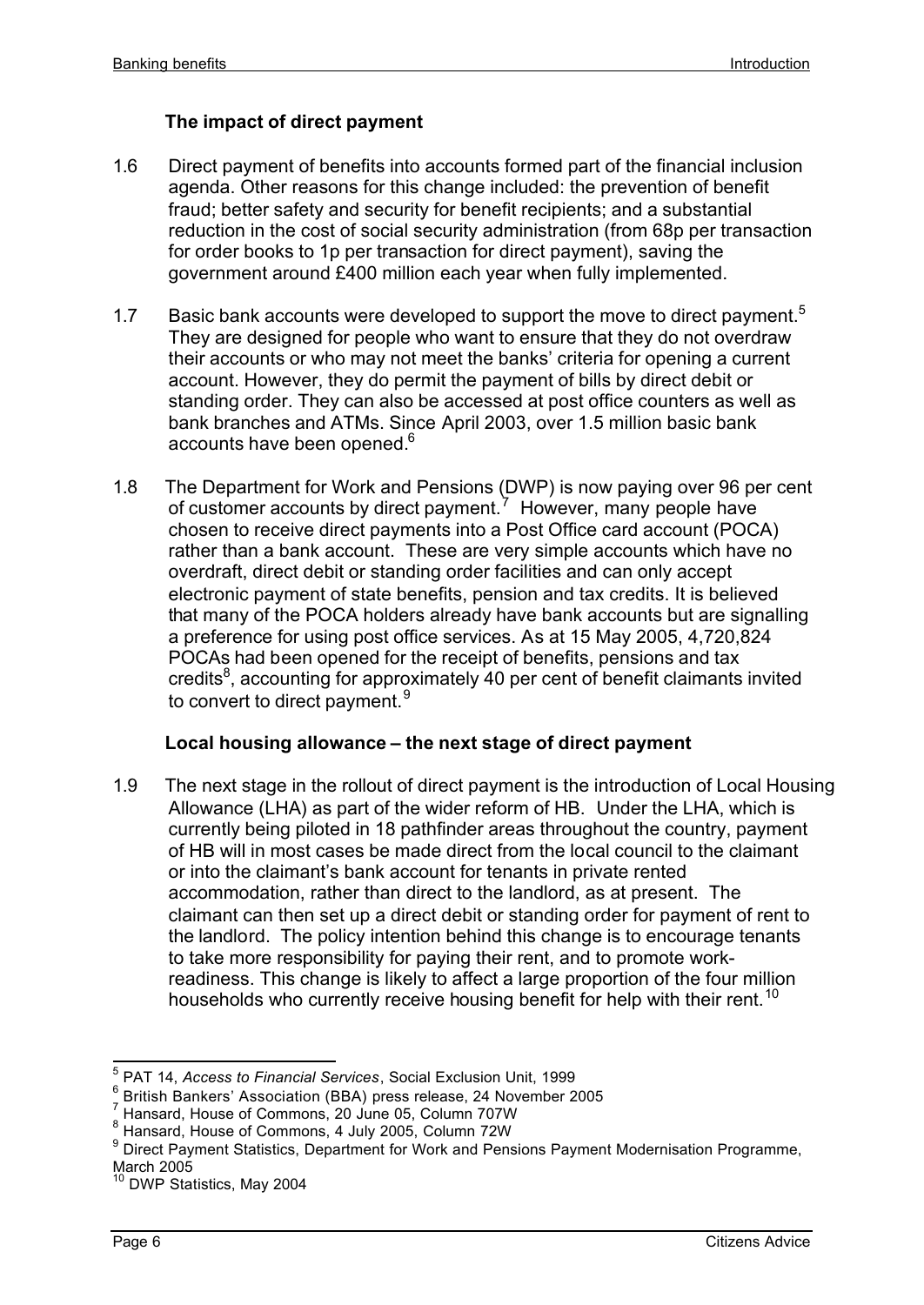### The impact of direct payment

1.6 Direct payment of benefits into accounts formed part of the financial inclusion agenda. Other reasons for this change included: the prevention of benefit fraud; better safety and security for benefit recipients; and a substantial reduction in the cost of social security administration (from 68p per transaction for order books to 1p per transaction for direct payment), saving the government around £400 million each year when fully implemented.

1.7 Basic bank accounts were developed to support the move to direct payment.[5] They are designed for people who want to ensure that they do not overdraw their accounts or who may not meet the banks' criteria for opening a current account. However, they do permit the payment of bills by direct debit or standing order. They can also be accessed at post office counters as well as bank branches and ATMs. Since April 2003, over 1.5 million basic bank accounts have been opened.[6]

1.8 The Department for Work and Pensions (DWP) is now paying over 96 per cent of customer accounts by direct payment.[7] However, many people have chosen to receive direct payments into a Post Office card account (POCA) rather than a bank account. These are very simple accounts which have no overdraft, direct debit or standing order facilities and can only accept electronic payment of state benefits, pension and tax credits. It is believed that many of the POCA holders already have bank accounts but are signalling a preference for using post office services. As at 15 May 2005, 4,720,824 POCAs had been opened for the receipt of benefits, pensions and tax credits[8], accounting for approximately 40 per cent of benefit claimants invited to convert to direct payment.[9]

### Local housing allowance – the next stage of direct payment

1.9 The next stage in the rollout of direct payment is the introduction of Local Housing Allowance (LHA) as part of the wider reform of HB. Under the LHA, which is currently being piloted in 18 pathfinder areas throughout the country, payment of HB will in most cases be made direct from the local council to the claimant or into the claimant's bank account for tenants in private rented accommodation, rather than direct to the landlord, as at present. The claimant can then set up a direct debit or standing order for payment of rent to the landlord. The policy intention behind this change is to encourage tenants to take more responsibility for paying their rent, and to promote work-readiness. This change is likely to affect a large proportion of the four million households who currently receive housing benefit for help with their rent.[10]

---

[5] PAT 14, *Access to Financial Services*, Social Exclusion Unit, 1999

[6] British Bankers' Association (BBA) press release, 24 November 2005

[7] Hansard, House of Commons, 20 June 05, Column 707W

[8] Hansard, House of Commons, 4 July 2005, Column 72W

[9] Direct Payment Statistics, Department for Work and Pensions Payment Modernisation Programme, March 2005

[10] DWP Statistics, May 2004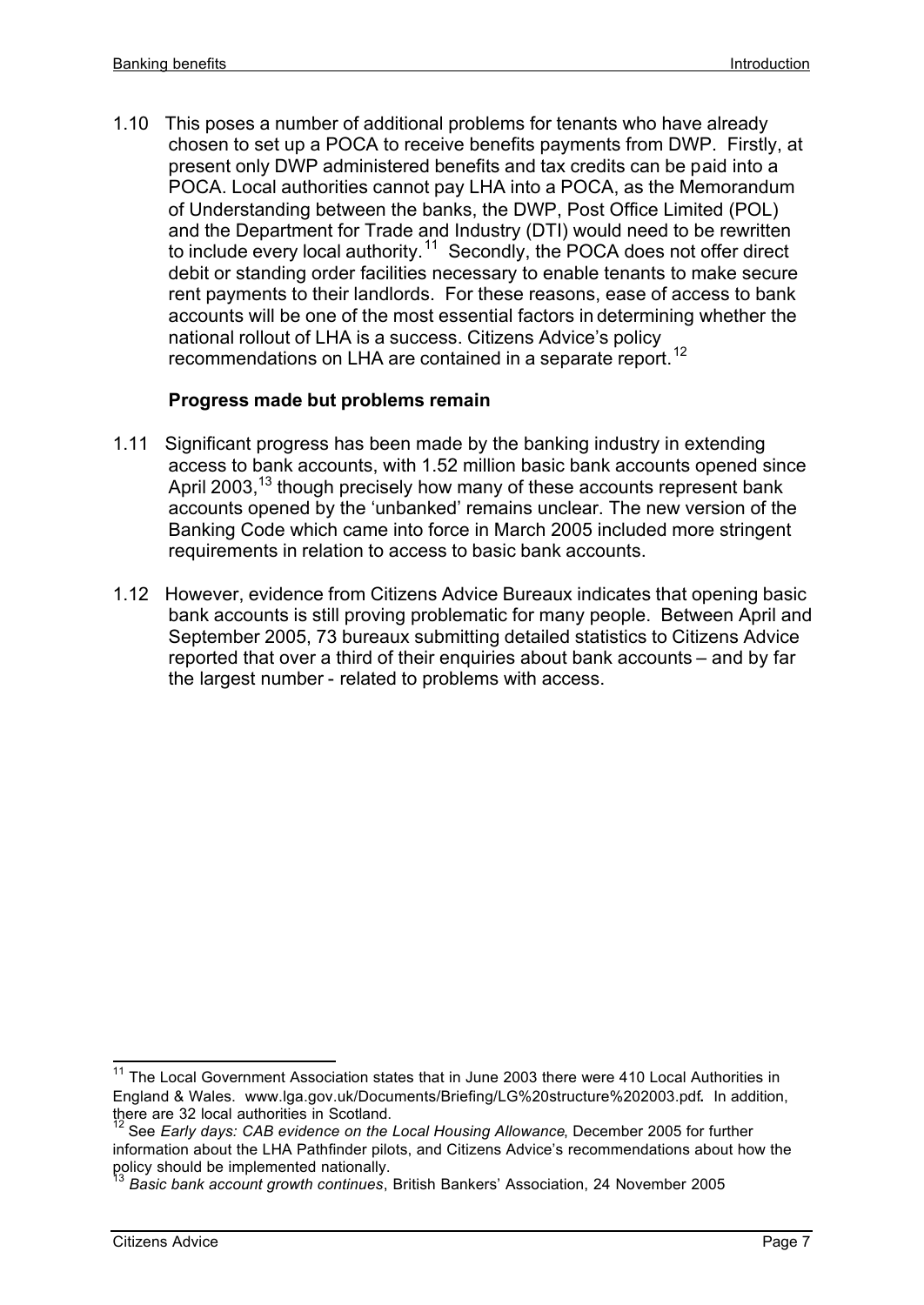1.10 This poses a number of additional problems for tenants who have already chosen to set up a POCA to receive benefits payments from DWP. Firstly, at present only DWP administered benefits and tax credits can be paid into a POCA. Local authorities cannot pay LHA into a POCA, as the Memorandum of Understanding between the banks, the DWP, Post Office Limited (POL) and the Department for Trade and Industry (DTI) would need to be rewritten to include every local authority.[11] Secondly, the POCA does not offer direct debit or standing order facilities necessary to enable tenants to make secure rent payments to their landlords. For these reasons, ease of access to bank accounts will be one of the most essential factors in determining whether the national rollout of LHA is a success. Citizens Advice's policy recommendations on LHA are contained in a separate report.[12]

**Progress made but problems remain**

1.11 Significant progress has been made by the banking industry in extending access to bank accounts, with 1.52 million basic bank accounts opened since April 2003,[13] though precisely how many of these accounts represent bank accounts opened by the 'unbanked' remains unclear. The new version of the Banking Code which came into force in March 2005 included more stringent requirements in relation to access to basic bank accounts.

1.12 However, evidence from Citizens Advice Bureaux indicates that opening basic bank accounts is still proving problematic for many people. Between April and September 2005, 73 bureaux submitting detailed statistics to Citizens Advice reported that over a third of their enquiries about bank accounts – and by far the largest number - related to problems with access.

---

[11] The Local Government Association states that in June 2003 there were 410 Local Authorities in England & Wales. www.lga.gov.uk/Documents/Briefing/LG%20structure%202003.pdf. In addition, there are 32 local authorities in Scotland.

[12] See *Early days: CAB evidence on the Local Housing Allowance*, December 2005 for further information about the LHA Pathfinder pilots, and Citizens Advice's recommendations about how the policy should be implemented nationally.

[13] *Basic bank account growth continues*, British Bankers' Association, 24 November 2005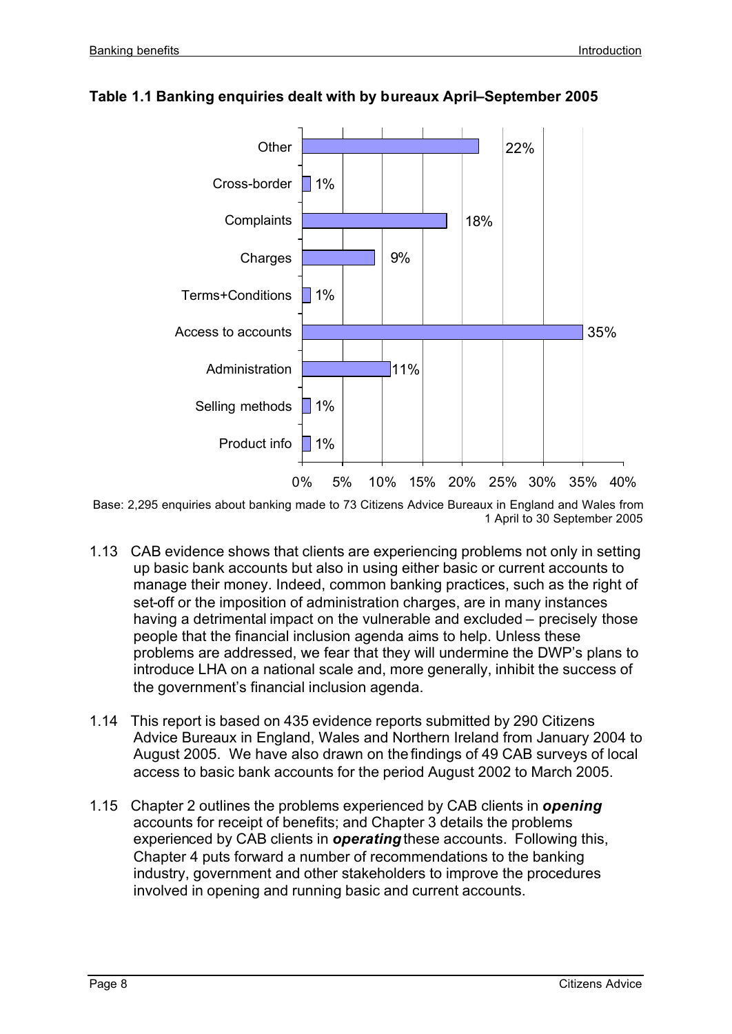**Table 1.1 Banking enquiries dealt with by bureaux April–September 2005**

| Category | Percentage |
| --- | --- |
| Other | 22% |
| Cross-border | 1% |
| Complaints | 18% |
| Charges | 9% |
| Terms+Conditions | 1% |
| Access to accounts | 35% |
| Administration | 11% |
| Selling methods | 1% |
| Product info | 1% |

Base: 2,295 enquiries about banking made to 73 Citizens Advice Bureaux in England and Wales from 1 April to 30 September 2005

1.13 CAB evidence shows that clients are experiencing problems not only in setting up basic bank accounts but also in using either basic or current accounts to manage their money. Indeed, common banking practices, such as the right of set-off or the imposition of administration charges, are in many instances having a detrimental impact on the vulnerable and excluded – precisely those people that the financial inclusion agenda aims to help. Unless these problems are addressed, we fear that they will undermine the DWP's plans to introduce LHA on a national scale and, more generally, inhibit the success of the government's financial inclusion agenda.

1.14 This report is based on 435 evidence reports submitted by 290 Citizens Advice Bureaux in England, Wales and Northern Ireland from January 2004 to August 2005. We have also drawn on the findings of 49 CAB surveys of local access to basic bank accounts for the period August 2002 to March 2005.

1.15 Chapter 2 outlines the problems experienced by CAB clients in ***opening*** accounts for receipt of benefits; and Chapter 3 details the problems experienced by CAB clients in ***operating*** these accounts. Following this, Chapter 4 puts forward a number of recommendations to the banking industry, government and other stakeholders to improve the procedures involved in opening and running basic and current accounts.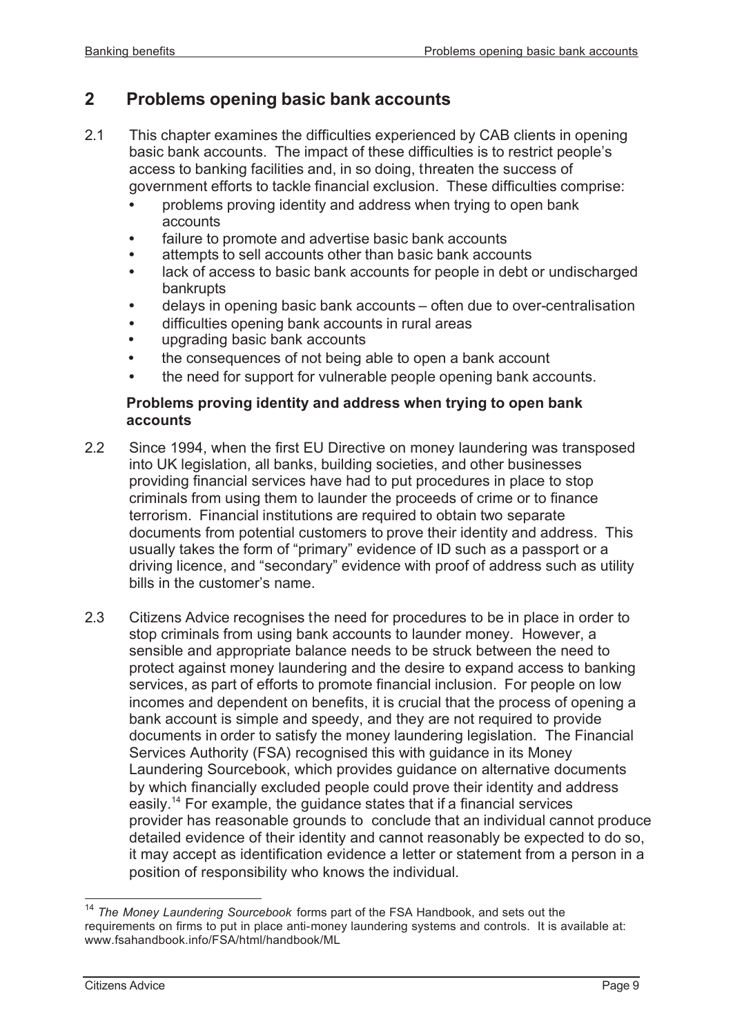## 2 Problems opening basic bank accounts

2.1 This chapter examines the difficulties experienced by CAB clients in opening basic bank accounts. The impact of these difficulties is to restrict people's access to banking facilities and, in so doing, threaten the success of government efforts to tackle financial exclusion. These difficulties comprise:

- problems proving identity and address when trying to open bank accounts
- failure to promote and advertise basic bank accounts
- attempts to sell accounts other than basic bank accounts
- lack of access to basic bank accounts for people in debt or undischarged bankrupts
- delays in opening basic bank accounts – often due to over-centralisation
- difficulties opening bank accounts in rural areas
- upgrading basic bank accounts
- the consequences of not being able to open a bank account
- the need for support for vulnerable people opening bank accounts.

### Problems proving identity and address when trying to open bank accounts

2.2 Since 1994, when the first EU Directive on money laundering was transposed into UK legislation, all banks, building societies, and other businesses providing financial services have had to put procedures in place to stop criminals from using them to launder the proceeds of crime or to finance terrorism. Financial institutions are required to obtain two separate documents from potential customers to prove their identity and address. This usually takes the form of "primary" evidence of ID such as a passport or a driving licence, and "secondary" evidence with proof of address such as utility bills in the customer's name.

2.3 Citizens Advice recognises the need for procedures to be in place in order to stop criminals from using bank accounts to launder money. However, a sensible and appropriate balance needs to be struck between the need to protect against money laundering and the desire to expand access to banking services, as part of efforts to promote financial inclusion. For people on low incomes and dependent on benefits, it is crucial that the process of opening a bank account is simple and speedy, and they are not required to provide documents in order to satisfy the money laundering legislation. The Financial Services Authority (FSA) recognised this with guidance in its Money Laundering Sourcebook, which provides guidance on alternative documents by which financially excluded people could prove their identity and address easily.[14] For example, the guidance states that if a financial services provider has reasonable grounds to conclude that an individual cannot produce detailed evidence of their identity and cannot reasonably be expected to do so, it may accept as identification evidence a letter or statement from a person in a position of responsibility who knows the individual.

[14] *The Money Laundering Sourcebook* forms part of the FSA Handbook, and sets out the requirements on firms to put in place anti-money laundering systems and controls. It is available at: www.fsahandbook.info/FSA/html/handbook/ML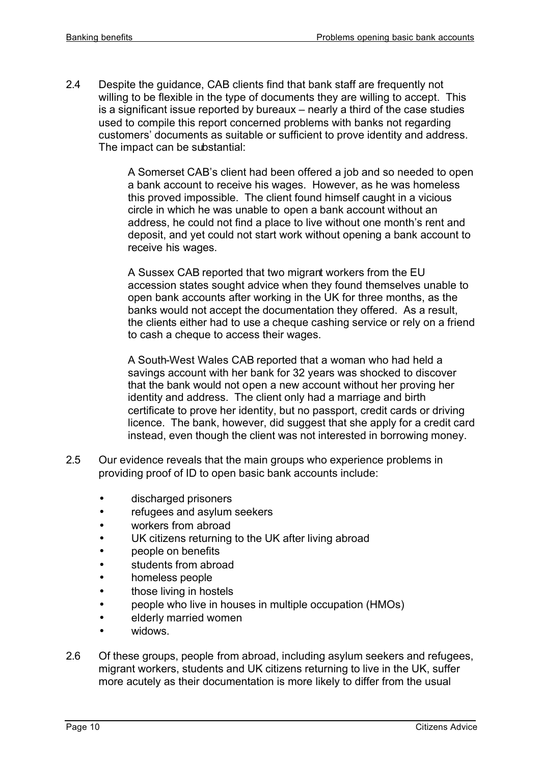2.4 Despite the guidance, CAB clients find that bank staff are frequently not willing to be flexible in the type of documents they are willing to accept. This is a significant issue reported by bureaux – nearly a third of the case studies used to compile this report concerned problems with banks not regarding customers' documents as suitable or sufficient to prove identity and address. The impact can be substantial:

> A Somerset CAB's client had been offered a job and so needed to open a bank account to receive his wages. However, as he was homeless this proved impossible. The client found himself caught in a vicious circle in which he was unable to open a bank account without an address, he could not find a place to live without one month's rent and deposit, and yet could not start work without opening a bank account to receive his wages.
>
> A Sussex CAB reported that two migrant workers from the EU accession states sought advice when they found themselves unable to open bank accounts after working in the UK for three months, as the banks would not accept the documentation they offered. As a result, the clients either had to use a cheque cashing service or rely on a friend to cash a cheque to access their wages.
>
> A South-West Wales CAB reported that a woman who had held a savings account with her bank for 32 years was shocked to discover that the bank would not open a new account without her proving her identity and address. The client only had a marriage and birth certificate to prove her identity, but no passport, credit cards or driving licence. The bank, however, did suggest that she apply for a credit card instead, even though the client was not interested in borrowing money.

2.5 Our evidence reveals that the main groups who experience problems in providing proof of ID to open basic bank accounts include:

- discharged prisoners
- refugees and asylum seekers
- workers from abroad
- UK citizens returning to the UK after living abroad
- people on benefits
- students from abroad
- homeless people
- those living in hostels
- people who live in houses in multiple occupation (HMOs)
- elderly married women
- widows.

2.6 Of these groups, people from abroad, including asylum seekers and refugees, migrant workers, students and UK citizens returning to live in the UK, suffer more acutely as their documentation is more likely to differ from the usual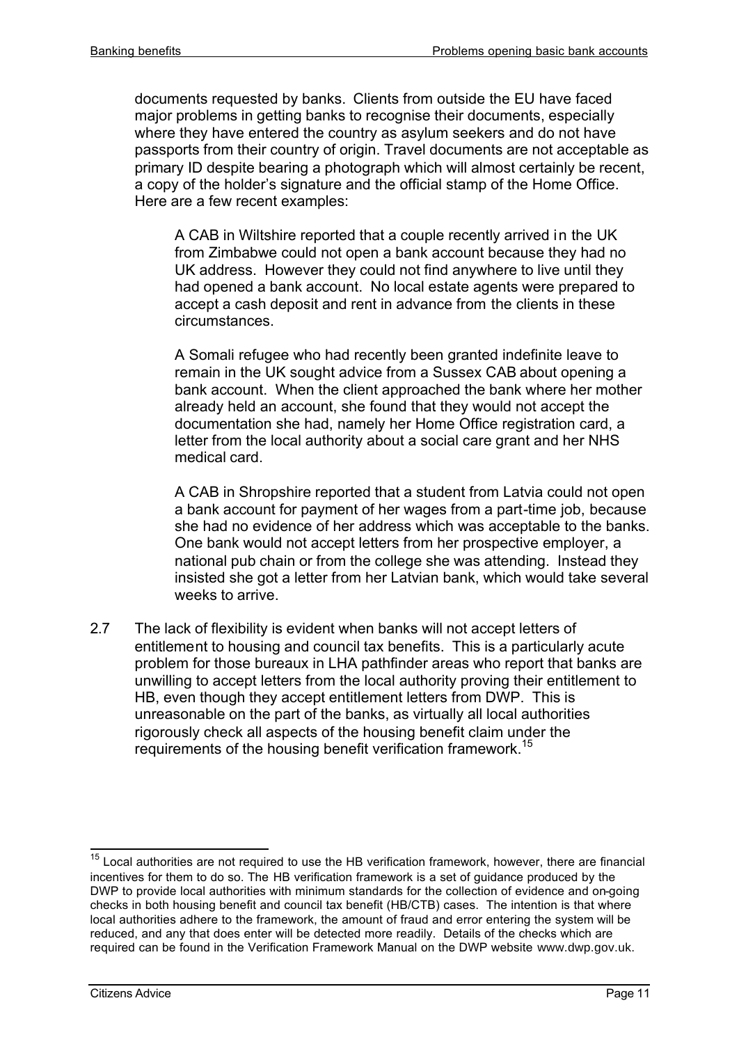documents requested by banks. Clients from outside the EU have faced major problems in getting banks to recognise their documents, especially where they have entered the country as asylum seekers and do not have passports from their country of origin. Travel documents are not acceptable as primary ID despite bearing a photograph which will almost certainly be recent, a copy of the holder's signature and the official stamp of the Home Office. Here are a few recent examples:

> A CAB in Wiltshire reported that a couple recently arrived in the UK from Zimbabwe could not open a bank account because they had no UK address. However they could not find anywhere to live until they had opened a bank account. No local estate agents were prepared to accept a cash deposit and rent in advance from the clients in these circumstances.
>
> A Somali refugee who had recently been granted indefinite leave to remain in the UK sought advice from a Sussex CAB about opening a bank account. When the client approached the bank where her mother already held an account, she found that they would not accept the documentation she had, namely her Home Office registration card, a letter from the local authority about a social care grant and her NHS medical card.
>
> A CAB in Shropshire reported that a student from Latvia could not open a bank account for payment of her wages from a part-time job, because she had no evidence of her address which was acceptable to the banks. One bank would not accept letters from her prospective employer, a national pub chain or from the college she was attending. Instead they insisted she got a letter from her Latvian bank, which would take several weeks to arrive.

2.7 The lack of flexibility is evident when banks will not accept letters of entitlement to housing and council tax benefits. This is a particularly acute problem for those bureaux in LHA pathfinder areas who report that banks are unwilling to accept letters from the local authority proving their entitlement to HB, even though they accept entitlement letters from DWP. This is unreasonable on the part of the banks, as virtually all local authorities rigorously check all aspects of the housing benefit claim under the requirements of the housing benefit verification framework.[15]

---

[15] Local authorities are not required to use the HB verification framework, however, there are financial incentives for them to do so. The HB verification framework is a set of guidance produced by the DWP to provide local authorities with minimum standards for the collection of evidence and on-going checks in both housing benefit and council tax benefit (HB/CTB) cases. The intention is that where local authorities adhere to the framework, the amount of fraud and error entering the system will be reduced, and any that does enter will be detected more readily. Details of the checks which are required can be found in the Verification Framework Manual on the DWP website www.dwp.gov.uk.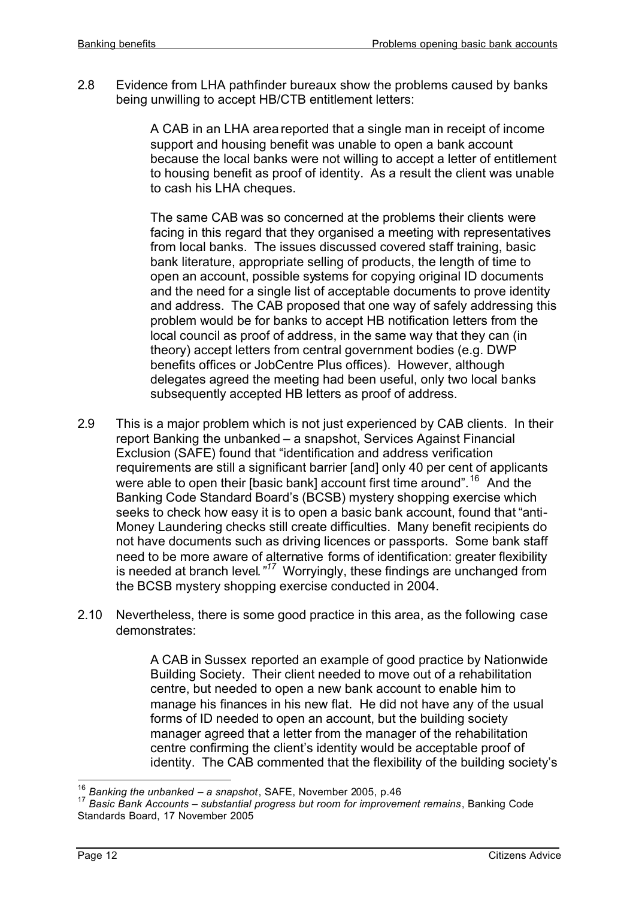2.8 Evidence from LHA pathfinder bureaux show the problems caused by banks being unwilling to accept HB/CTB entitlement letters:

> A CAB in an LHA area reported that a single man in receipt of income support and housing benefit was unable to open a bank account because the local banks were not willing to accept a letter of entitlement to housing benefit as proof of identity. As a result the client was unable to cash his LHA cheques.
>
> The same CAB was so concerned at the problems their clients were facing in this regard that they organised a meeting with representatives from local banks. The issues discussed covered staff training, basic bank literature, appropriate selling of products, the length of time to open an account, possible systems for copying original ID documents and the need for a single list of acceptable documents to prove identity and address. The CAB proposed that one way of safely addressing this problem would be for banks to accept HB notification letters from the local council as proof of address, in the same way that they can (in theory) accept letters from central government bodies (e.g. DWP benefits offices or JobCentre Plus offices). However, although delegates agreed the meeting had been useful, only two local banks subsequently accepted HB letters as proof of address.

2.9 This is a major problem which is not just experienced by CAB clients. In their report Banking the unbanked – a snapshot, Services Against Financial Exclusion (SAFE) found that "identification and address verification requirements are still a significant barrier [and] only 40 per cent of applicants were able to open their [basic bank] account first time around".[16] And the Banking Code Standard Board's (BCSB) mystery shopping exercise which seeks to check how easy it is to open a basic bank account, found that "anti-Money Laundering checks still create difficulties. Many benefit recipients do not have documents such as driving licences or passports. Some bank staff need to be more aware of alternative forms of identification: greater flexibility is needed at branch level."[17] Worryingly, these findings are unchanged from the BCSB mystery shopping exercise conducted in 2004.

2.10 Nevertheless, there is some good practice in this area, as the following case demonstrates:

> A CAB in Sussex reported an example of good practice by Nationwide Building Society. Their client needed to move out of a rehabilitation centre, but needed to open a new bank account to enable him to manage his finances in his new flat. He did not have any of the usual forms of ID needed to open an account, but the building society manager agreed that a letter from the manager of the rehabilitation centre confirming the client's identity would be acceptable proof of identity. The CAB commented that the flexibility of the building society's

[16] *Banking the unbanked – a snapshot*, SAFE, November 2005, p.46

[17] *Basic Bank Accounts – substantial progress but room for improvement remains*, Banking Code Standards Board, 17 November 2005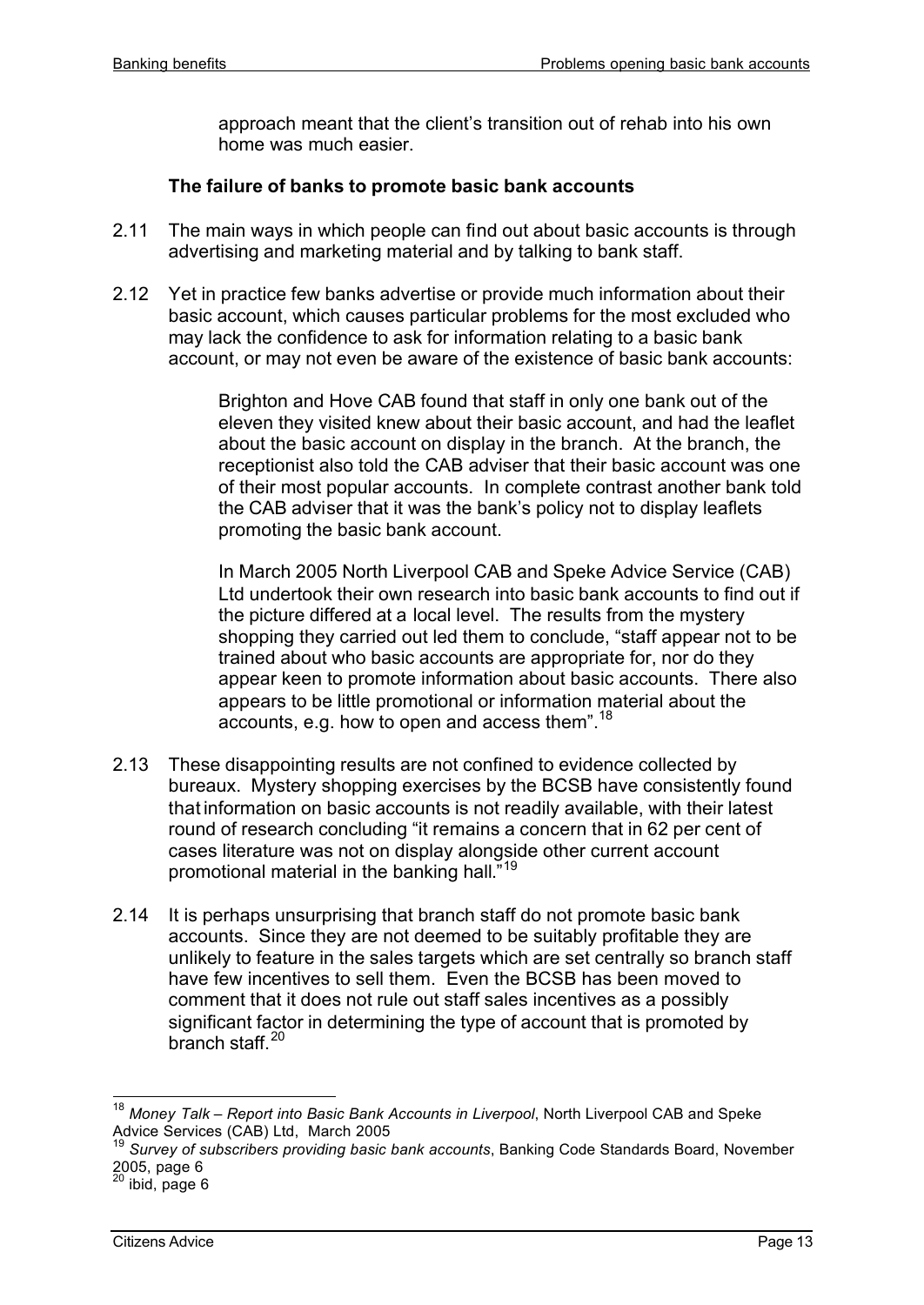approach meant that the client's transition out of rehab into his own home was much easier.

### The failure of banks to promote basic bank accounts

2.11 The main ways in which people can find out about basic accounts is through advertising and marketing material and by talking to bank staff.

2.12 Yet in practice few banks advertise or provide much information about their basic account, which causes particular problems for the most excluded who may lack the confidence to ask for information relating to a basic bank account, or may not even be aware of the existence of basic bank accounts:

> Brighton and Hove CAB found that staff in only one bank out of the eleven they visited knew about their basic account, and had the leaflet about the basic account on display in the branch. At the branch, the receptionist also told the CAB adviser that their basic account was one of their most popular accounts. In complete contrast another bank told the CAB adviser that it was the bank's policy not to display leaflets promoting the basic bank account.
>
> In March 2005 North Liverpool CAB and Speke Advice Service (CAB) Ltd undertook their own research into basic bank accounts to find out if the picture differed at a local level. The results from the mystery shopping they carried out led them to conclude, "staff appear not to be trained about who basic accounts are appropriate for, nor do they appear keen to promote information about basic accounts. There also appears to be little promotional or information material about the accounts, e.g. how to open and access them".[18]

2.13 These disappointing results are not confined to evidence collected by bureaux. Mystery shopping exercises by the BCSB have consistently found that information on basic accounts is not readily available, with their latest round of research concluding "it remains a concern that in 62 per cent of cases literature was not on display alongside other current account promotional material in the banking hall."[19]

2.14 It is perhaps unsurprising that branch staff do not promote basic bank accounts. Since they are not deemed to be suitably profitable they are unlikely to feature in the sales targets which are set centrally so branch staff have few incentives to sell them. Even the BCSB has been moved to comment that it does not rule out staff sales incentives as a possibly significant factor in determining the type of account that is promoted by branch staff.[20]

---

[18] *Money Talk – Report into Basic Bank Accounts in Liverpool*, North Liverpool CAB and Speke Advice Services (CAB) Ltd, March 2005

[19] *Survey of subscribers providing basic bank accounts*, Banking Code Standards Board, November 2005, page 6

[20] ibid, page 6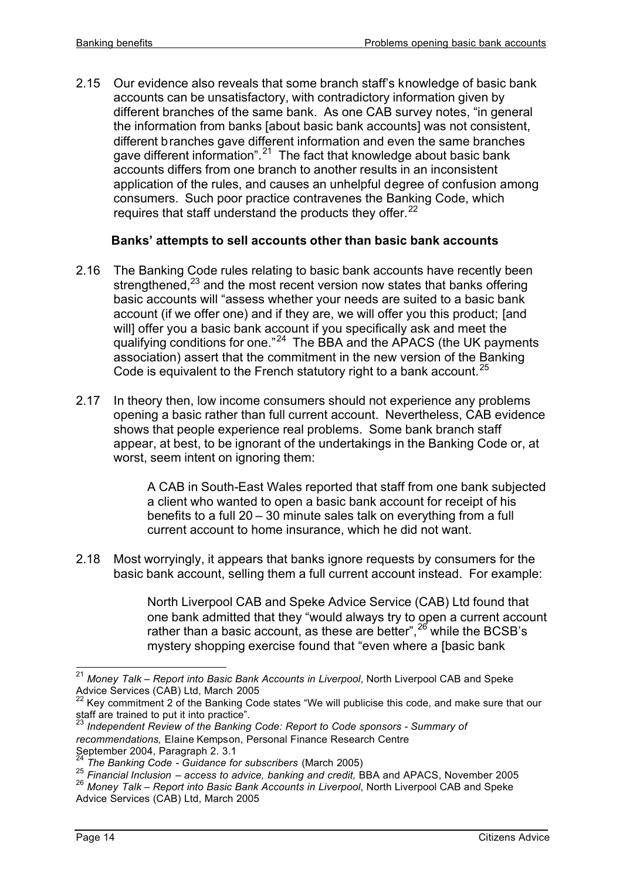2.15 Our evidence also reveals that some branch staff's knowledge of basic bank accounts can be unsatisfactory, with contradictory information given by different branches of the same bank. As one CAB survey notes, "in general the information from banks [about basic bank accounts] was not consistent, different branches gave different information and even the same branches gave different information".[21] The fact that knowledge about basic bank accounts differs from one branch to another results in an inconsistent application of the rules, and causes an unhelpful degree of confusion among consumers. Such poor practice contravenes the Banking Code, which requires that staff understand the products they offer.[22]

### Banks' attempts to sell accounts other than basic bank accounts

2.16 The Banking Code rules relating to basic bank accounts have recently been strengthened,[23] and the most recent version now states that banks offering basic accounts will "assess whether your needs are suited to a basic bank account (if we offer one) and if they are, we will offer you this product; [and will] offer you a basic bank account if you specifically ask and meet the qualifying conditions for one."[24] The BBA and the APACS (the UK payments association) assert that the commitment in the new version of the Banking Code is equivalent to the French statutory right to a bank account.[25]

2.17 In theory then, low income consumers should not experience any problems opening a basic rather than full current account. Nevertheless, CAB evidence shows that people experience real problems. Some bank branch staff appear, at best, to be ignorant of the undertakings in the Banking Code or, at worst, seem intent on ignoring them:

> A CAB in South-East Wales reported that staff from one bank subjected a client who wanted to open a basic bank account for receipt of his benefits to a full 20 – 30 minute sales talk on everything from a full current account to home insurance, which he did not want.

2.18 Most worryingly, it appears that banks ignore requests by consumers for the basic bank account, selling them a full current account instead. For example:

> North Liverpool CAB and Speke Advice Service (CAB) Ltd found that one bank admitted that they "would always try to open a current account rather than a basic account, as these are better",[26] while the BCSB's mystery shopping exercise found that "even where a [basic bank

---

[21] *Money Talk – Report into Basic Bank Accounts in Liverpool*, North Liverpool CAB and Speke Advice Services (CAB) Ltd, March 2005

[22] Key commitment 2 of the Banking Code states "We will publicise this code, and make sure that our staff are trained to put it into practice".

[23] *Independent Review of the Banking Code: Report to Code sponsors - Summary of recommendations,* Elaine Kempson, Personal Finance Research Centre September 2004, Paragraph 2. 3.1

[24] *The Banking Code - Guidance for subscribers* (March 2005)

[25] *Financial Inclusion – access to advice, banking and credit,* BBA and APACS, November 2005

[26] *Money Talk – Report into Basic Bank Accounts in Liverpool*, North Liverpool CAB and Speke Advice Services (CAB) Ltd, March 2005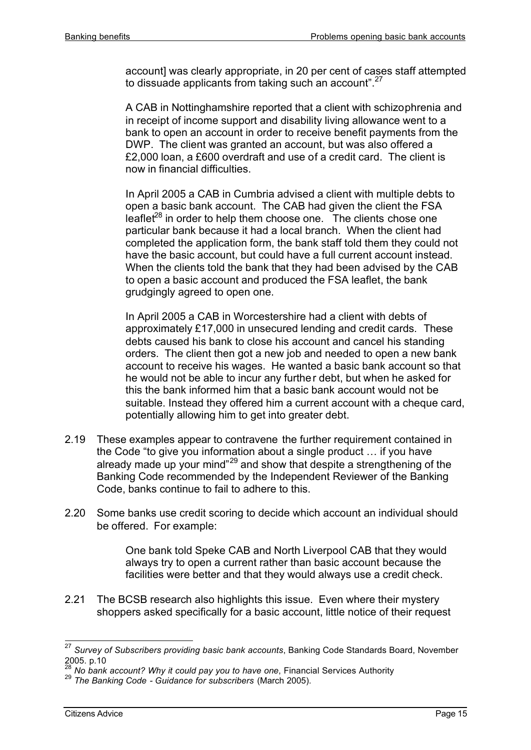account] was clearly appropriate, in 20 per cent of cases staff attempted to dissuade applicants from taking such an account".[27]

> A CAB in Nottinghamshire reported that a client with schizophrenia and in receipt of income support and disability living allowance went to a bank to open an account in order to receive benefit payments from the DWP. The client was granted an account, but was also offered a £2,000 loan, a £600 overdraft and use of a credit card. The client is now in financial difficulties.
>
> In April 2005 a CAB in Cumbria advised a client with multiple debts to open a basic bank account. The CAB had given the client the FSA leaflet[28] in order to help them choose one. The clients chose one particular bank because it had a local branch. When the client had completed the application form, the bank staff told them they could not have the basic account, but could have a full current account instead. When the clients told the bank that they had been advised by the CAB to open a basic account and produced the FSA leaflet, the bank grudgingly agreed to open one.
>
> In April 2005 a CAB in Worcestershire had a client with debts of approximately £17,000 in unsecured lending and credit cards. These debts caused his bank to close his account and cancel his standing orders. The client then got a new job and needed to open a new bank account to receive his wages. He wanted a basic bank account so that he would not be able to incur any further debt, but when he asked for this the bank informed him that a basic bank account would not be suitable. Instead they offered him a current account with a cheque card, potentially allowing him to get into greater debt.

2.19 These examples appear to contravene the further requirement contained in the Code "to give you information about a single product … if you have already made up your mind"[29] and show that despite a strengthening of the Banking Code recommended by the Independent Reviewer of the Banking Code, banks continue to fail to adhere to this.

2.20 Some banks use credit scoring to decide which account an individual should be offered. For example:

> One bank told Speke CAB and North Liverpool CAB that they would always try to open a current rather than basic account because the facilities were better and that they would always use a credit check.

2.21 The BCSB research also highlights this issue. Even where their mystery shoppers asked specifically for a basic account, little notice of their request

---

[27] *Survey of Subscribers providing basic bank accounts*, Banking Code Standards Board, November 2005. p.10

[28] *No bank account? Why it could pay you to have one*, Financial Services Authority

[29] *The Banking Code - Guidance for subscribers* (March 2005).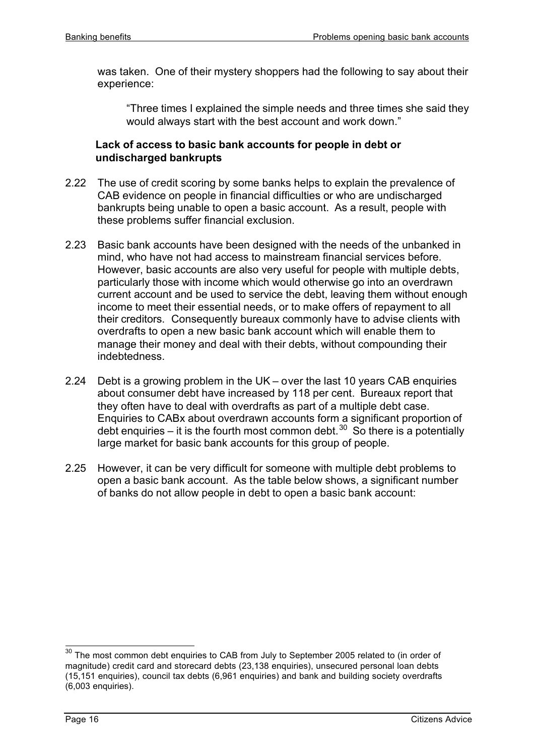was taken. One of their mystery shoppers had the following to say about their experience:

> "Three times I explained the simple needs and three times she said they would always start with the best account and work down."

### Lack of access to basic bank accounts for people in debt or undischarged bankrupts

2.22 The use of credit scoring by some banks helps to explain the prevalence of CAB evidence on people in financial difficulties or who are undischarged bankrupts being unable to open a basic account. As a result, people with these problems suffer financial exclusion.

2.23 Basic bank accounts have been designed with the needs of the unbanked in mind, who have not had access to mainstream financial services before. However, basic accounts are also very useful for people with multiple debts, particularly those with income which would otherwise go into an overdrawn current account and be used to service the debt, leaving them without enough income to meet their essential needs, or to make offers of repayment to all their creditors. Consequently bureaux commonly have to advise clients with overdrafts to open a new basic bank account which will enable them to manage their money and deal with their debts, without compounding their indebtedness.

2.24 Debt is a growing problem in the UK – over the last 10 years CAB enquiries about consumer debt have increased by 118 per cent. Bureaux report that they often have to deal with overdrafts as part of a multiple debt case. Enquiries to CABx about overdrawn accounts form a significant proportion of debt enquiries – it is the fourth most common debt.[30] So there is a potentially large market for basic bank accounts for this group of people.

2.25 However, it can be very difficult for someone with multiple debt problems to open a basic bank account. As the table below shows, a significant number of banks do not allow people in debt to open a basic bank account:

---

[30] The most common debt enquiries to CAB from July to September 2005 related to (in order of magnitude) credit card and storecard debts (23,138 enquiries), unsecured personal loan debts (15,151 enquiries), council tax debts (6,961 enquiries) and bank and building society overdrafts (6,003 enquiries).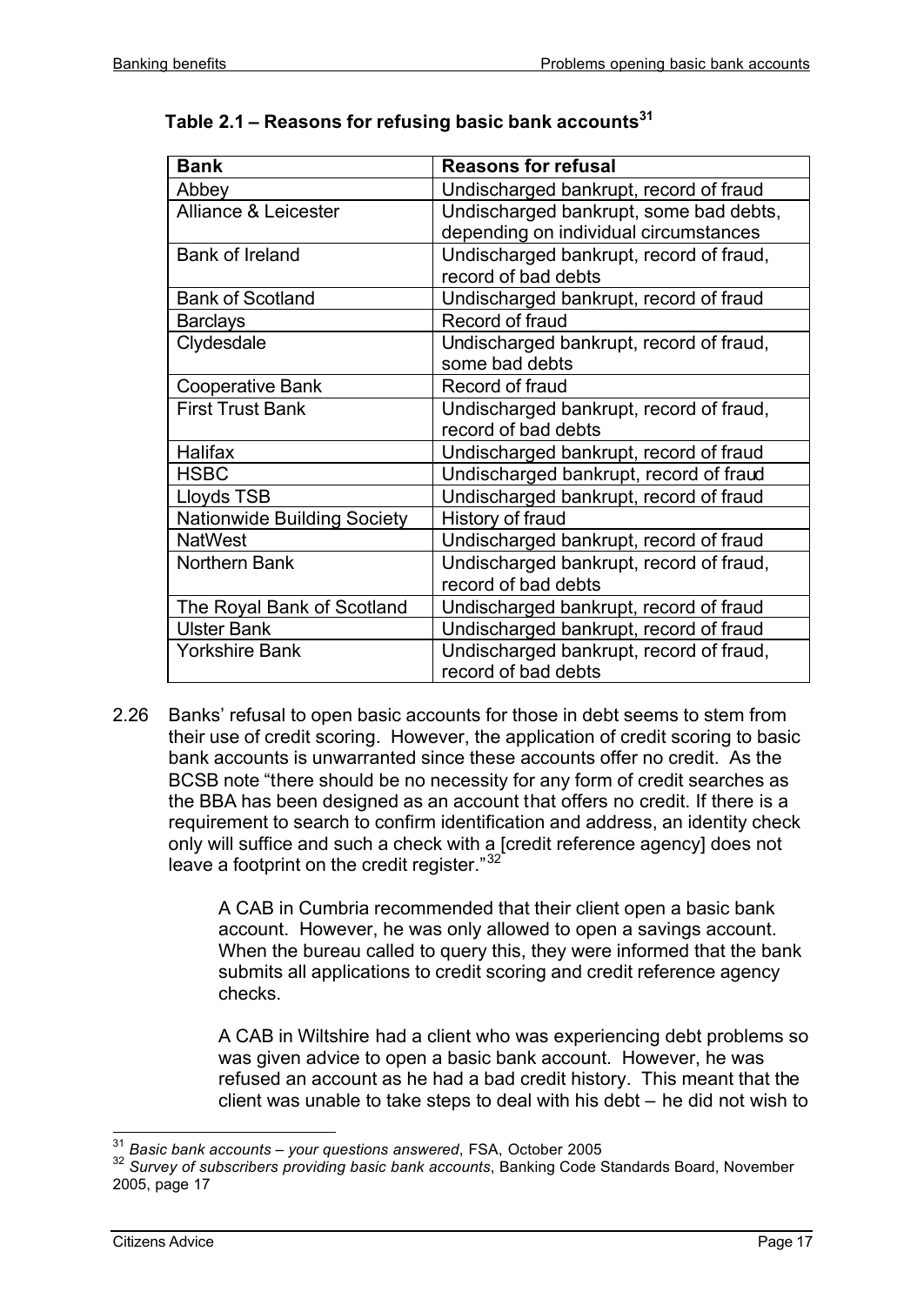**Table 2.1 – Reasons for refusing basic bank accounts[31]**

| Bank | Reasons for refusal |
|---|---|
| Abbey | Undischarged bankrupt, record of fraud |
| Alliance & Leicester | Undischarged bankrupt, some bad debts, depending on individual circumstances |
| Bank of Ireland | Undischarged bankrupt, record of fraud, record of bad debts |
| Bank of Scotland | Undischarged bankrupt, record of fraud |
| Barclays | Record of fraud |
| Clydesdale | Undischarged bankrupt, record of fraud, some bad debts |
| Cooperative Bank | Record of fraud |
| First Trust Bank | Undischarged bankrupt, record of fraud, record of bad debts |
| Halifax | Undischarged bankrupt, record of fraud |
| HSBC | Undischarged bankrupt, record of fraud |
| Lloyds TSB | Undischarged bankrupt, record of fraud |
| Nationwide Building Society | History of fraud |
| NatWest | Undischarged bankrupt, record of fraud |
| Northern Bank | Undischarged bankrupt, record of fraud, record of bad debts |
| The Royal Bank of Scotland | Undischarged bankrupt, record of fraud |
| Ulster Bank | Undischarged bankrupt, record of fraud |
| Yorkshire Bank | Undischarged bankrupt, record of fraud, record of bad debts |

2.26 Banks' refusal to open basic accounts for those in debt seems to stem from their use of credit scoring. However, the application of credit scoring to basic bank accounts is unwarranted since these accounts offer no credit. As the BCSB note "there should be no necessity for any form of credit searches as the BBA has been designed as an account that offers no credit. If there is a requirement to search to confirm identification and address, an identity check only will suffice and such a check with a [credit reference agency] does not leave a footprint on the credit register."[32]

> A CAB in Cumbria recommended that their client open a basic bank account. However, he was only allowed to open a savings account. When the bureau called to query this, they were informed that the bank submits all applications to credit scoring and credit reference agency checks.
>
> A CAB in Wiltshire had a client who was experiencing debt problems so was given advice to open a basic bank account. However, he was refused an account as he had a bad credit history. This meant that the client was unable to take steps to deal with his debt – he did not wish to

---

[31] *Basic bank accounts – your questions answered*, FSA, October 2005

[32] *Survey of subscribers providing basic bank accounts*, Banking Code Standards Board, November 2005, page 17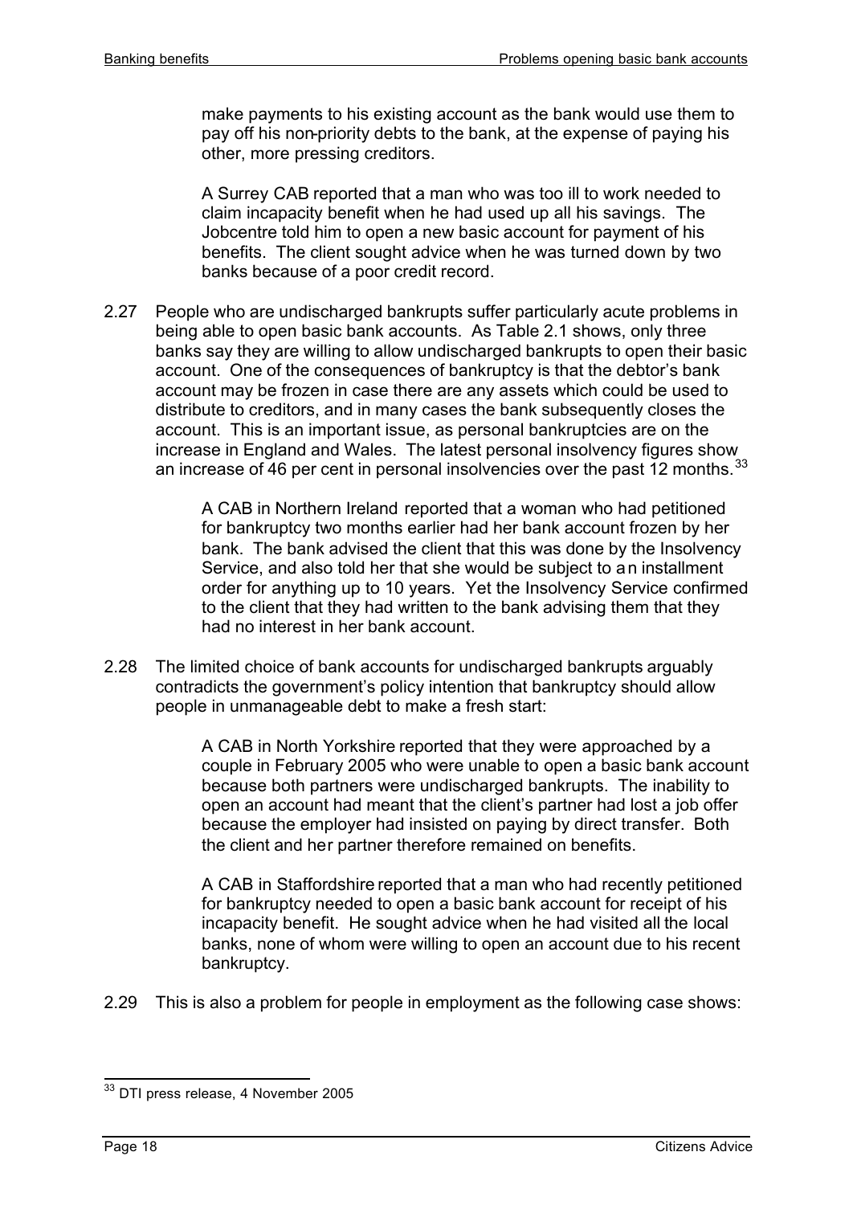make payments to his existing account as the bank would use them to pay off his non-priority debts to the bank, at the expense of paying his other, more pressing creditors.

> A Surrey CAB reported that a man who was too ill to work needed to claim incapacity benefit when he had used up all his savings. The Jobcentre told him to open a new basic account for payment of his benefits. The client sought advice when he was turned down by two banks because of a poor credit record.

2.27 People who are undischarged bankrupts suffer particularly acute problems in being able to open basic bank accounts. As Table 2.1 shows, only three banks say they are willing to allow undischarged bankrupts to open their basic account. One of the consequences of bankruptcy is that the debtor's bank account may be frozen in case there are any assets which could be used to distribute to creditors, and in many cases the bank subsequently closes the account. This is an important issue, as personal bankruptcies are on the increase in England and Wales. The latest personal insolvency figures show an increase of 46 per cent in personal insolvencies over the past 12 months.[33]

> A CAB in Northern Ireland reported that a woman who had petitioned for bankruptcy two months earlier had her bank account frozen by her bank. The bank advised the client that this was done by the Insolvency Service, and also told her that she would be subject to an installment order for anything up to 10 years. Yet the Insolvency Service confirmed to the client that they had written to the bank advising them that they had no interest in her bank account.

2.28 The limited choice of bank accounts for undischarged bankrupts arguably contradicts the government's policy intention that bankruptcy should allow people in unmanageable debt to make a fresh start:

> A CAB in North Yorkshire reported that they were approached by a couple in February 2005 who were unable to open a basic bank account because both partners were undischarged bankrupts. The inability to open an account had meant that the client's partner had lost a job offer because the employer had insisted on paying by direct transfer. Both the client and her partner therefore remained on benefits.

> A CAB in Staffordshire reported that a man who had recently petitioned for bankruptcy needed to open a basic bank account for receipt of his incapacity benefit. He sought advice when he had visited all the local banks, none of whom were willing to open an account due to his recent bankruptcy.

2.29 This is also a problem for people in employment as the following case shows:

[33] DTI press release, 4 November 2005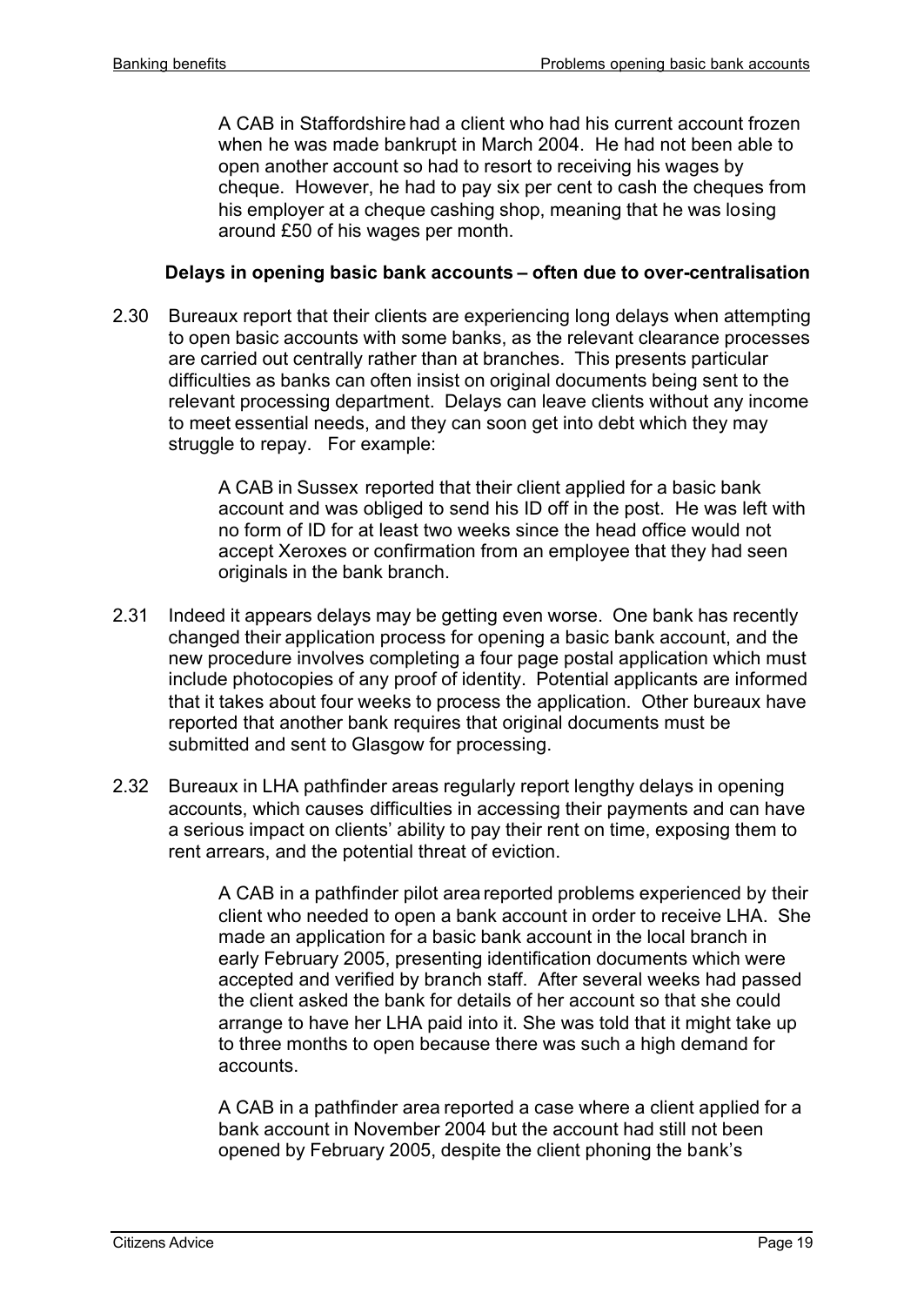> A CAB in Staffordshire had a client who had his current account frozen when he was made bankrupt in March 2004. He had not been able to open another account so had to resort to receiving his wages by cheque. However, he had to pay six per cent to cash the cheques from his employer at a cheque cashing shop, meaning that he was losing around £50 of his wages per month.

**Delays in opening basic bank accounts – often due to over-centralisation**

2.30 Bureaux report that their clients are experiencing long delays when attempting to open basic accounts with some banks, as the relevant clearance processes are carried out centrally rather than at branches. This presents particular difficulties as banks can often insist on original documents being sent to the relevant processing department. Delays can leave clients without any income to meet essential needs, and they can soon get into debt which they may struggle to repay. For example:

> A CAB in Sussex reported that their client applied for a basic bank account and was obliged to send his ID off in the post. He was left with no form of ID for at least two weeks since the head office would not accept Xeroxes or confirmation from an employee that they had seen originals in the bank branch.

2.31 Indeed it appears delays may be getting even worse. One bank has recently changed their application process for opening a basic bank account, and the new procedure involves completing a four page postal application which must include photocopies of any proof of identity. Potential applicants are informed that it takes about four weeks to process the application. Other bureaux have reported that another bank requires that original documents must be submitted and sent to Glasgow for processing.

2.32 Bureaux in LHA pathfinder areas regularly report lengthy delays in opening accounts, which causes difficulties in accessing their payments and can have a serious impact on clients' ability to pay their rent on time, exposing them to rent arrears, and the potential threat of eviction.

> A CAB in a pathfinder pilot area reported problems experienced by their client who needed to open a bank account in order to receive LHA. She made an application for a basic bank account in the local branch in early February 2005, presenting identification documents which were accepted and verified by branch staff. After several weeks had passed the client asked the bank for details of her account so that she could arrange to have her LHA paid into it. She was told that it might take up to three months to open because there was such a high demand for accounts.

> A CAB in a pathfinder area reported a case where a client applied for a bank account in November 2004 but the account had still not been opened by February 2005, despite the client phoning the bank's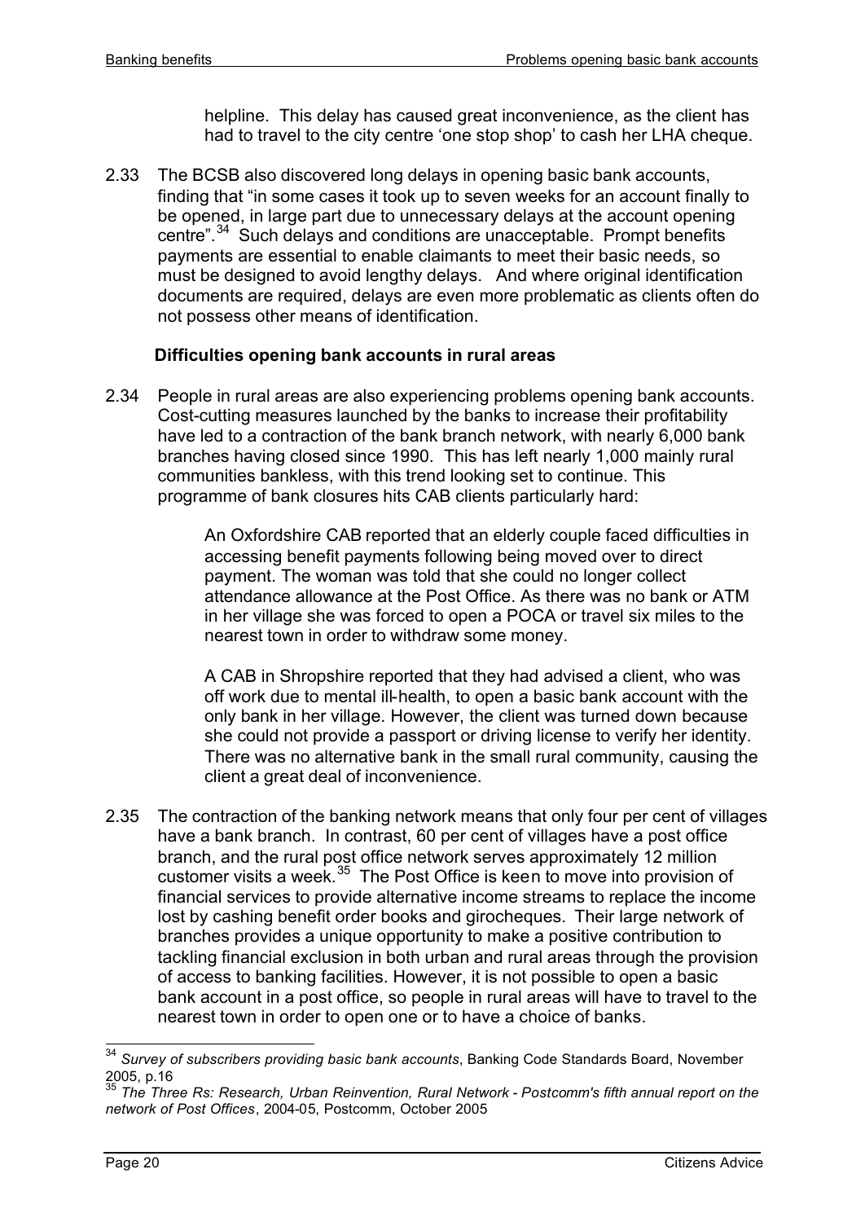helpline. This delay has caused great inconvenience, as the client has had to travel to the city centre 'one stop shop' to cash her LHA cheque.

2.33 The BCSB also discovered long delays in opening basic bank accounts, finding that "in some cases it took up to seven weeks for an account finally to be opened, in large part due to unnecessary delays at the account opening centre".[34] Such delays and conditions are unacceptable. Prompt benefits payments are essential to enable claimants to meet their basic needs, so must be designed to avoid lengthy delays. And where original identification documents are required, delays are even more problematic as clients often do not possess other means of identification.

### Difficulties opening bank accounts in rural areas

2.34 People in rural areas are also experiencing problems opening bank accounts. Cost-cutting measures launched by the banks to increase their profitability have led to a contraction of the bank branch network, with nearly 6,000 bank branches having closed since 1990. This has left nearly 1,000 mainly rural communities bankless, with this trend looking set to continue. This programme of bank closures hits CAB clients particularly hard:

> An Oxfordshire CAB reported that an elderly couple faced difficulties in accessing benefit payments following being moved over to direct payment. The woman was told that she could no longer collect attendance allowance at the Post Office. As there was no bank or ATM in her village she was forced to open a POCA or travel six miles to the nearest town in order to withdraw some money.
>
> A CAB in Shropshire reported that they had advised a client, who was off work due to mental ill-health, to open a basic bank account with the only bank in her village. However, the client was turned down because she could not provide a passport or driving license to verify her identity. There was no alternative bank in the small rural community, causing the client a great deal of inconvenience.

2.35 The contraction of the banking network means that only four per cent of villages have a bank branch. In contrast, 60 per cent of villages have a post office branch, and the rural post office network serves approximately 12 million customer visits a week.[35] The Post Office is keen to move into provision of financial services to provide alternative income streams to replace the income lost by cashing benefit order books and girocheques. Their large network of branches provides a unique opportunity to make a positive contribution to tackling financial exclusion in both urban and rural areas through the provision of access to banking facilities. However, it is not possible to open a basic bank account in a post office, so people in rural areas will have to travel to the nearest town in order to open one or to have a choice of banks.

---

[34] *Survey of subscribers providing basic bank accounts*, Banking Code Standards Board, November 2005, p.16

[35] *The Three Rs: Research, Urban Reinvention, Rural Network - Postcomm's fifth annual report on the network of Post Offices*, 2004-05, Postcomm, October 2005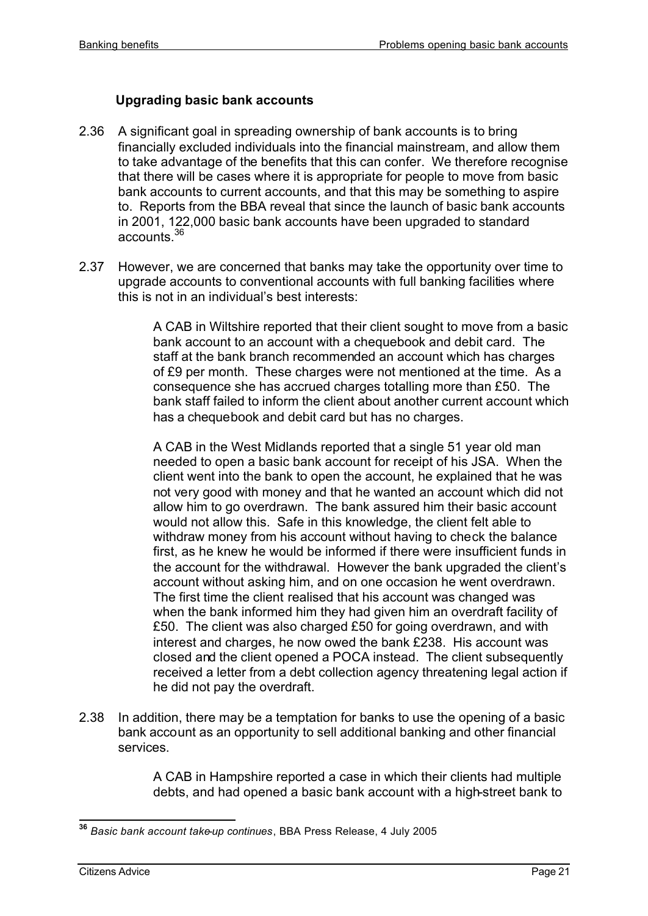### Upgrading basic bank accounts

2.36 A significant goal in spreading ownership of bank accounts is to bring financially excluded individuals into the financial mainstream, and allow them to take advantage of the benefits that this can confer. We therefore recognise that there will be cases where it is appropriate for people to move from basic bank accounts to current accounts, and that this may be something to aspire to. Reports from the BBA reveal that since the launch of basic bank accounts in 2001, 122,000 basic bank accounts have been upgraded to standard accounts.[36]

2.37 However, we are concerned that banks may take the opportunity over time to upgrade accounts to conventional accounts with full banking facilities where this is not in an individual's best interests:

> A CAB in Wiltshire reported that their client sought to move from a basic bank account to an account with a chequebook and debit card. The staff at the bank branch recommended an account which has charges of £9 per month. These charges were not mentioned at the time. As a consequence she has accrued charges totalling more than £50. The bank staff failed to inform the client about another current account which has a chequebook and debit card but has no charges.
>
> A CAB in the West Midlands reported that a single 51 year old man needed to open a basic bank account for receipt of his JSA. When the client went into the bank to open the account, he explained that he was not very good with money and that he wanted an account which did not allow him to go overdrawn. The bank assured him their basic account would not allow this. Safe in this knowledge, the client felt able to withdraw money from his account without having to check the balance first, as he knew he would be informed if there were insufficient funds in the account for the withdrawal. However the bank upgraded the client's account without asking him, and on one occasion he went overdrawn. The first time the client realised that his account was changed was when the bank informed him they had given him an overdraft facility of £50. The client was also charged £50 for going overdrawn, and with interest and charges, he now owed the bank £238. His account was closed and the client opened a POCA instead. The client subsequently received a letter from a debt collection agency threatening legal action if he did not pay the overdraft.

2.38 In addition, there may be a temptation for banks to use the opening of a basic bank account as an opportunity to sell additional banking and other financial services.

> A CAB in Hampshire reported a case in which their clients had multiple debts, and had opened a basic bank account with a high-street bank to

---

[36] *Basic bank account take-up continues*, BBA Press Release, 4 July 2005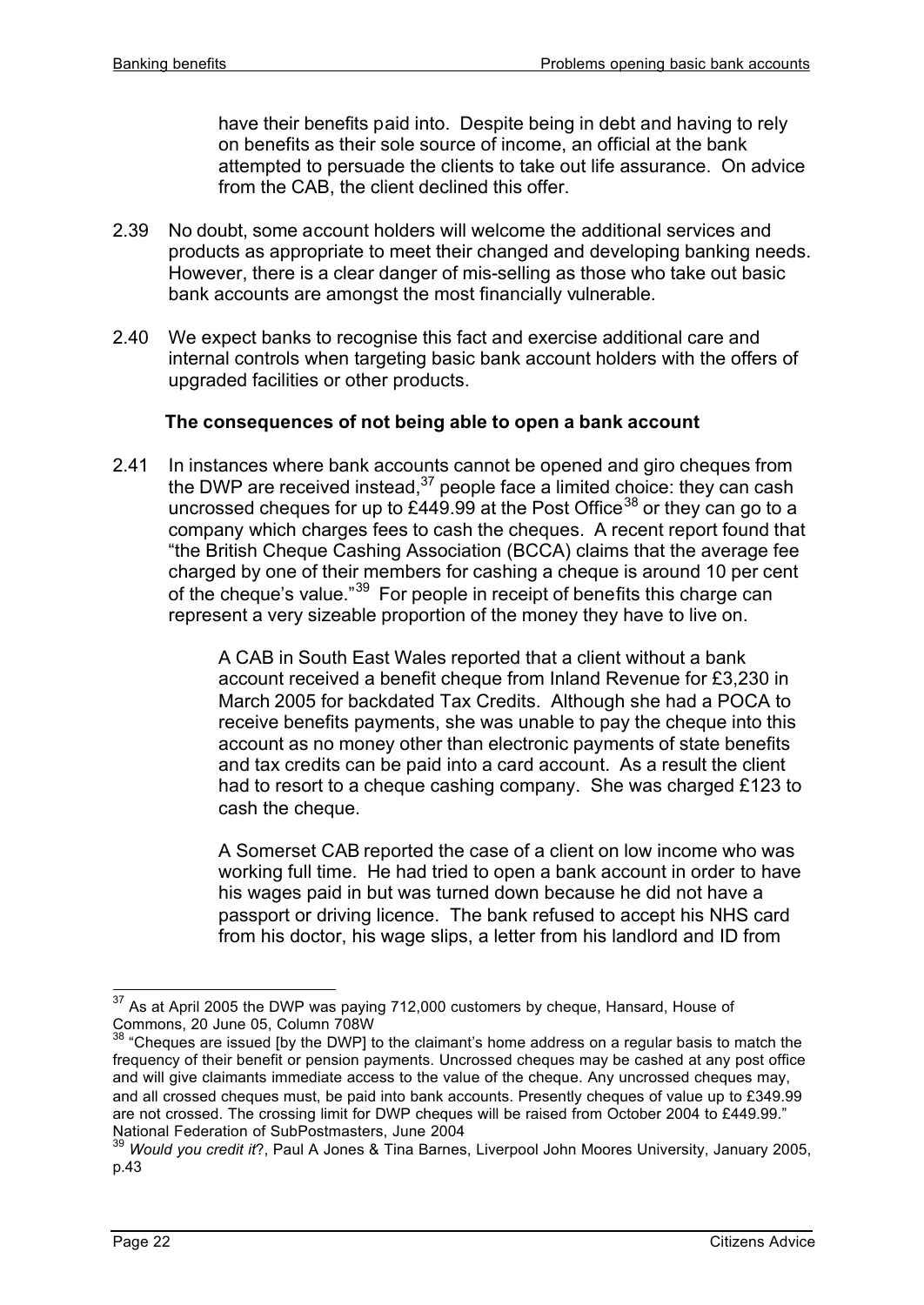have their benefits paid into. Despite being in debt and having to rely on benefits as their sole source of income, an official at the bank attempted to persuade the clients to take out life assurance. On advice from the CAB, the client declined this offer.

2.39 No doubt, some account holders will welcome the additional services and products as appropriate to meet their changed and developing banking needs. However, there is a clear danger of mis-selling as those who take out basic bank accounts are amongst the most financially vulnerable.

2.40 We expect banks to recognise this fact and exercise additional care and internal controls when targeting basic bank account holders with the offers of upgraded facilities or other products.

### The consequences of not being able to open a bank account

2.41 In instances where bank accounts cannot be opened and giro cheques from the DWP are received instead,[37] people face a limited choice: they can cash uncrossed cheques for up to £449.99 at the Post Office[38] or they can go to a company which charges fees to cash the cheques. A recent report found that "the British Cheque Cashing Association (BCCA) claims that the average fee charged by one of their members for cashing a cheque is around 10 per cent of the cheque's value."[39] For people in receipt of benefits this charge can represent a very sizeable proportion of the money they have to live on.

> A CAB in South East Wales reported that a client without a bank account received a benefit cheque from Inland Revenue for £3,230 in March 2005 for backdated Tax Credits. Although she had a POCA to receive benefits payments, she was unable to pay the cheque into this account as no money other than electronic payments of state benefits and tax credits can be paid into a card account. As a result the client had to resort to a cheque cashing company. She was charged £123 to cash the cheque.
>
> A Somerset CAB reported the case of a client on low income who was working full time. He had tried to open a bank account in order to have his wages paid in but was turned down because he did not have a passport or driving licence. The bank refused to accept his NHS card from his doctor, his wage slips, a letter from his landlord and ID from

---

[37] As at April 2005 the DWP was paying 712,000 customers by cheque, Hansard, House of Commons, 20 June 05, Column 708W

[38] "Cheques are issued [by the DWP] to the claimant's home address on a regular basis to match the frequency of their benefit or pension payments. Uncrossed cheques may be cashed at any post office and will give claimants immediate access to the value of the cheque. Any uncrossed cheques may, and all crossed cheques must, be paid into bank accounts. Presently cheques of value up to £349.99 are not crossed. The crossing limit for DWP cheques will be raised from October 2004 to £449.99." National Federation of SubPostmasters, June 2004

[39] *Would you credit it*?, Paul A Jones & Tina Barnes, Liverpool John Moores University, January 2005, p.43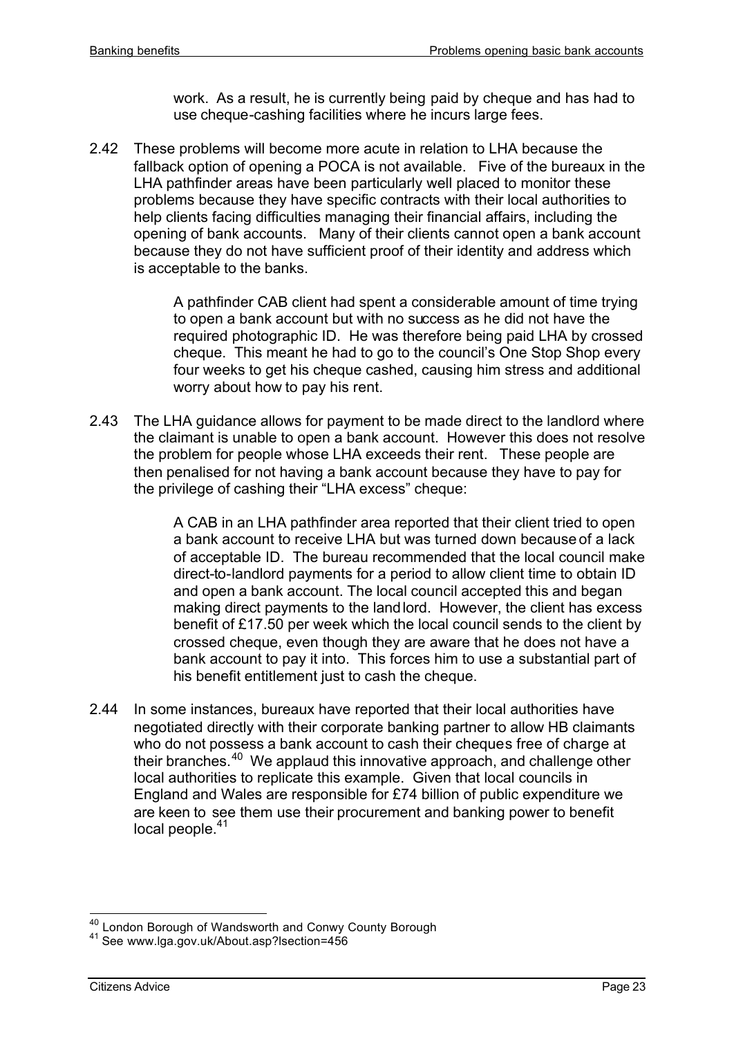work. As a result, he is currently being paid by cheque and has had to use cheque-cashing facilities where he incurs large fees.

2.42 These problems will become more acute in relation to LHA because the fallback option of opening a POCA is not available. Five of the bureaux in the LHA pathfinder areas have been particularly well placed to monitor these problems because they have specific contracts with their local authorities to help clients facing difficulties managing their financial affairs, including the opening of bank accounts. Many of their clients cannot open a bank account because they do not have sufficient proof of their identity and address which is acceptable to the banks.

> A pathfinder CAB client had spent a considerable amount of time trying to open a bank account but with no success as he did not have the required photographic ID. He was therefore being paid LHA by crossed cheque. This meant he had to go to the council's One Stop Shop every four weeks to get his cheque cashed, causing him stress and additional worry about how to pay his rent.

2.43 The LHA guidance allows for payment to be made direct to the landlord where the claimant is unable to open a bank account. However this does not resolve the problem for people whose LHA exceeds their rent. These people are then penalised for not having a bank account because they have to pay for the privilege of cashing their "LHA excess" cheque:

> A CAB in an LHA pathfinder area reported that their client tried to open a bank account to receive LHA but was turned down because of a lack of acceptable ID. The bureau recommended that the local council make direct-to-landlord payments for a period to allow client time to obtain ID and open a bank account. The local council accepted this and began making direct payments to the landlord. However, the client has excess benefit of £17.50 per week which the local council sends to the client by crossed cheque, even though they are aware that he does not have a bank account to pay it into. This forces him to use a substantial part of his benefit entitlement just to cash the cheque.

2.44 In some instances, bureaux have reported that their local authorities have negotiated directly with their corporate banking partner to allow HB claimants who do not possess a bank account to cash their cheques free of charge at their branches.[40] We applaud this innovative approach, and challenge other local authorities to replicate this example. Given that local councils in England and Wales are responsible for £74 billion of public expenditure we are keen to see them use their procurement and banking power to benefit local people.[41]

---

[40] London Borough of Wandsworth and Conwy County Borough

[41] See www.lga.gov.uk/About.asp?lsection=456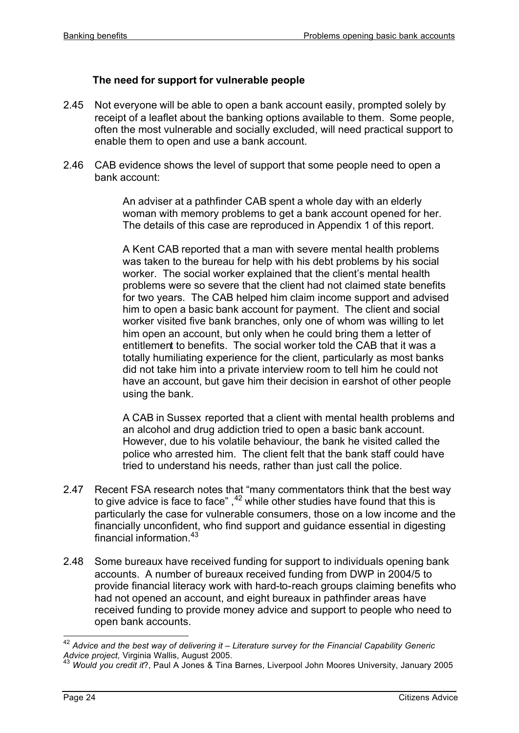### The need for support for vulnerable people

2.45 Not everyone will be able to open a bank account easily, prompted solely by receipt of a leaflet about the banking options available to them. Some people, often the most vulnerable and socially excluded, will need practical support to enable them to open and use a bank account.

2.46 CAB evidence shows the level of support that some people need to open a bank account:

> An adviser at a pathfinder CAB spent a whole day with an elderly woman with memory problems to get a bank account opened for her. The details of this case are reproduced in Appendix 1 of this report.
>
> A Kent CAB reported that a man with severe mental health problems was taken to the bureau for help with his debt problems by his social worker. The social worker explained that the client's mental health problems were so severe that the client had not claimed state benefits for two years. The CAB helped him claim income support and advised him to open a basic bank account for payment. The client and social worker visited five bank branches, only one of whom was willing to let him open an account, but only when he could bring them a letter of entitlement to benefits. The social worker told the CAB that it was a totally humiliating experience for the client, particularly as most banks did not take him into a private interview room to tell him he could not have an account, but gave him their decision in earshot of other people using the bank.
>
> A CAB in Sussex reported that a client with mental health problems and an alcohol and drug addiction tried to open a basic bank account. However, due to his volatile behaviour, the bank he visited called the police who arrested him. The client felt that the bank staff could have tried to understand his needs, rather than just call the police.

2.47 Recent FSA research notes that "many commentators think that the best way to give advice is face to face" ,[42] while other studies have found that this is particularly the case for vulnerable consumers, those on a low income and the financially unconfident, who find support and guidance essential in digesting financial information.[43]

2.48 Some bureaux have received funding for support to individuals opening bank accounts. A number of bureaux received funding from DWP in 2004/5 to provide financial literacy work with hard-to-reach groups claiming benefits who had not opened an account, and eight bureaux in pathfinder areas have received funding to provide money advice and support to people who need to open bank accounts.

---

[42] *Advice and the best way of delivering it – Literature survey for the Financial Capability Generic Advice project*, Virginia Wallis, August 2005.

[43] *Would you credit it*?, Paul A Jones & Tina Barnes, Liverpool John Moores University, January 2005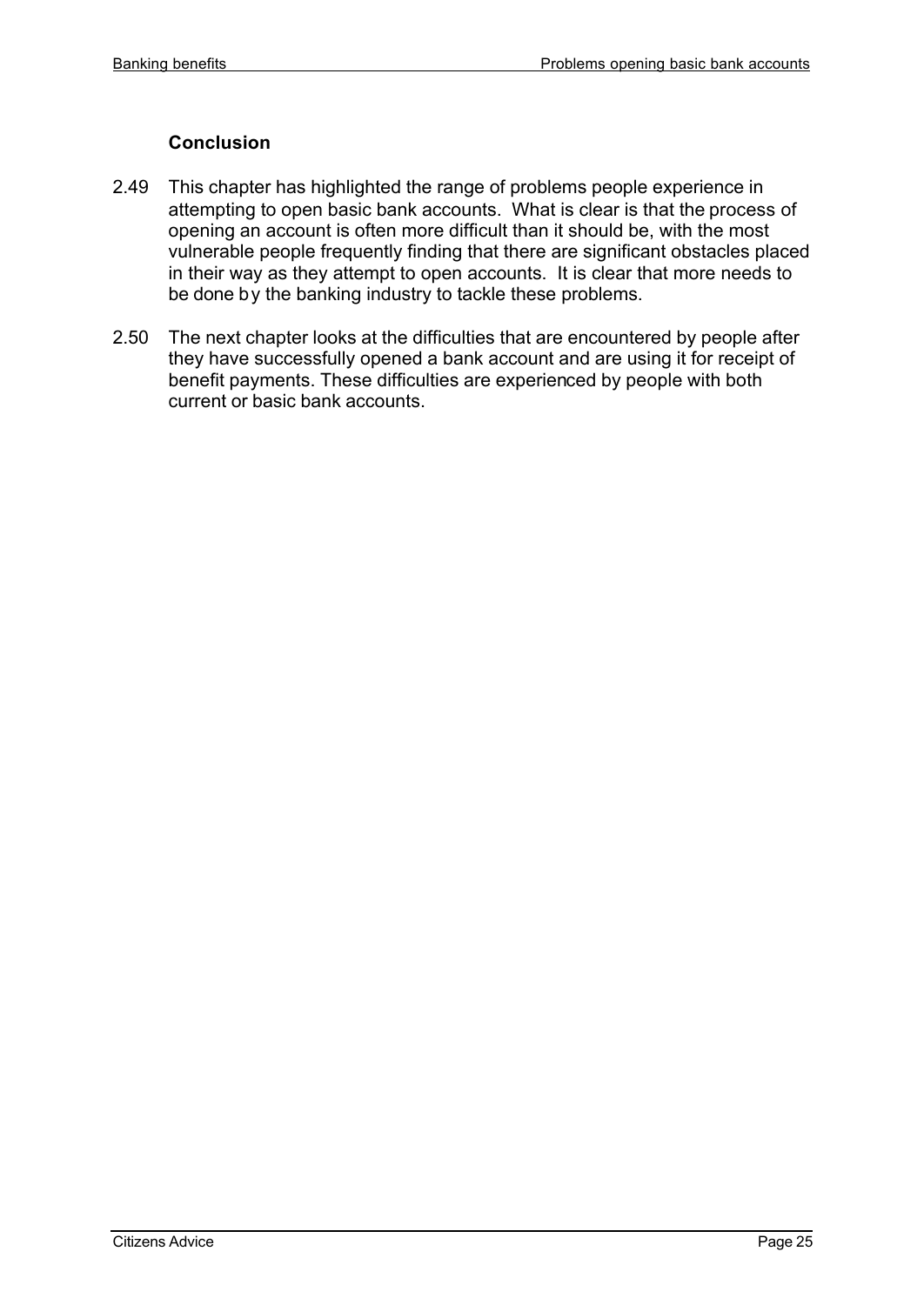### Conclusion

2.49 This chapter has highlighted the range of problems people experience in attempting to open basic bank accounts. What is clear is that the process of opening an account is often more difficult than it should be, with the most vulnerable people frequently finding that there are significant obstacles placed in their way as they attempt to open accounts. It is clear that more needs to be done by the banking industry to tackle these problems.

2.50 The next chapter looks at the difficulties that are encountered by people after they have successfully opened a bank account and are using it for receipt of benefit payments. These difficulties are experienced by people with both current or basic bank accounts.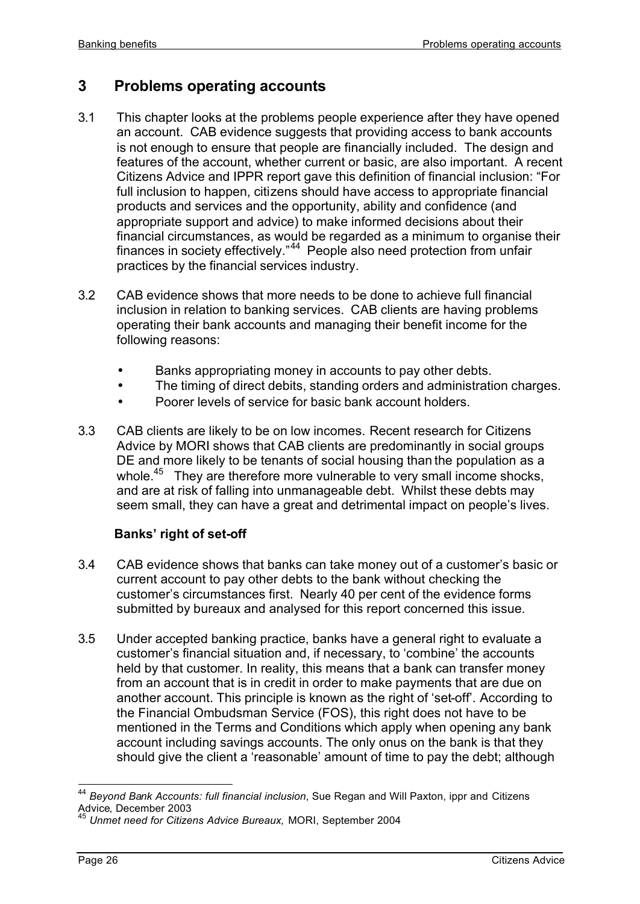## 3 Problems operating accounts

3.1 This chapter looks at the problems people experience after they have opened an account. CAB evidence suggests that providing access to bank accounts is not enough to ensure that people are financially included. The design and features of the account, whether current or basic, are also important. A recent Citizens Advice and IPPR report gave this definition of financial inclusion: "For full inclusion to happen, citizens should have access to appropriate financial products and services and the opportunity, ability and confidence (and appropriate support and advice) to make informed decisions about their financial circumstances, as would be regarded as a minimum to organise their finances in society effectively."[44] People also need protection from unfair practices by the financial services industry.

3.2 CAB evidence shows that more needs to be done to achieve full financial inclusion in relation to banking services. CAB clients are having problems operating their bank accounts and managing their benefit income for the following reasons:

- Banks appropriating money in accounts to pay other debts.
- The timing of direct debits, standing orders and administration charges.
- Poorer levels of service for basic bank account holders.

3.3 CAB clients are likely to be on low incomes. Recent research for Citizens Advice by MORI shows that CAB clients are predominantly in social groups DE and more likely to be tenants of social housing than the population as a whole.[45] They are therefore more vulnerable to very small income shocks, and are at risk of falling into unmanageable debt. Whilst these debts may seem small, they can have a great and detrimental impact on people's lives.

### Banks' right of set-off

3.4 CAB evidence shows that banks can take money out of a customer's basic or current account to pay other debts to the bank without checking the customer's circumstances first. Nearly 40 per cent of the evidence forms submitted by bureaux and analysed for this report concerned this issue.

3.5 Under accepted banking practice, banks have a general right to evaluate a customer's financial situation and, if necessary, to 'combine' the accounts held by that customer. In reality, this means that a bank can transfer money from an account that is in credit in order to make payments that are due on another account. This principle is known as the right of 'set-off'. According to the Financial Ombudsman Service (FOS), this right does not have to be mentioned in the Terms and Conditions which apply when opening any bank account including savings accounts. The only onus on the bank is that they should give the client a 'reasonable' amount of time to pay the debt; although

---

[44] *Beyond Bank Accounts: full financial inclusion*, Sue Regan and Will Paxton, ippr and Citizens Advice, December 2003

[45] *Unmet need for Citizens Advice Bureaux,* MORI, September 2004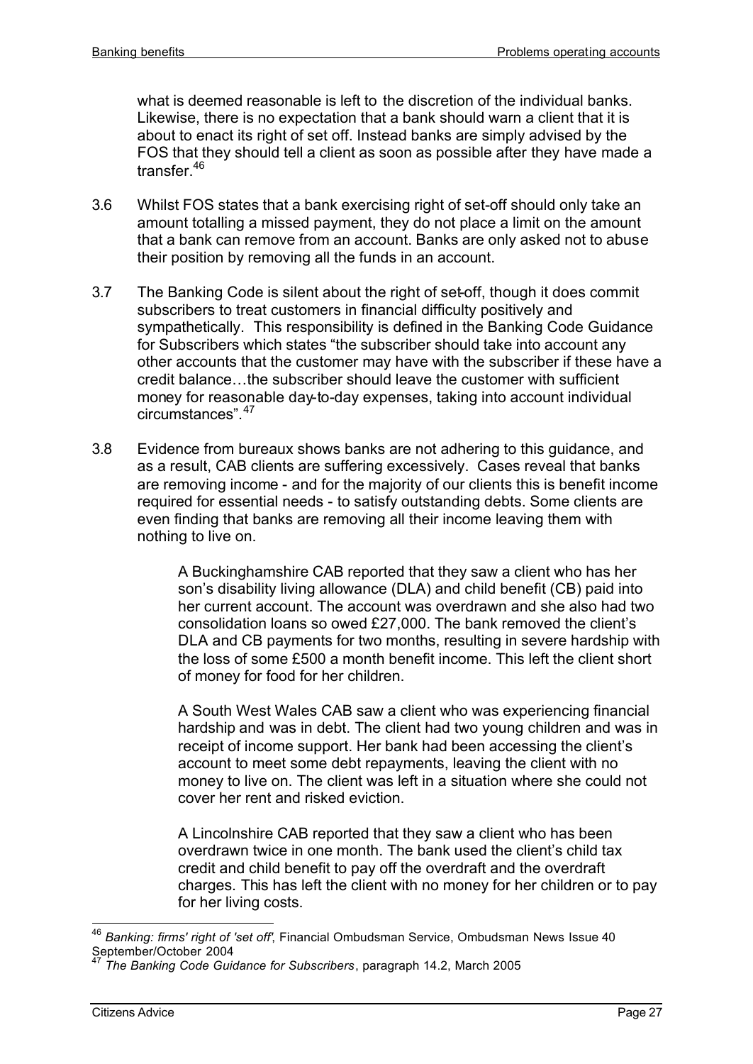what is deemed reasonable is left to the discretion of the individual banks. Likewise, there is no expectation that a bank should warn a client that it is about to enact its right of set off. Instead banks are simply advised by the FOS that they should tell a client as soon as possible after they have made a transfer.[46]

3.6 Whilst FOS states that a bank exercising right of set-off should only take an amount totalling a missed payment, they do not place a limit on the amount that a bank can remove from an account. Banks are only asked not to abuse their position by removing all the funds in an account.

3.7 The Banking Code is silent about the right of set-off, though it does commit subscribers to treat customers in financial difficulty positively and sympathetically. This responsibility is defined in the Banking Code Guidance for Subscribers which states "the subscriber should take into account any other accounts that the customer may have with the subscriber if these have a credit balance…the subscriber should leave the customer with sufficient money for reasonable day-to-day expenses, taking into account individual circumstances".[47]

3.8 Evidence from bureaux shows banks are not adhering to this guidance, and as a result, CAB clients are suffering excessively. Cases reveal that banks are removing income - and for the majority of our clients this is benefit income required for essential needs - to satisfy outstanding debts. Some clients are even finding that banks are removing all their income leaving them with nothing to live on.

> A Buckinghamshire CAB reported that they saw a client who has her son's disability living allowance (DLA) and child benefit (CB) paid into her current account. The account was overdrawn and she also had two consolidation loans so owed £27,000. The bank removed the client's DLA and CB payments for two months, resulting in severe hardship with the loss of some £500 a month benefit income. This left the client short of money for food for her children.

> A South West Wales CAB saw a client who was experiencing financial hardship and was in debt. The client had two young children and was in receipt of income support. Her bank had been accessing the client's account to meet some debt repayments, leaving the client with no money to live on. The client was left in a situation where she could not cover her rent and risked eviction.

> A Lincolnshire CAB reported that they saw a client who has been overdrawn twice in one month. The bank used the client's child tax credit and child benefit to pay off the overdraft and the overdraft charges. This has left the client with no money for her children or to pay for her living costs.

---

[46] *Banking: firms' right of 'set off'*, Financial Ombudsman Service, Ombudsman News Issue 40 September/October 2004

[47] *The Banking Code Guidance for Subscribers*, paragraph 14.2, March 2005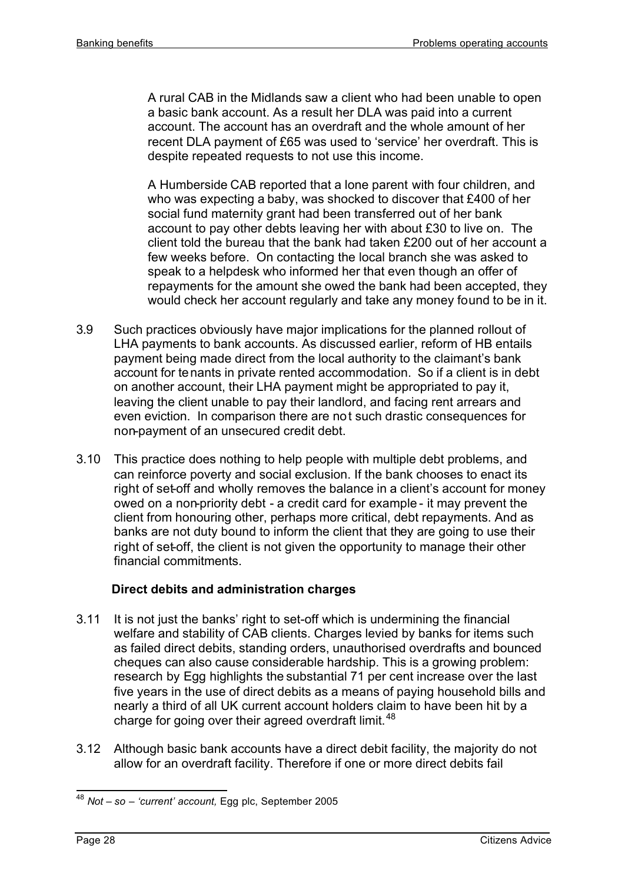A rural CAB in the Midlands saw a client who had been unable to open a basic bank account. As a result her DLA was paid into a current account. The account has an overdraft and the whole amount of her recent DLA payment of £65 was used to 'service' her overdraft. This is despite repeated requests to not use this income.

A Humberside CAB reported that a lone parent with four children, and who was expecting a baby, was shocked to discover that £400 of her social fund maternity grant had been transferred out of her bank account to pay other debts leaving her with about £30 to live on. The client told the bureau that the bank had taken £200 out of her account a few weeks before. On contacting the local branch she was asked to speak to a helpdesk who informed her that even though an offer of repayments for the amount she owed the bank had been accepted, they would check her account regularly and take any money found to be in it.

3.9 Such practices obviously have major implications for the planned rollout of LHA payments to bank accounts. As discussed earlier, reform of HB entails payment being made direct from the local authority to the claimant's bank account for tenants in private rented accommodation. So if a client is in debt on another account, their LHA payment might be appropriated to pay it, leaving the client unable to pay their landlord, and facing rent arrears and even eviction. In comparison there are not such drastic consequences for non-payment of an unsecured credit debt.

3.10 This practice does nothing to help people with multiple debt problems, and can reinforce poverty and social exclusion. If the bank chooses to enact its right of set-off and wholly removes the balance in a client's account for money owed on a non-priority debt - a credit card for example - it may prevent the client from honouring other, perhaps more critical, debt repayments. And as banks are not duty bound to inform the client that they are going to use their right of set-off, the client is not given the opportunity to manage their other financial commitments.

**Direct debits and administration charges**

3.11 It is not just the banks' right to set-off which is undermining the financial welfare and stability of CAB clients. Charges levied by banks for items such as failed direct debits, standing orders, unauthorised overdrafts and bounced cheques can also cause considerable hardship. This is a growing problem: research by Egg highlights the substantial 71 per cent increase over the last five years in the use of direct debits as a means of paying household bills and nearly a third of all UK current account holders claim to have been hit by a charge for going over their agreed overdraft limit.[48]

3.12 Although basic bank accounts have a direct debit facility, the majority do not allow for an overdraft facility. Therefore if one or more direct debits fail

[48] *Not – so – 'current' account,* Egg plc, September 2005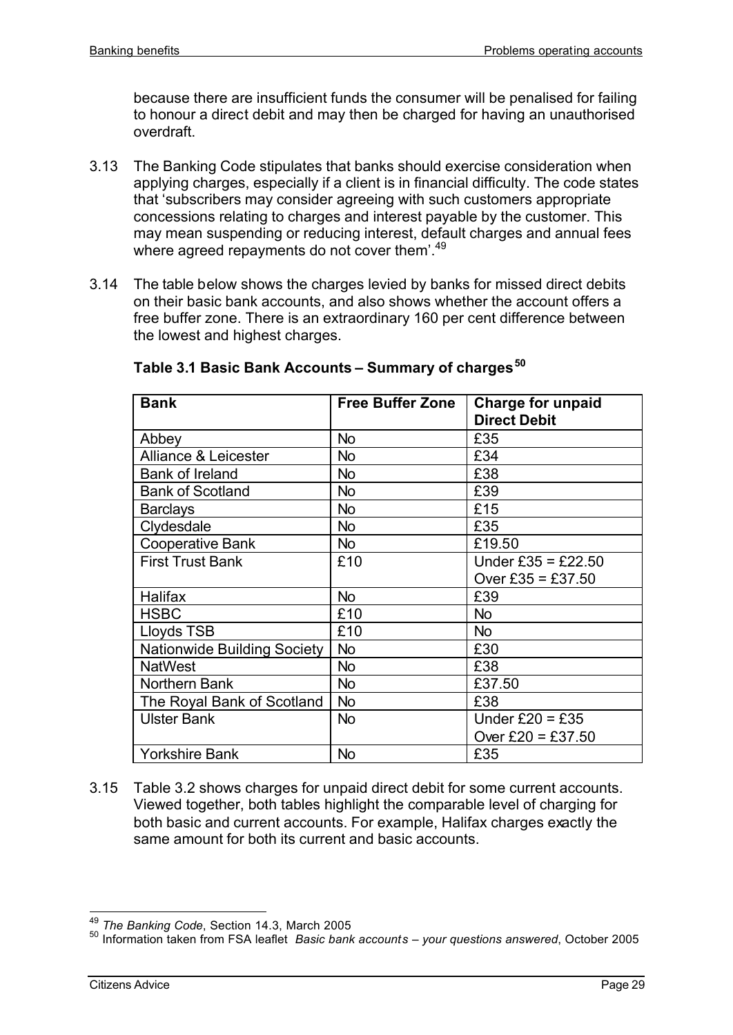because there are insufficient funds the consumer will be penalised for failing to honour a direct debit and may then be charged for having an unauthorised overdraft.

3.13 The Banking Code stipulates that banks should exercise consideration when applying charges, especially if a client is in financial difficulty. The code states that 'subscribers may consider agreeing with such customers appropriate concessions relating to charges and interest payable by the customer. This may mean suspending or reducing interest, default charges and annual fees where agreed repayments do not cover them'.[49]

3.14 The table below shows the charges levied by banks for missed direct debits on their basic bank accounts, and also shows whether the account offers a free buffer zone. There is an extraordinary 160 per cent difference between the lowest and highest charges.

**Table 3.1 Basic Bank Accounts – Summary of charges[50]**

| Bank | Free Buffer Zone | Charge for unpaid Direct Debit |
|---|---|---|
| Abbey | No | £35 |
| Alliance & Leicester | No | £34 |
| Bank of Ireland | No | £38 |
| Bank of Scotland | No | £39 |
| Barclays | No | £15 |
| Clydesdale | No | £35 |
| Cooperative Bank | No | £19.50 |
| First Trust Bank | £10 | Under £35 = £22.50<br>Over £35 = £37.50 |
| Halifax | No | £39 |
| HSBC | £10 | No |
| Lloyds TSB | £10 | No |
| Nationwide Building Society | No | £30 |
| NatWest | No | £38 |
| Northern Bank | No | £37.50 |
| The Royal Bank of Scotland | No | £38 |
| Ulster Bank | No | Under £20 = £35<br>Over £20 = £37.50 |
| Yorkshire Bank | No | £35 |

3.15 Table 3.2 shows charges for unpaid direct debit for some current accounts. Viewed together, both tables highlight the comparable level of charging for both basic and current accounts. For example, Halifax charges exactly the same amount for both its current and basic accounts.

[49] *The Banking Code*, Section 14.3, March 2005

[50] Information taken from FSA leaflet *Basic bank accounts – your questions answered*, October 2005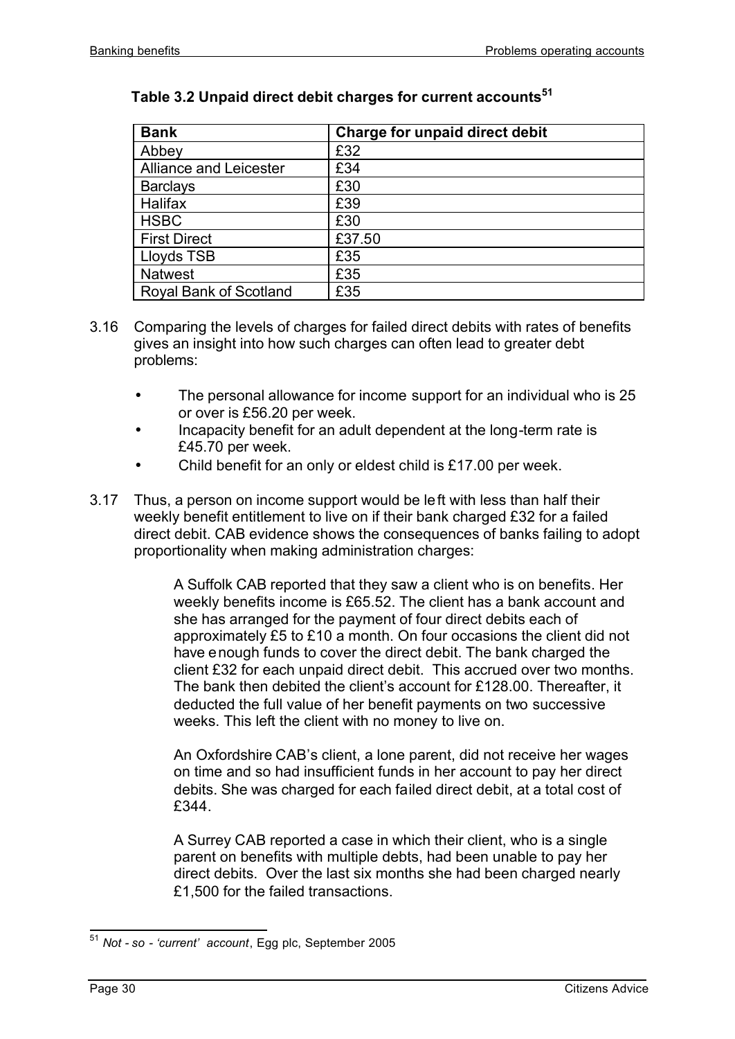**Table 3.2 Unpaid direct debit charges for current accounts[51]**

| Bank | Charge for unpaid direct debit |
|---|---|
| Abbey | £32 |
| Alliance and Leicester | £34 |
| Barclays | £30 |
| Halifax | £39 |
| HSBC | £30 |
| First Direct | £37.50 |
| Lloyds TSB | £35 |
| Natwest | £35 |
| Royal Bank of Scotland | £35 |

3.16 Comparing the levels of charges for failed direct debits with rates of benefits gives an insight into how such charges can often lead to greater debt problems:

- The personal allowance for income support for an individual who is 25 or over is £56.20 per week.
- Incapacity benefit for an adult dependent at the long-term rate is £45.70 per week.
- Child benefit for an only or eldest child is £17.00 per week.

3.17 Thus, a person on income support would be left with less than half their weekly benefit entitlement to live on if their bank charged £32 for a failed direct debit. CAB evidence shows the consequences of banks failing to adopt proportionality when making administration charges:

> A Suffolk CAB reported that they saw a client who is on benefits. Her weekly benefits income is £65.52. The client has a bank account and she has arranged for the payment of four direct debits each of approximately £5 to £10 a month. On four occasions the client did not have enough funds to cover the direct debit. The bank charged the client £32 for each unpaid direct debit. This accrued over two months. The bank then debited the client's account for £128.00. Thereafter, it deducted the full value of her benefit payments on two successive weeks. This left the client with no money to live on.
>
> An Oxfordshire CAB's client, a lone parent, did not receive her wages on time and so had insufficient funds in her account to pay her direct debits. She was charged for each failed direct debit, at a total cost of £344.
>
> A Surrey CAB reported a case in which their client, who is a single parent on benefits with multiple debts, had been unable to pay her direct debits. Over the last six months she had been charged nearly £1,500 for the failed transactions.

[51] *Not - so - 'current' account*, Egg plc, September 2005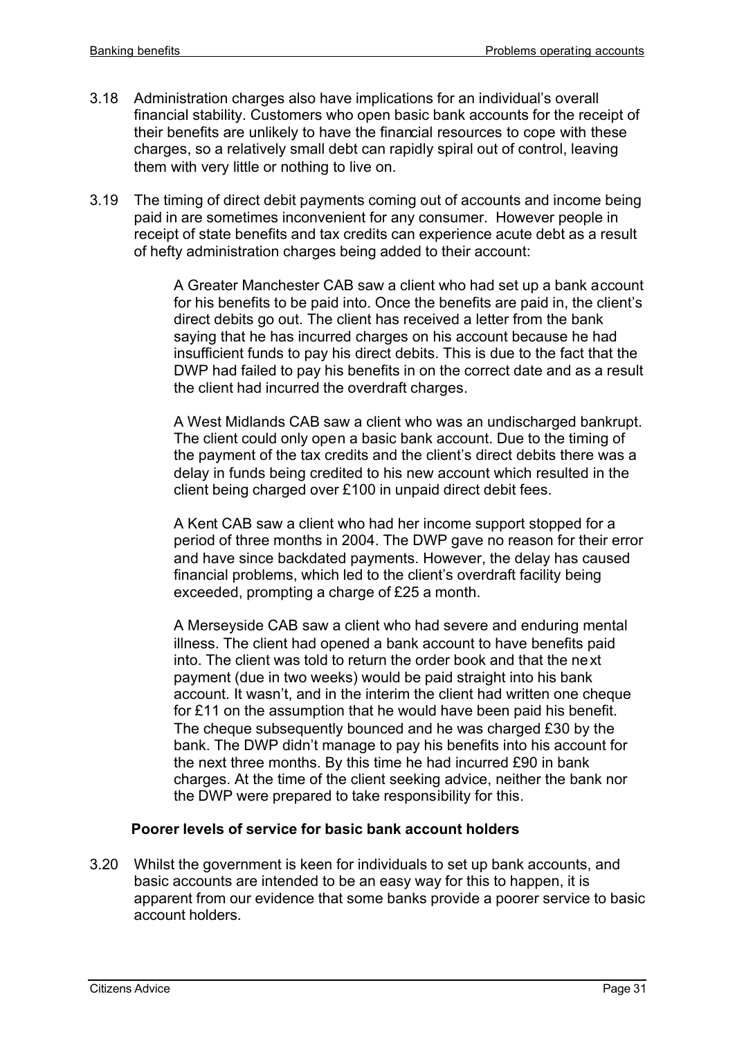3.18 Administration charges also have implications for an individual's overall financial stability. Customers who open basic bank accounts for the receipt of their benefits are unlikely to have the financial resources to cope with these charges, so a relatively small debt can rapidly spiral out of control, leaving them with very little or nothing to live on.

3.19 The timing of direct debit payments coming out of accounts and income being paid in are sometimes inconvenient for any consumer. However people in receipt of state benefits and tax credits can experience acute debt as a result of hefty administration charges being added to their account:

> A Greater Manchester CAB saw a client who had set up a bank account for his benefits to be paid into. Once the benefits are paid in, the client's direct debits go out. The client has received a letter from the bank saying that he has incurred charges on his account because he had insufficient funds to pay his direct debits. This is due to the fact that the DWP had failed to pay his benefits in on the correct date and as a result the client had incurred the overdraft charges.
>
> A West Midlands CAB saw a client who was an undischarged bankrupt. The client could only open a basic bank account. Due to the timing of the payment of the tax credits and the client's direct debits there was a delay in funds being credited to his new account which resulted in the client being charged over £100 in unpaid direct debit fees.
>
> A Kent CAB saw a client who had her income support stopped for a period of three months in 2004. The DWP gave no reason for their error and have since backdated payments. However, the delay has caused financial problems, which led to the client's overdraft facility being exceeded, prompting a charge of £25 a month.
>
> A Merseyside CAB saw a client who had severe and enduring mental illness. The client had opened a bank account to have benefits paid into. The client was told to return the order book and that the next payment (due in two weeks) would be paid straight into his bank account. It wasn't, and in the interim the client had written one cheque for £11 on the assumption that he would have been paid his benefit. The cheque subsequently bounced and he was charged £30 by the bank. The DWP didn't manage to pay his benefits into his account for the next three months. By this time he had incurred £90 in bank charges. At the time of the client seeking advice, neither the bank nor the DWP were prepared to take responsibility for this.

### Poorer levels of service for basic bank account holders

3.20 Whilst the government is keen for individuals to set up bank accounts, and basic accounts are intended to be an easy way for this to happen, it is apparent from our evidence that some banks provide a poorer service to basic account holders.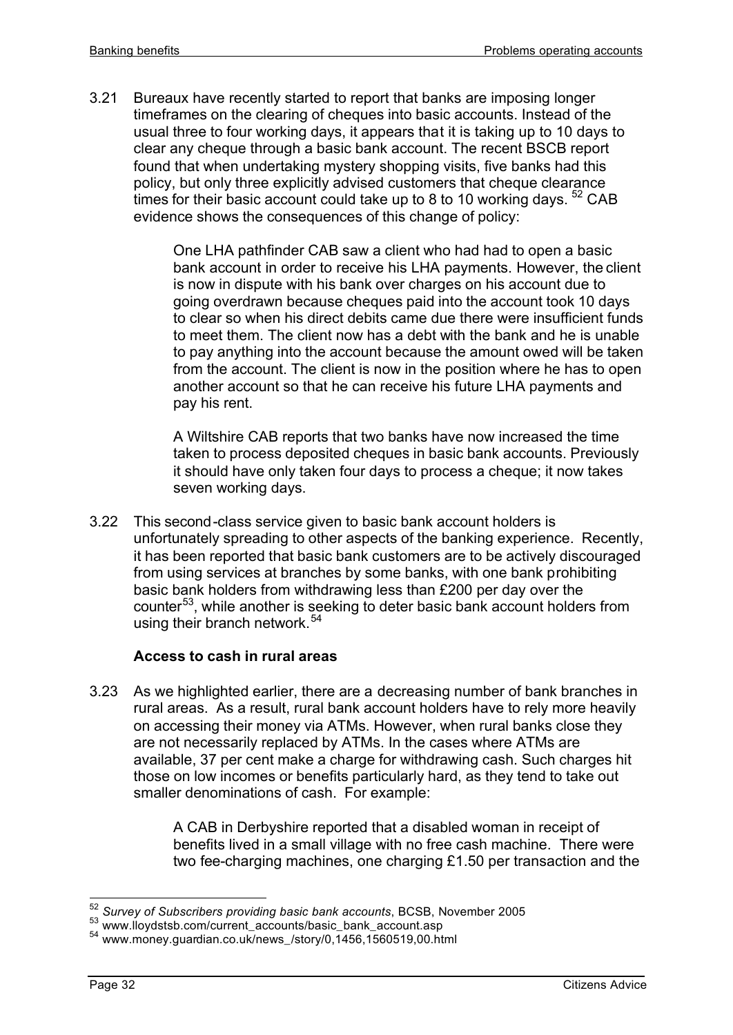3.21 Bureaux have recently started to report that banks are imposing longer timeframes on the clearing of cheques into basic accounts. Instead of the usual three to four working days, it appears that it is taking up to 10 days to clear any cheque through a basic bank account. The recent BSCB report found that when undertaking mystery shopping visits, five banks had this policy, but only three explicitly advised customers that cheque clearance times for their basic account could take up to 8 to 10 working days.[52] CAB evidence shows the consequences of this change of policy:

> One LHA pathfinder CAB saw a client who had had to open a basic bank account in order to receive his LHA payments. However, the client is now in dispute with his bank over charges on his account due to going overdrawn because cheques paid into the account took 10 days to clear so when his direct debits came due there were insufficient funds to meet them. The client now has a debt with the bank and he is unable to pay anything into the account because the amount owed will be taken from the account. The client is now in the position where he has to open another account so that he can receive his future LHA payments and pay his rent.
>
> A Wiltshire CAB reports that two banks have now increased the time taken to process deposited cheques in basic bank accounts. Previously it should have only taken four days to process a cheque; it now takes seven working days.

3.22 This second-class service given to basic bank account holders is unfortunately spreading to other aspects of the banking experience. Recently, it has been reported that basic bank customers are to be actively discouraged from using services at branches by some banks, with one bank prohibiting basic bank holders from withdrawing less than £200 per day over the counter[53], while another is seeking to deter basic bank account holders from using their branch network.[54]

### Access to cash in rural areas

3.23 As we highlighted earlier, there are a decreasing number of bank branches in rural areas. As a result, rural bank account holders have to rely more heavily on accessing their money via ATMs. However, when rural banks close they are not necessarily replaced by ATMs. In the cases where ATMs are available, 37 per cent make a charge for withdrawing cash. Such charges hit those on low incomes or benefits particularly hard, as they tend to take out smaller denominations of cash. For example:

> A CAB in Derbyshire reported that a disabled woman in receipt of benefits lived in a small village with no free cash machine. There were two fee-charging machines, one charging £1.50 per transaction and the

---

[52] *Survey of Subscribers providing basic bank accounts*, BCSB, November 2005

[53] www.lloydstsb.com/current_accounts/basic_bank_account.asp

[54] www.money.guardian.co.uk/news_/story/0,1456,1560519,00.html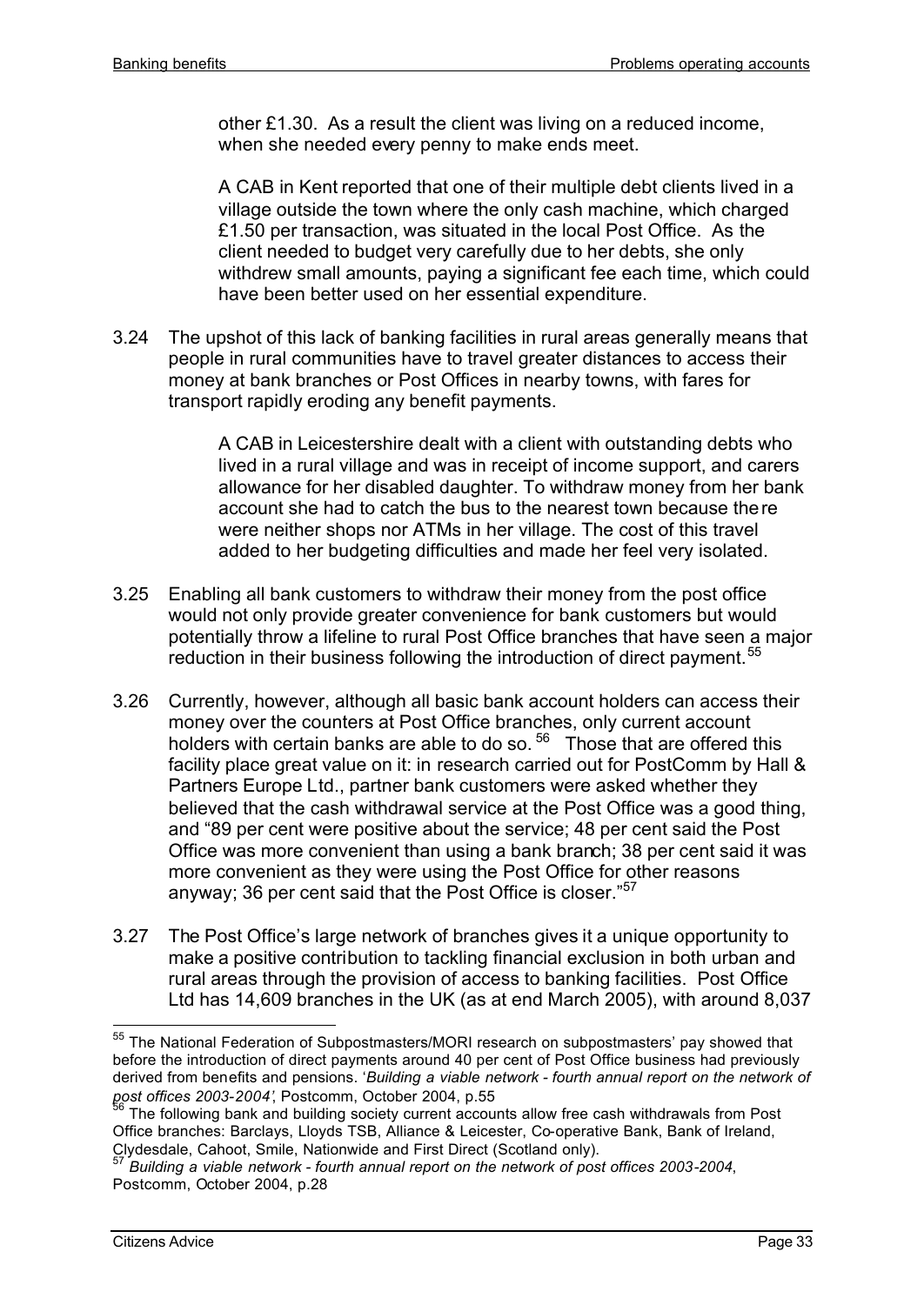other £1.30. As a result the client was living on a reduced income, when she needed every penny to make ends meet.

> A CAB in Kent reported that one of their multiple debt clients lived in a village outside the town where the only cash machine, which charged £1.50 per transaction, was situated in the local Post Office. As the client needed to budget very carefully due to her debts, she only withdrew small amounts, paying a significant fee each time, which could have been better used on her essential expenditure.

3.24 The upshot of this lack of banking facilities in rural areas generally means that people in rural communities have to travel greater distances to access their money at bank branches or Post Offices in nearby towns, with fares for transport rapidly eroding any benefit payments.

> A CAB in Leicestershire dealt with a client with outstanding debts who lived in a rural village and was in receipt of income support, and carers allowance for her disabled daughter. To withdraw money from her bank account she had to catch the bus to the nearest town because there were neither shops nor ATMs in her village. The cost of this travel added to her budgeting difficulties and made her feel very isolated.

3.25 Enabling all bank customers to withdraw their money from the post office would not only provide greater convenience for bank customers but would potentially throw a lifeline to rural Post Office branches that have seen a major reduction in their business following the introduction of direct payment.[55]

3.26 Currently, however, although all basic bank account holders can access their money over the counters at Post Office branches, only current account holders with certain banks are able to do so.[56] Those that are offered this facility place great value on it: in research carried out for PostComm by Hall & Partners Europe Ltd., partner bank customers were asked whether they believed that the cash withdrawal service at the Post Office was a good thing, and "89 per cent were positive about the service; 48 per cent said the Post Office was more convenient than using a bank branch; 38 per cent said it was more convenient as they were using the Post Office for other reasons anyway; 36 per cent said that the Post Office is closer."[57]

3.27 The Post Office's large network of branches gives it a unique opportunity to make a positive contribution to tackling financial exclusion in both urban and rural areas through the provision of access to banking facilities. Post Office Ltd has 14,609 branches in the UK (as at end March 2005), with around 8,037

---

[55] The National Federation of Subpostmasters/MORI research on subpostmasters' pay showed that before the introduction of direct payments around 40 per cent of Post Office business had previously derived from benefits and pensions. '*Building a viable network - fourth annual report on the network of post offices 2003-2004*', Postcomm, October 2004, p.55

[56] The following bank and building society current accounts allow free cash withdrawals from Post Office branches: Barclays, Lloyds TSB, Alliance & Leicester, Co-operative Bank, Bank of Ireland, Clydesdale, Cahoot, Smile, Nationwide and First Direct (Scotland only).

[57] *Building a viable network - fourth annual report on the network of post offices 2003-2004*, Postcomm, October 2004, p.28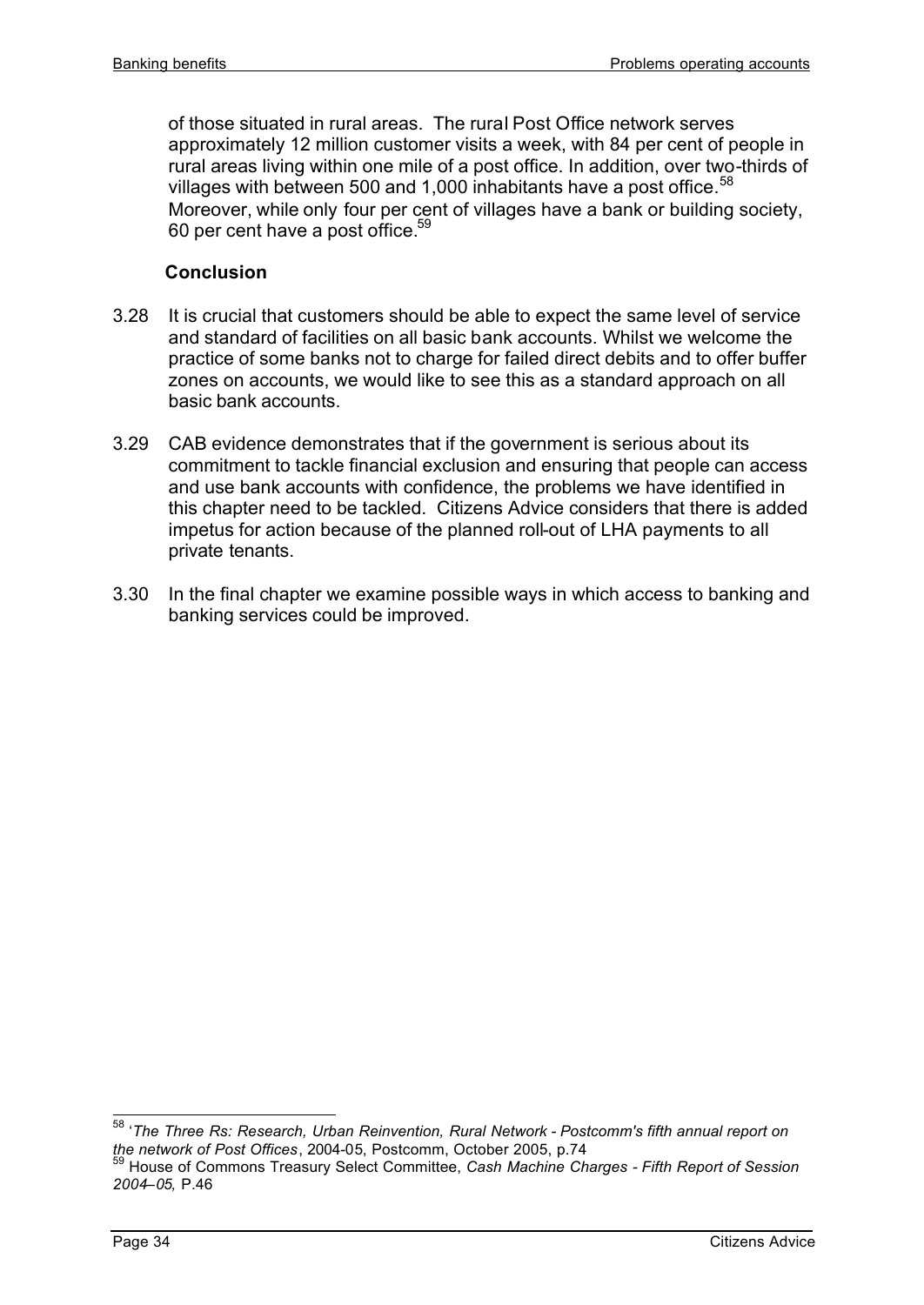of those situated in rural areas. The rural Post Office network serves approximately 12 million customer visits a week, with 84 per cent of people in rural areas living within one mile of a post office. In addition, over two-thirds of villages with between 500 and 1,000 inhabitants have a post office.[58] Moreover, while only four per cent of villages have a bank or building society, 60 per cent have a post office.[59]

### Conclusion

3.28 It is crucial that customers should be able to expect the same level of service and standard of facilities on all basic bank accounts. Whilst we welcome the practice of some banks not to charge for failed direct debits and to offer buffer zones on accounts, we would like to see this as a standard approach on all basic bank accounts.

3.29 CAB evidence demonstrates that if the government is serious about its commitment to tackle financial exclusion and ensuring that people can access and use bank accounts with confidence, the problems we have identified in this chapter need to be tackled. Citizens Advice considers that there is added impetus for action because of the planned roll-out of LHA payments to all private tenants.

3.30 In the final chapter we examine possible ways in which access to banking and banking services could be improved.

---

[58] '*The Three Rs: Research, Urban Reinvention, Rural Network - Postcomm's fifth annual report on the network of Post Offices*, 2004-05, Postcomm, October 2005, p.74

[59] House of Commons Treasury Select Committee, *Cash Machine Charges - Fifth Report of Session 2004–05,* P.46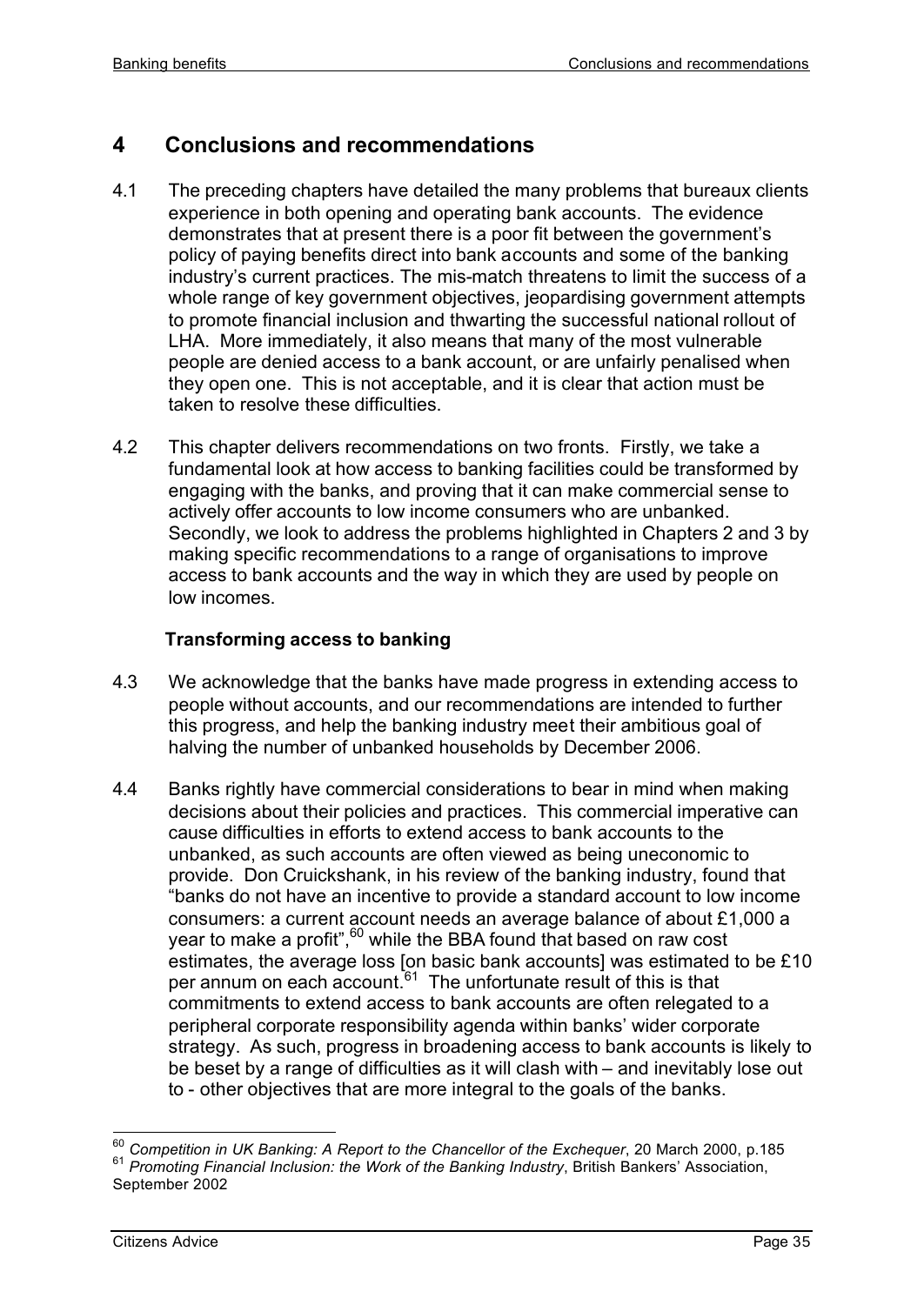# 4 Conclusions and recommendations

4.1 The preceding chapters have detailed the many problems that bureaux clients experience in both opening and operating bank accounts. The evidence demonstrates that at present there is a poor fit between the government's policy of paying benefits direct into bank accounts and some of the banking industry's current practices. The mis-match threatens to limit the success of a whole range of key government objectives, jeopardising government attempts to promote financial inclusion and thwarting the successful national rollout of LHA. More immediately, it also means that many of the most vulnerable people are denied access to a bank account, or are unfairly penalised when they open one. This is not acceptable, and it is clear that action must be taken to resolve these difficulties.

4.2 This chapter delivers recommendations on two fronts. Firstly, we take a fundamental look at how access to banking facilities could be transformed by engaging with the banks, and proving that it can make commercial sense to actively offer accounts to low income consumers who are unbanked. Secondly, we look to address the problems highlighted in Chapters 2 and 3 by making specific recommendations to a range of organisations to improve access to bank accounts and the way in which they are used by people on low incomes.

### Transforming access to banking

4.3 We acknowledge that the banks have made progress in extending access to people without accounts, and our recommendations are intended to further this progress, and help the banking industry meet their ambitious goal of halving the number of unbanked households by December 2006.

4.4 Banks rightly have commercial considerations to bear in mind when making decisions about their policies and practices. This commercial imperative can cause difficulties in efforts to extend access to bank accounts to the unbanked, as such accounts are often viewed as being uneconomic to provide. Don Cruickshank, in his review of the banking industry, found that "banks do not have an incentive to provide a standard account to low income consumers: a current account needs an average balance of about £1,000 a year to make a profit",[60] while the BBA found that based on raw cost estimates, the average loss [on basic bank accounts] was estimated to be £10 per annum on each account.[61] The unfortunate result of this is that commitments to extend access to bank accounts are often relegated to a peripheral corporate responsibility agenda within banks' wider corporate strategy. As such, progress in broadening access to bank accounts is likely to be beset by a range of difficulties as it will clash with – and inevitably lose out to - other objectives that are more integral to the goals of the banks.

---

[60] *Competition in UK Banking: A Report to the Chancellor of the Exchequer*, 20 March 2000, p.185

[61] *Promoting Financial Inclusion: the Work of the Banking Industry*, British Bankers' Association, September 2002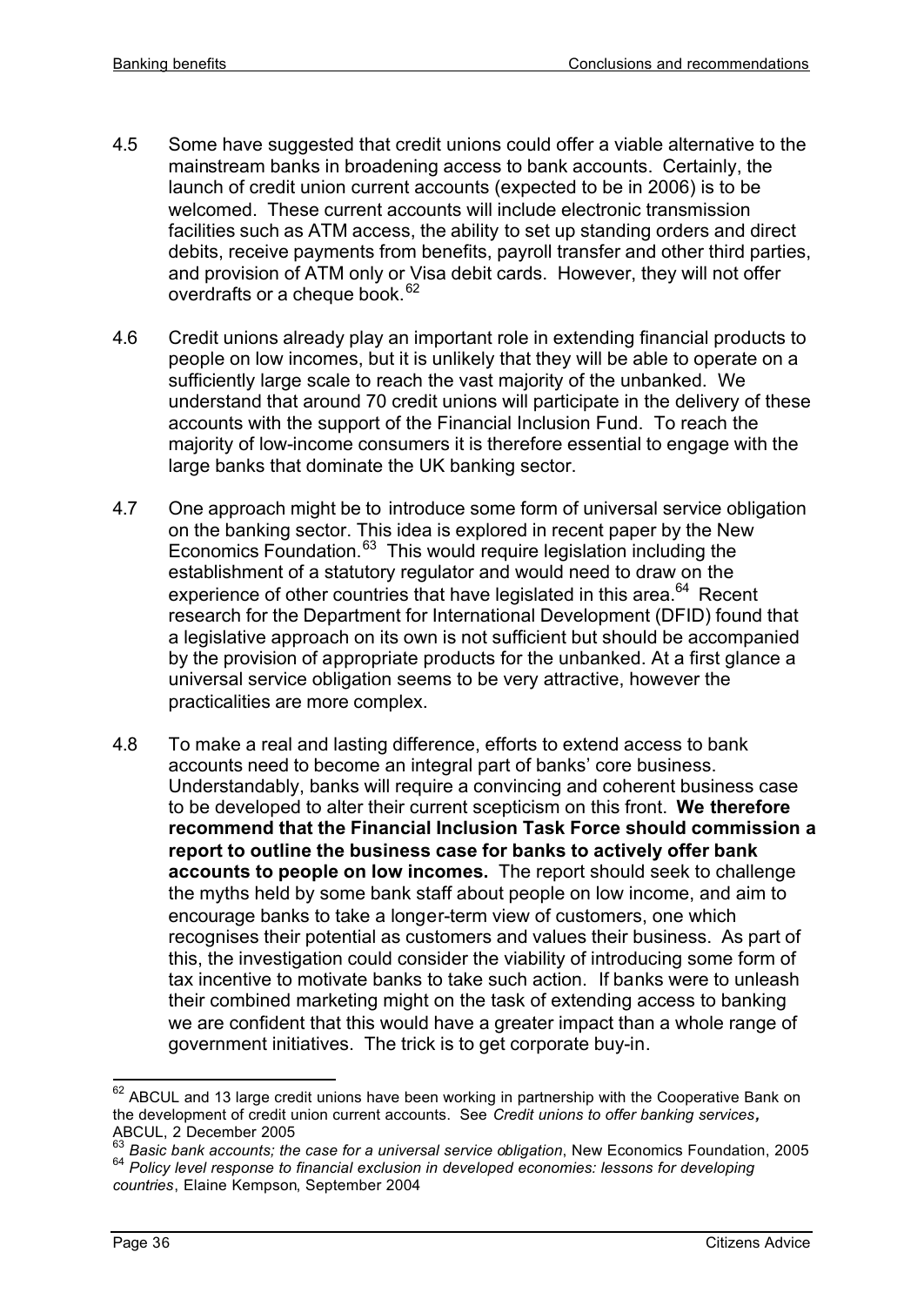4.5 Some have suggested that credit unions could offer a viable alternative to the mainstream banks in broadening access to bank accounts. Certainly, the launch of credit union current accounts (expected to be in 2006) is to be welcomed. These current accounts will include electronic transmission facilities such as ATM access, the ability to set up standing orders and direct debits, receive payments from benefits, payroll transfer and other third parties, and provision of ATM only or Visa debit cards. However, they will not offer overdrafts or a cheque book.[62]

4.6 Credit unions already play an important role in extending financial products to people on low incomes, but it is unlikely that they will be able to operate on a sufficiently large scale to reach the vast majority of the unbanked. We understand that around 70 credit unions will participate in the delivery of these accounts with the support of the Financial Inclusion Fund. To reach the majority of low-income consumers it is therefore essential to engage with the large banks that dominate the UK banking sector.

4.7 One approach might be to introduce some form of universal service obligation on the banking sector. This idea is explored in recent paper by the New Economics Foundation.[63] This would require legislation including the establishment of a statutory regulator and would need to draw on the experience of other countries that have legislated in this area.[64] Recent research for the Department for International Development (DFID) found that a legislative approach on its own is not sufficient but should be accompanied by the provision of appropriate products for the unbanked. At a first glance a universal service obligation seems to be very attractive, however the practicalities are more complex.

4.8 To make a real and lasting difference, efforts to extend access to bank accounts need to become an integral part of banks' core business. Understandably, banks will require a convincing and coherent business case to be developed to alter their current scepticism on this front. **We therefore recommend that the Financial Inclusion Task Force should commission a report to outline the business case for banks to actively offer bank accounts to people on low incomes.** The report should seek to challenge the myths held by some bank staff about people on low income, and aim to encourage banks to take a longer-term view of customers, one which recognises their potential as customers and values their business. As part of this, the investigation could consider the viability of introducing some form of tax incentive to motivate banks to take such action. If banks were to unleash their combined marketing might on the task of extending access to banking we are confident that this would have a greater impact than a whole range of government initiatives. The trick is to get corporate buy-in.

---

[62] ABCUL and 13 large credit unions have been working in partnership with the Cooperative Bank on the development of credit union current accounts. See *Credit unions to offer banking services*, ABCUL, 2 December 2005

[63] *Basic bank accounts; the case for a universal service obligation*, New Economics Foundation, 2005

[64] *Policy level response to financial exclusion in developed economies: lessons for developing countries*, Elaine Kempson, September 2004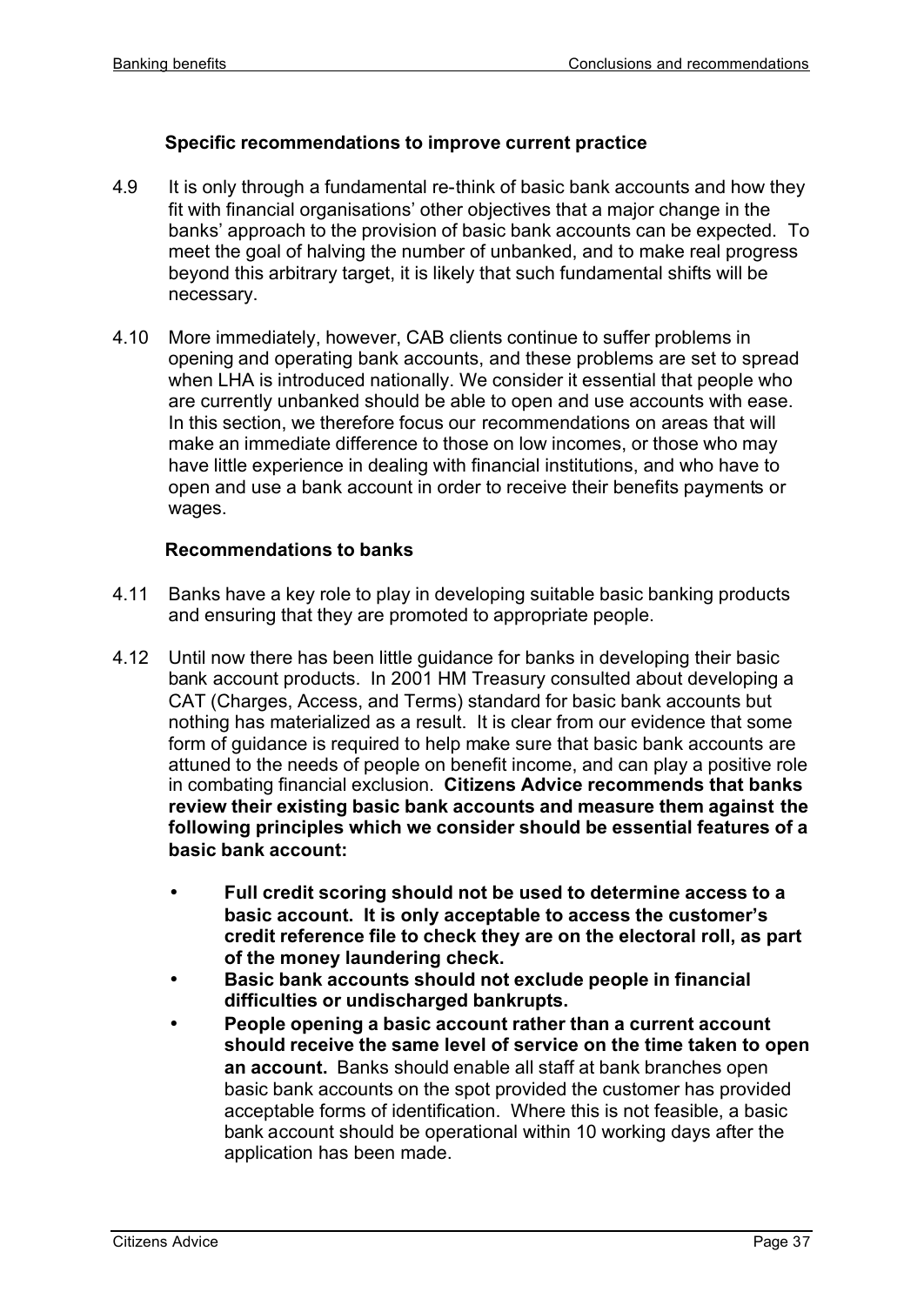### Specific recommendations to improve current practice

4.9 It is only through a fundamental re-think of basic bank accounts and how they fit with financial organisations' other objectives that a major change in the banks' approach to the provision of basic bank accounts can be expected. To meet the goal of halving the number of unbanked, and to make real progress beyond this arbitrary target, it is likely that such fundamental shifts will be necessary.

4.10 More immediately, however, CAB clients continue to suffer problems in opening and operating bank accounts, and these problems are set to spread when LHA is introduced nationally. We consider it essential that people who are currently unbanked should be able to open and use accounts with ease. In this section, we therefore focus our recommendations on areas that will make an immediate difference to those on low incomes, or those who may have little experience in dealing with financial institutions, and who have to open and use a bank account in order to receive their benefits payments or wages.

### Recommendations to banks

4.11 Banks have a key role to play in developing suitable basic banking products and ensuring that they are promoted to appropriate people.

4.12 Until now there has been little guidance for banks in developing their basic bank account products. In 2001 HM Treasury consulted about developing a CAT (Charges, Access, and Terms) standard for basic bank accounts but nothing has materialized as a result. It is clear from our evidence that some form of guidance is required to help make sure that basic bank accounts are attuned to the needs of people on benefit income, and can play a positive role in combating financial exclusion. **Citizens Advice recommends that banks review their existing basic bank accounts and measure them against the following principles which we consider should be essential features of a basic bank account:**

- **Full credit scoring should not be used to determine access to a basic account. It is only acceptable to access the customer's credit reference file to check they are on the electoral roll, as part of the money laundering check.**
- **Basic bank accounts should not exclude people in financial difficulties or undischarged bankrupts.**
- **People opening a basic account rather than a current account should receive the same level of service on the time taken to open an account.** Banks should enable all staff at bank branches open basic bank accounts on the spot provided the customer has provided acceptable forms of identification. Where this is not feasible, a basic bank account should be operational within 10 working days after the application has been made.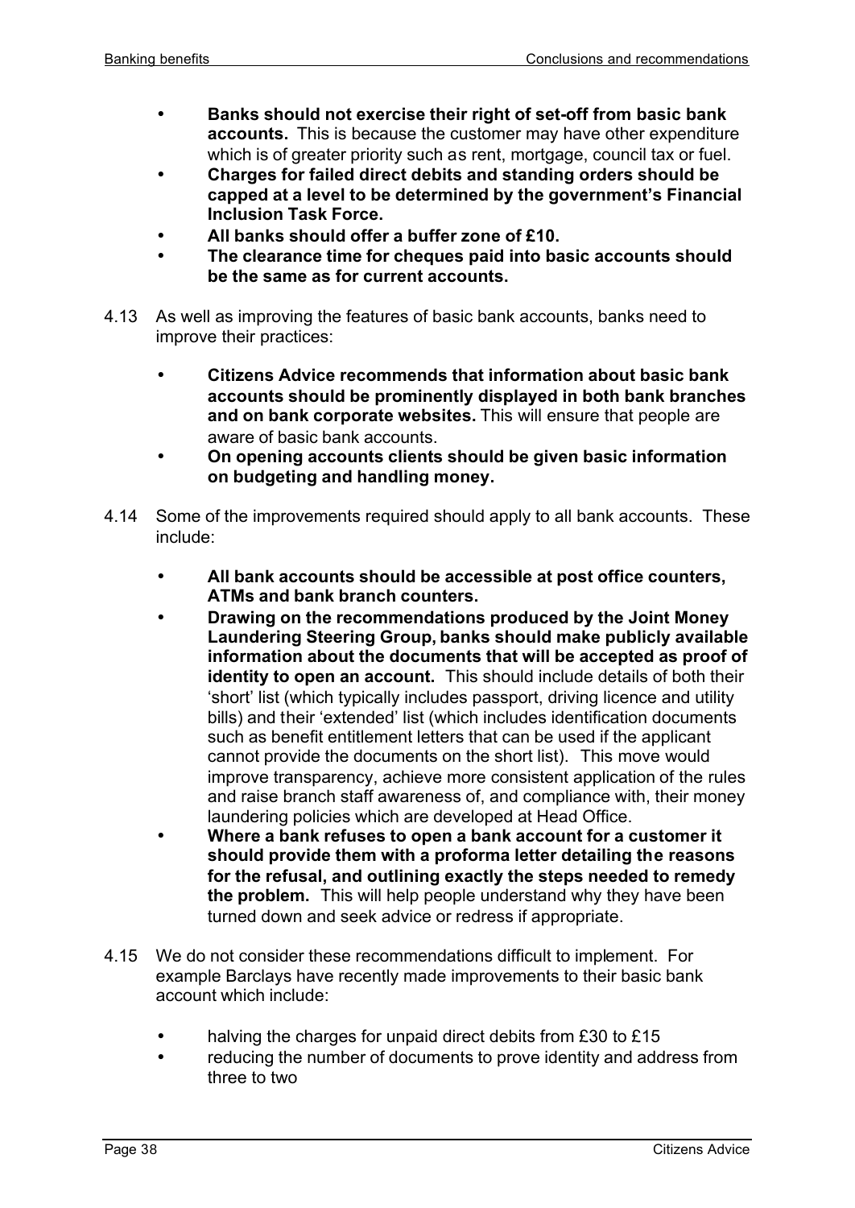- **Banks should not exercise their right of set-off from basic bank accounts.** This is because the customer may have other expenditure which is of greater priority such as rent, mortgage, council tax or fuel.
- **Charges for failed direct debits and standing orders should be capped at a level to be determined by the government's Financial Inclusion Task Force.**
- **All banks should offer a buffer zone of £10.**
- **The clearance time for cheques paid into basic accounts should be the same as for current accounts.**

4.13 As well as improving the features of basic bank accounts, banks need to improve their practices:

- **Citizens Advice recommends that information about basic bank accounts should be prominently displayed in both bank branches and on bank corporate websites.** This will ensure that people are aware of basic bank accounts.
- **On opening accounts clients should be given basic information on budgeting and handling money.**

4.14 Some of the improvements required should apply to all bank accounts. These include:

- **All bank accounts should be accessible at post office counters, ATMs and bank branch counters.**
- **Drawing on the recommendations produced by the Joint Money Laundering Steering Group, banks should make publicly available information about the documents that will be accepted as proof of identity to open an account.** This should include details of both their 'short' list (which typically includes passport, driving licence and utility bills) and their 'extended' list (which includes identification documents such as benefit entitlement letters that can be used if the applicant cannot provide the documents on the short list). This move would improve transparency, achieve more consistent application of the rules and raise branch staff awareness of, and compliance with, their money laundering policies which are developed at Head Office.
- **Where a bank refuses to open a bank account for a customer it should provide them with a proforma letter detailing the reasons for the refusal, and outlining exactly the steps needed to remedy the problem.** This will help people understand why they have been turned down and seek advice or redress if appropriate.

4.15 We do not consider these recommendations difficult to implement. For example Barclays have recently made improvements to their basic bank account which include:

- halving the charges for unpaid direct debits from £30 to £15
- reducing the number of documents to prove identity and address from three to two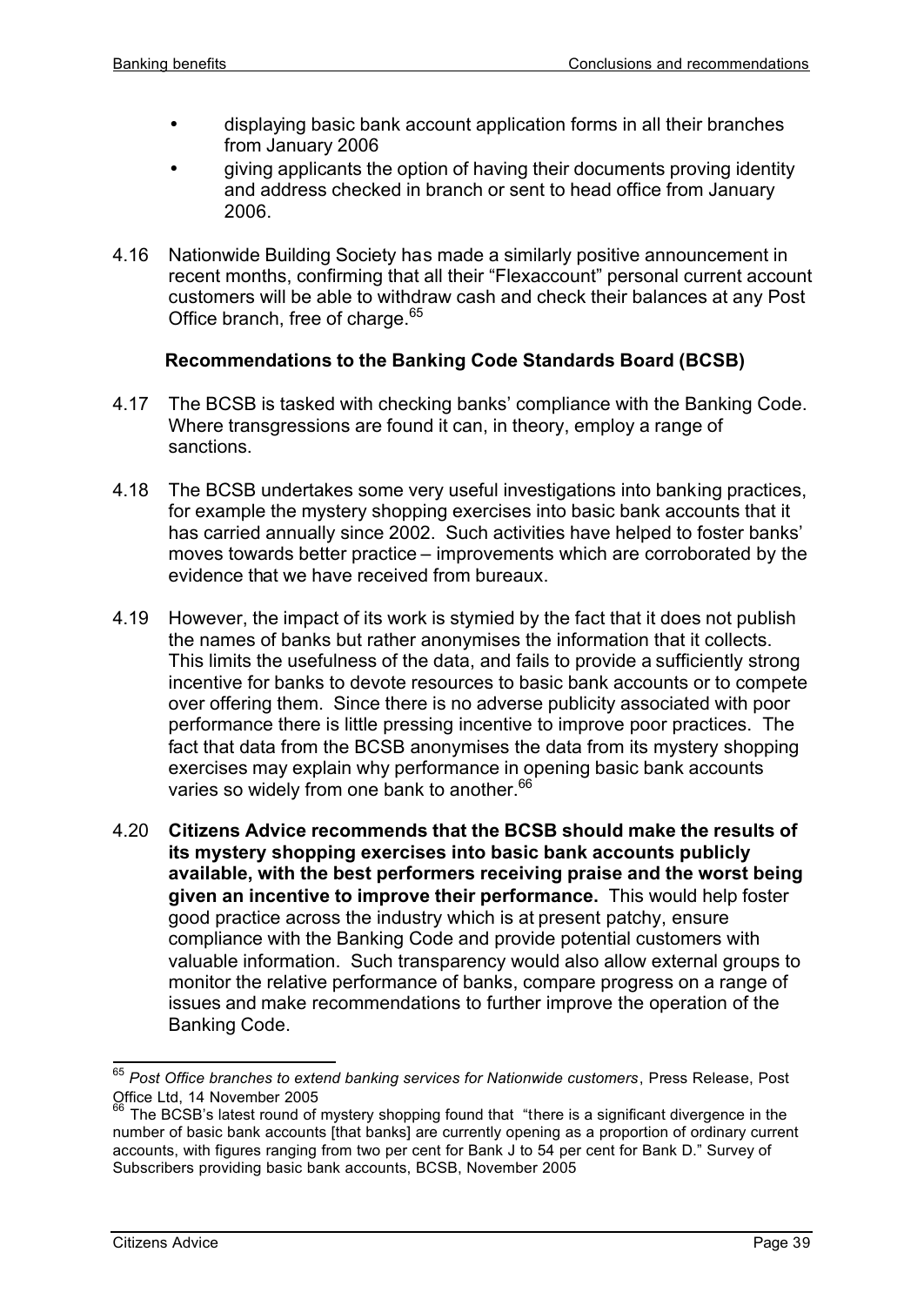- displaying basic bank account application forms in all their branches from January 2006
- giving applicants the option of having their documents proving identity and address checked in branch or sent to head office from January 2006.

4.16 Nationwide Building Society has made a similarly positive announcement in recent months, confirming that all their "Flexaccount" personal current account customers will be able to withdraw cash and check their balances at any Post Office branch, free of charge.[65]

### Recommendations to the Banking Code Standards Board (BCSB)

4.17 The BCSB is tasked with checking banks' compliance with the Banking Code. Where transgressions are found it can, in theory, employ a range of sanctions.

4.18 The BCSB undertakes some very useful investigations into banking practices, for example the mystery shopping exercises into basic bank accounts that it has carried annually since 2002. Such activities have helped to foster banks' moves towards better practice – improvements which are corroborated by the evidence that we have received from bureaux.

4.19 However, the impact of its work is stymied by the fact that it does not publish the names of banks but rather anonymises the information that it collects. This limits the usefulness of the data, and fails to provide a sufficiently strong incentive for banks to devote resources to basic bank accounts or to compete over offering them. Since there is no adverse publicity associated with poor performance there is little pressing incentive to improve poor practices. The fact that data from the BCSB anonymises the data from its mystery shopping exercises may explain why performance in opening basic bank accounts varies so widely from one bank to another.[66]

4.20 **Citizens Advice recommends that the BCSB should make the results of its mystery shopping exercises into basic bank accounts publicly available, with the best performers receiving praise and the worst being given an incentive to improve their performance.** This would help foster good practice across the industry which is at present patchy, ensure compliance with the Banking Code and provide potential customers with valuable information. Such transparency would also allow external groups to monitor the relative performance of banks, compare progress on a range of issues and make recommendations to further improve the operation of the Banking Code.

---

[65] *Post Office branches to extend banking services for Nationwide customers*, Press Release, Post Office Ltd, 14 November 2005

[66] The BCSB's latest round of mystery shopping found that "there is a significant divergence in the number of basic bank accounts [that banks] are currently opening as a proportion of ordinary current accounts, with figures ranging from two per cent for Bank J to 54 per cent for Bank D." Survey of Subscribers providing basic bank accounts, BCSB, November 2005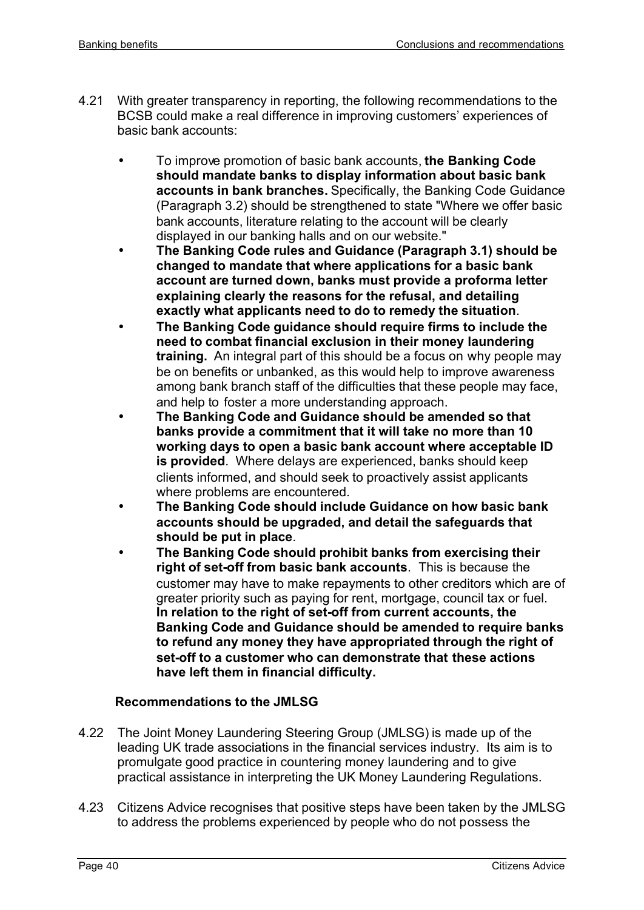4.21 With greater transparency in reporting, the following recommendations to the BCSB could make a real difference in improving customers' experiences of basic bank accounts:

- To improve promotion of basic bank accounts, **the Banking Code should mandate banks to display information about basic bank accounts in bank branches.** Specifically, the Banking Code Guidance (Paragraph 3.2) should be strengthened to state "Where we offer basic bank accounts, literature relating to the account will be clearly displayed in our banking halls and on our website."
- **The Banking Code rules and Guidance (Paragraph 3.1) should be changed to mandate that where applications for a basic bank account are turned down, banks must provide a proforma letter explaining clearly the reasons for the refusal, and detailing exactly what applicants need to do to remedy the situation**.
- **The Banking Code guidance should require firms to include the need to combat financial exclusion in their money laundering training.** An integral part of this should be a focus on why people may be on benefits or unbanked, as this would help to improve awareness among bank branch staff of the difficulties that these people may face, and help to foster a more understanding approach.
- **The Banking Code and Guidance should be amended so that banks provide a commitment that it will take no more than 10 working days to open a basic bank account where acceptable ID is provided**. Where delays are experienced, banks should keep clients informed, and should seek to proactively assist applicants where problems are encountered.
- **The Banking Code should include Guidance on how basic bank accounts should be upgraded, and detail the safeguards that should be put in place**.
- **The Banking Code should prohibit banks from exercising their right of set-off from basic bank accounts**. This is because the customer may have to make repayments to other creditors which are of greater priority such as paying for rent, mortgage, council tax or fuel. **In relation to the right of set-off from current accounts, the Banking Code and Guidance should be amended to require banks to refund any money they have appropriated through the right of set-off to a customer who can demonstrate that these actions have left them in financial difficulty.**

### Recommendations to the JMLSG

4.22 The Joint Money Laundering Steering Group (JMLSG) is made up of the leading UK trade associations in the financial services industry. Its aim is to promulgate good practice in countering money laundering and to give practical assistance in interpreting the UK Money Laundering Regulations.

4.23 Citizens Advice recognises that positive steps have been taken by the JMLSG to address the problems experienced by people who do not possess the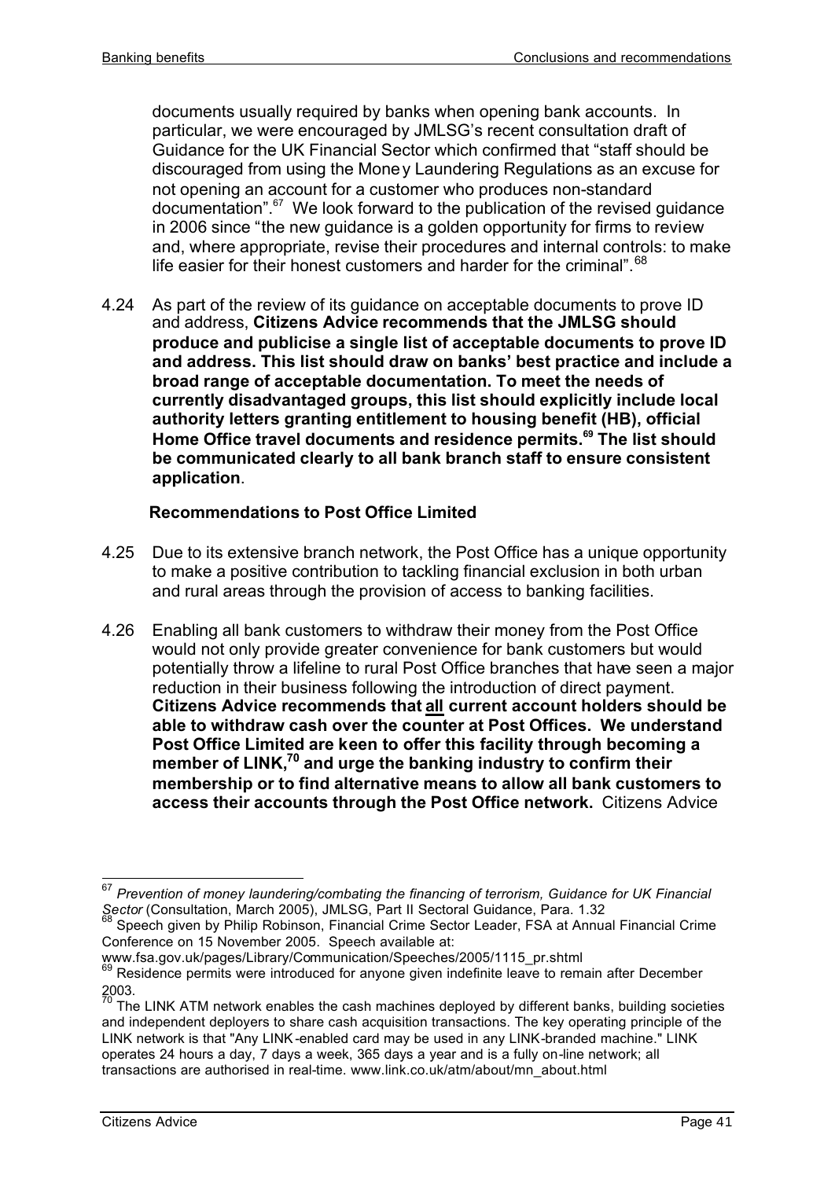documents usually required by banks when opening bank accounts. In particular, we were encouraged by JMLSG's recent consultation draft of Guidance for the UK Financial Sector which confirmed that "staff should be discouraged from using the Money Laundering Regulations as an excuse for not opening an account for a customer who produces non-standard documentation".[67] We look forward to the publication of the revised guidance in 2006 since "the new guidance is a golden opportunity for firms to review and, where appropriate, revise their procedures and internal controls: to make life easier for their honest customers and harder for the criminal".[68]

4.24 As part of the review of its guidance on acceptable documents to prove ID and address, **Citizens Advice recommends that the JMLSG should produce and publicise a single list of acceptable documents to prove ID and address. This list should draw on banks' best practice and include a broad range of acceptable documentation. To meet the needs of currently disadvantaged groups, this list should explicitly include local authority letters granting entitlement to housing benefit (HB), official Home Office travel documents and residence permits.[69] The list should be communicated clearly to all bank branch staff to ensure consistent application**.

### Recommendations to Post Office Limited

4.25 Due to its extensive branch network, the Post Office has a unique opportunity to make a positive contribution to tackling financial exclusion in both urban and rural areas through the provision of access to banking facilities.

4.26 Enabling all bank customers to withdraw their money from the Post Office would not only provide greater convenience for bank customers but would potentially throw a lifeline to rural Post Office branches that have seen a major reduction in their business following the introduction of direct payment. **Citizens Advice recommends that <u>all</u> current account holders should be able to withdraw cash over the counter at Post Offices. We understand Post Office Limited are keen to offer this facility through becoming a member of LINK,[70] and urge the banking industry to confirm their membership or to find alternative means to allow all bank customers to access their accounts through the Post Office network.** Citizens Advice

---

[67] *Prevention of money laundering/combating the financing of terrorism, Guidance for UK Financial Sector* (Consultation, March 2005), JMLSG, Part II Sectoral Guidance, Para. 1.32

[68] Speech given by Philip Robinson, Financial Crime Sector Leader, FSA at Annual Financial Crime Conference on 15 November 2005. Speech available at: www.fsa.gov.uk/pages/Library/Communication/Speeches/2005/1115_pr.shtml

[69] Residence permits were introduced for anyone given indefinite leave to remain after December 2003.

[70] The LINK ATM network enables the cash machines deployed by different banks, building societies and independent deployers to share cash acquisition transactions. The key operating principle of the LINK network is that "Any LINK-enabled card may be used in any LINK-branded machine." LINK operates 24 hours a day, 7 days a week, 365 days a year and is a fully on-line network; all transactions are authorised in real-time. www.link.co.uk/atm/about/mn_about.html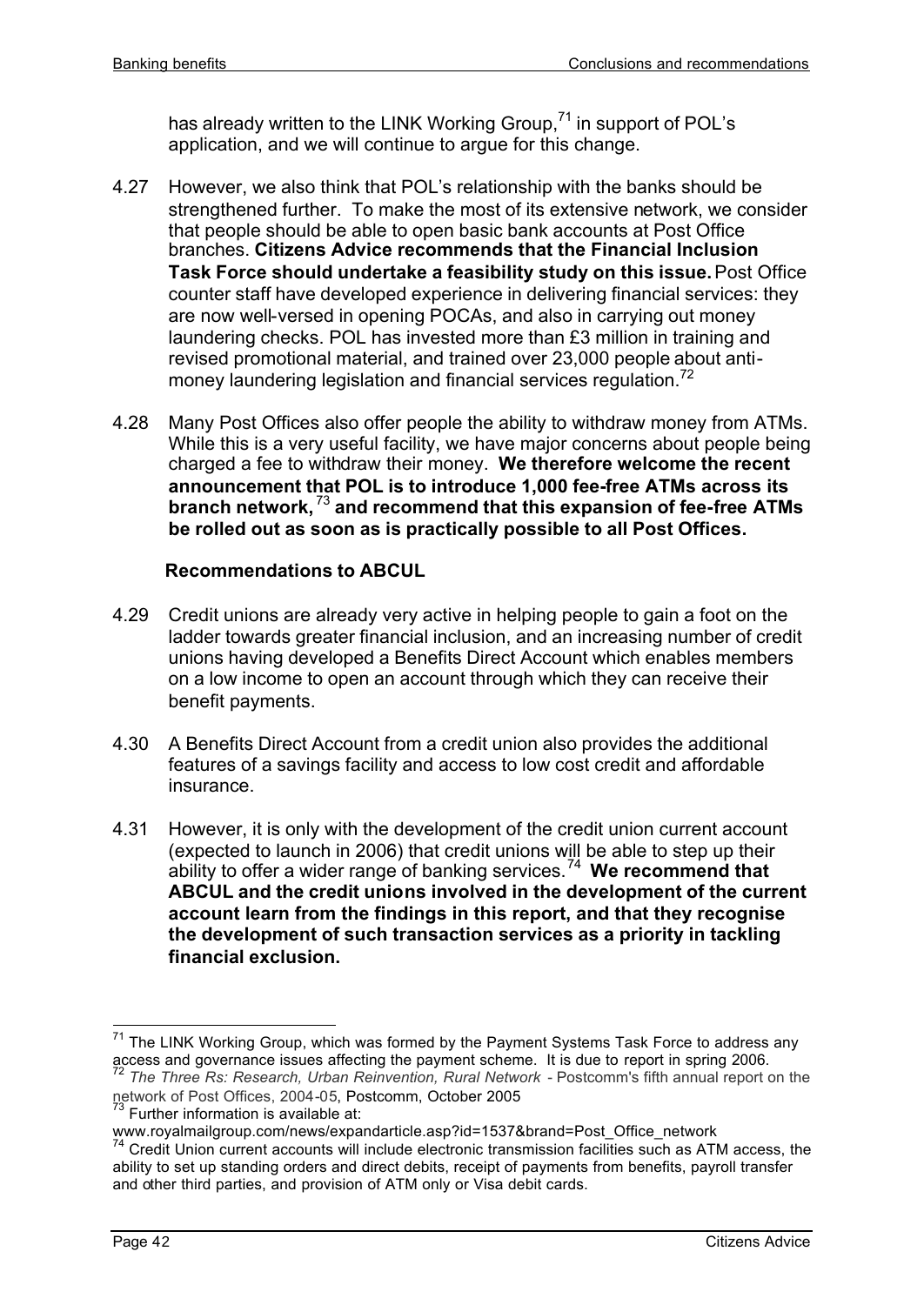has already written to the LINK Working Group,[71] in support of POL's application, and we will continue to argue for this change.

4.27 However, we also think that POL's relationship with the banks should be strengthened further. To make the most of its extensive network, we consider that people should be able to open basic bank accounts at Post Office branches. **Citizens Advice recommends that the Financial Inclusion Task Force should undertake a feasibility study on this issue.** Post Office counter staff have developed experience in delivering financial services: they are now well-versed in opening POCAs, and also in carrying out money laundering checks. POL has invested more than £3 million in training and revised promotional material, and trained over 23,000 people about anti-money laundering legislation and financial services regulation.[72]

4.28 Many Post Offices also offer people the ability to withdraw money from ATMs. While this is a very useful facility, we have major concerns about people being charged a fee to withdraw their money. **We therefore welcome the recent announcement that POL is to introduce 1,000 fee-free ATMs across its branch network,**[73] **and recommend that this expansion of fee-free ATMs be rolled out as soon as is practically possible to all Post Offices.**

### Recommendations to ABCUL

4.29 Credit unions are already very active in helping people to gain a foot on the ladder towards greater financial inclusion, and an increasing number of credit unions having developed a Benefits Direct Account which enables members on a low income to open an account through which they can receive their benefit payments.

4.30 A Benefits Direct Account from a credit union also provides the additional features of a savings facility and access to low cost credit and affordable insurance.

4.31 However, it is only with the development of the credit union current account (expected to launch in 2006) that credit unions will be able to step up their ability to offer a wider range of banking services.[74] **We recommend that ABCUL and the credit unions involved in the development of the current account learn from the findings in this report, and that they recognise the development of such transaction services as a priority in tackling financial exclusion.**

---

[71] The LINK Working Group, which was formed by the Payment Systems Task Force to address any access and governance issues affecting the payment scheme. It is due to report in spring 2006.

[72] *The Three Rs: Research, Urban Reinvention, Rural Network* - Postcomm's fifth annual report on the network of Post Offices, 2004-05, Postcomm, October 2005

[73] Further information is available at: www.royalmailgroup.com/news/expandarticle.asp?id=1537&brand=Post_Office_network

[74] Credit Union current accounts will include electronic transmission facilities such as ATM access, the ability to set up standing orders and direct debits, receipt of payments from benefits, payroll transfer and other third parties, and provision of ATM only or Visa debit cards.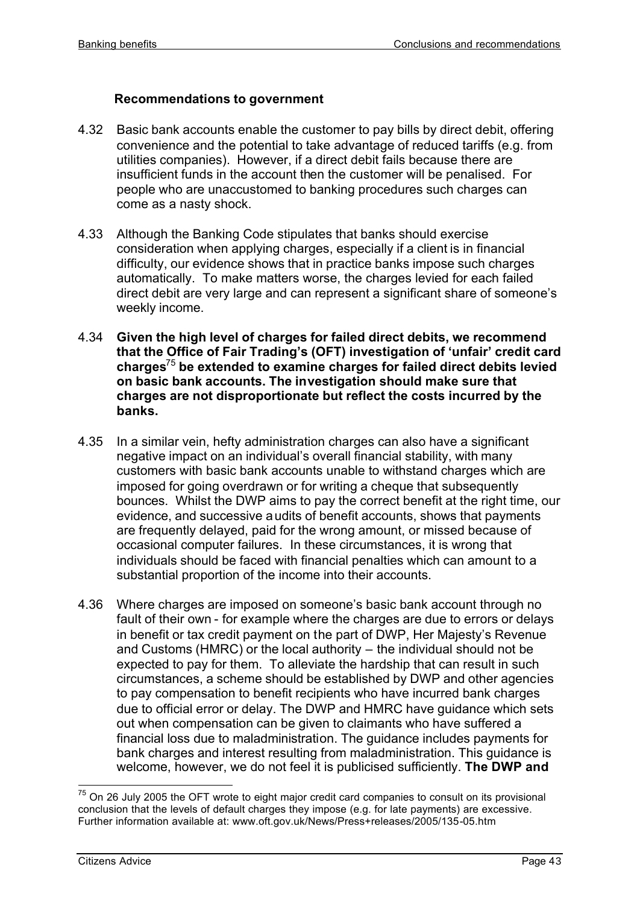### Recommendations to government

4.32 Basic bank accounts enable the customer to pay bills by direct debit, offering convenience and the potential to take advantage of reduced tariffs (e.g. from utilities companies). However, if a direct debit fails because there are insufficient funds in the account then the customer will be penalised. For people who are unaccustomed to banking procedures such charges can come as a nasty shock.

4.33 Although the Banking Code stipulates that banks should exercise consideration when applying charges, especially if a client is in financial difficulty, our evidence shows that in practice banks impose such charges automatically. To make matters worse, the charges levied for each failed direct debit are very large and can represent a significant share of someone's weekly income.

4.34 **Given the high level of charges for failed direct debits, we recommend that the Office of Fair Trading's (OFT) investigation of 'unfair' credit card charges[75] be extended to examine charges for failed direct debits levied on basic bank accounts. The investigation should make sure that charges are not disproportionate but reflect the costs incurred by the banks.**

4.35 In a similar vein, hefty administration charges can also have a significant negative impact on an individual's overall financial stability, with many customers with basic bank accounts unable to withstand charges which are imposed for going overdrawn or for writing a cheque that subsequently bounces. Whilst the DWP aims to pay the correct benefit at the right time, our evidence, and successive audits of benefit accounts, shows that payments are frequently delayed, paid for the wrong amount, or missed because of occasional computer failures. In these circumstances, it is wrong that individuals should be faced with financial penalties which can amount to a substantial proportion of the income into their accounts.

4.36 Where charges are imposed on someone's basic bank account through no fault of their own - for example where the charges are due to errors or delays in benefit or tax credit payment on the part of DWP, Her Majesty's Revenue and Customs (HMRC) or the local authority – the individual should not be expected to pay for them. To alleviate the hardship that can result in such circumstances, a scheme should be established by DWP and other agencies to pay compensation to benefit recipients who have incurred bank charges due to official error or delay. The DWP and HMRC have guidance which sets out when compensation can be given to claimants who have suffered a financial loss due to maladministration. The guidance includes payments for bank charges and interest resulting from maladministration. This guidance is welcome, however, we do not feel it is publicised sufficiently. **The DWP and**

---

[75] On 26 July 2005 the OFT wrote to eight major credit card companies to consult on its provisional conclusion that the levels of default charges they impose (e.g. for late payments) are excessive. Further information available at: www.oft.gov.uk/News/Press+releases/2005/135-05.htm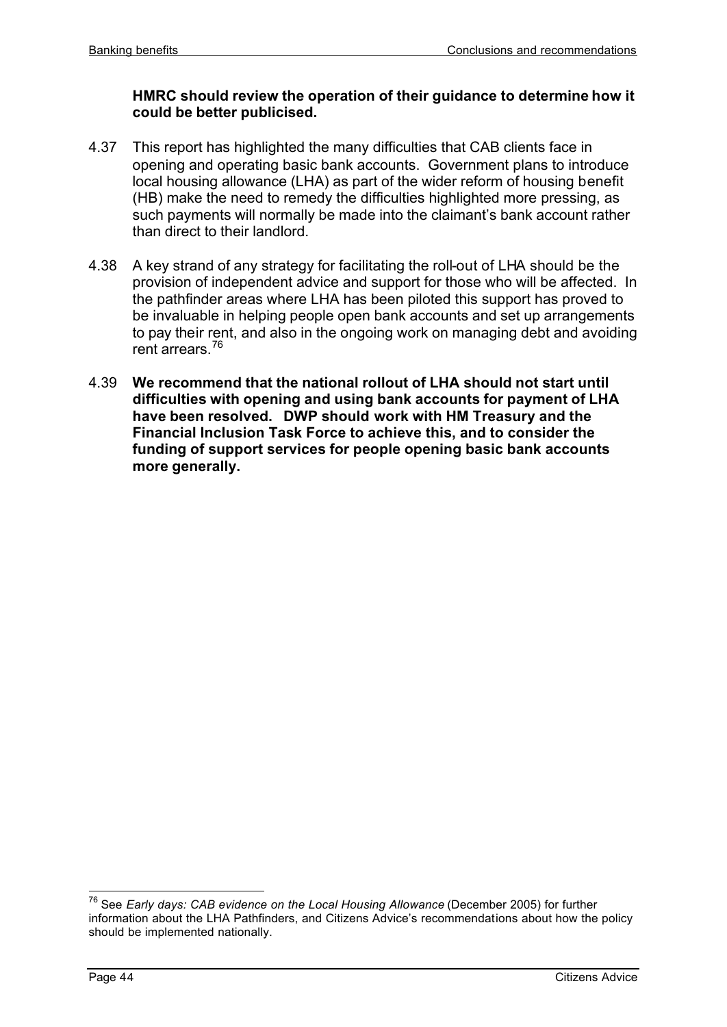**HMRC should review the operation of their guidance to determine how it could be better publicised.**

4.37 This report has highlighted the many difficulties that CAB clients face in opening and operating basic bank accounts. Government plans to introduce local housing allowance (LHA) as part of the wider reform of housing benefit (HB) make the need to remedy the difficulties highlighted more pressing, as such payments will normally be made into the claimant's bank account rather than direct to their landlord.

4.38 A key strand of any strategy for facilitating the roll-out of LHA should be the provision of independent advice and support for those who will be affected. In the pathfinder areas where LHA has been piloted this support has proved to be invaluable in helping people open bank accounts and set up arrangements to pay their rent, and also in the ongoing work on managing debt and avoiding rent arrears.[76]

4.39 **We recommend that the national rollout of LHA should not start until difficulties with opening and using bank accounts for payment of LHA have been resolved. DWP should work with HM Treasury and the Financial Inclusion Task Force to achieve this, and to consider the funding of support services for people opening basic bank accounts more generally.**

---

[76] See *Early days: CAB evidence on the Local Housing Allowance* (December 2005) for further information about the LHA Pathfinders, and Citizens Advice's recommendations about how the policy should be implemented nationally.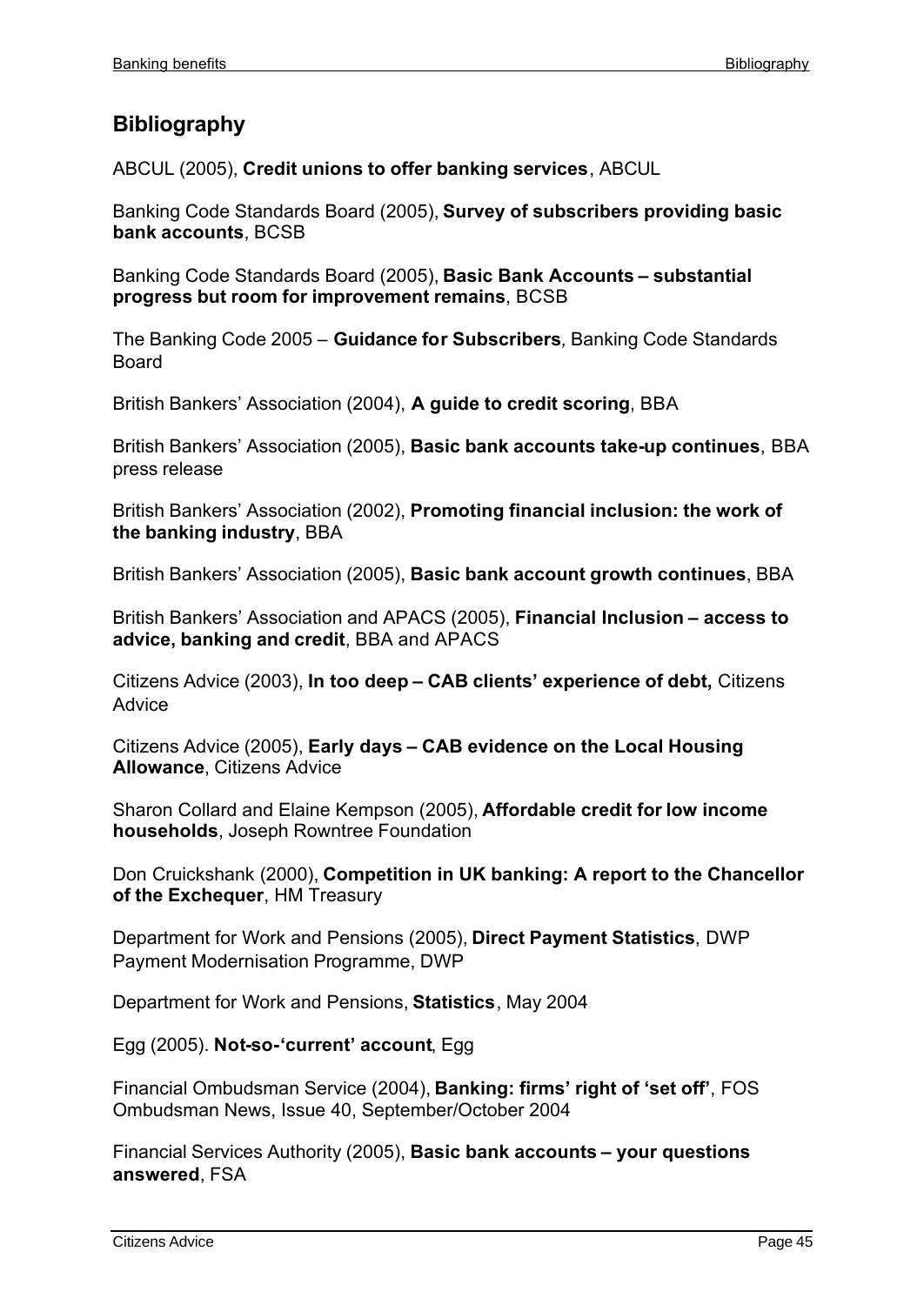## Bibliography

ABCUL (2005), **Credit unions to offer banking services**, ABCUL

Banking Code Standards Board (2005), **Survey of subscribers providing basic bank accounts**, BCSB

Banking Code Standards Board (2005), **Basic Bank Accounts – substantial progress but room for improvement remains**, BCSB

The Banking Code 2005 – **Guidance for Subscribers***,* Banking Code Standards Board

British Bankers' Association (2004), **A guide to credit scoring**, BBA

British Bankers' Association (2005), **Basic bank accounts take-up continues**, BBA press release

British Bankers' Association (2002), **Promoting financial inclusion: the work of the banking industry**, BBA

British Bankers' Association (2005), **Basic bank account growth continues**, BBA

British Bankers' Association and APACS (2005), **Financial Inclusion – access to advice, banking and credit**, BBA and APACS

Citizens Advice (2003), **In too deep – CAB clients' experience of debt,** Citizens Advice

Citizens Advice (2005), **Early days – CAB evidence on the Local Housing Allowance**, Citizens Advice

Sharon Collard and Elaine Kempson (2005), **Affordable credit for low income households**, Joseph Rowntree Foundation

Don Cruickshank (2000), **Competition in UK banking: A report to the Chancellor of the Exchequer**, HM Treasury

Department for Work and Pensions (2005), **Direct Payment Statistics**, DWP Payment Modernisation Programme, DWP

Department for Work and Pensions, **Statistics**, May 2004

Egg (2005). **Not-so-'current' account**, Egg

Financial Ombudsman Service (2004), **Banking: firms' right of 'set off'**, FOS Ombudsman News, Issue 40, September/October 2004

Financial Services Authority (2005), **Basic bank accounts – your questions answered**, FSA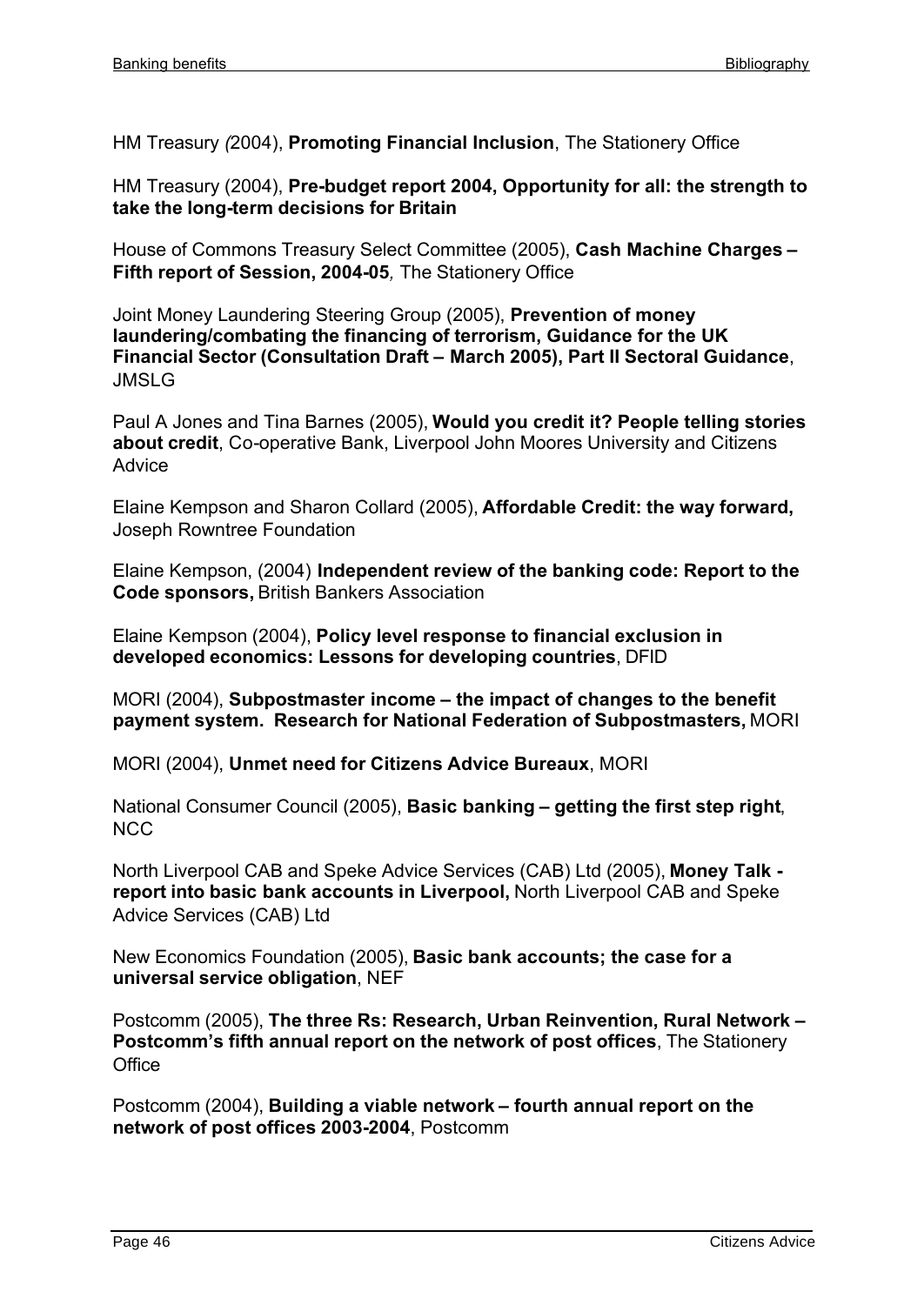HM Treasury *(*2004), **Promoting Financial Inclusion**, The Stationery Office

HM Treasury (2004), **Pre-budget report 2004, Opportunity for all: the strength to take the long-term decisions for Britain**

House of Commons Treasury Select Committee (2005), **Cash Machine Charges – Fifth report of Session, 2004-05***,* The Stationery Office

Joint Money Laundering Steering Group (2005), **Prevention of money laundering/combating the financing of terrorism, Guidance for the UK Financial Sector (Consultation Draft – March 2005), Part II Sectoral Guidance**, JMSLG

Paul A Jones and Tina Barnes (2005), **Would you credit it? People telling stories about credit**, Co-operative Bank, Liverpool John Moores University and Citizens Advice

Elaine Kempson and Sharon Collard (2005), **Affordable Credit: the way forward,** Joseph Rowntree Foundation

Elaine Kempson, (2004) **Independent review of the banking code: Report to the Code sponsors,** British Bankers Association

Elaine Kempson (2004), **Policy level response to financial exclusion in developed economics: Lessons for developing countries**, DFID

MORI (2004), **Subpostmaster income – the impact of changes to the benefit payment system. Research for National Federation of Subpostmasters,** MORI

MORI (2004), **Unmet need for Citizens Advice Bureaux**, MORI

National Consumer Council (2005), **Basic banking – getting the first step right**, NCC

North Liverpool CAB and Speke Advice Services (CAB) Ltd (2005), **Money Talk - report into basic bank accounts in Liverpool,** North Liverpool CAB and Speke Advice Services (CAB) Ltd

New Economics Foundation (2005), **Basic bank accounts; the case for a universal service obligation**, NEF

Postcomm (2005), **The three Rs: Research, Urban Reinvention, Rural Network – Postcomm's fifth annual report on the network of post offices**, The Stationery Office

Postcomm (2004), **Building a viable network – fourth annual report on the network of post offices 2003-2004**, Postcomm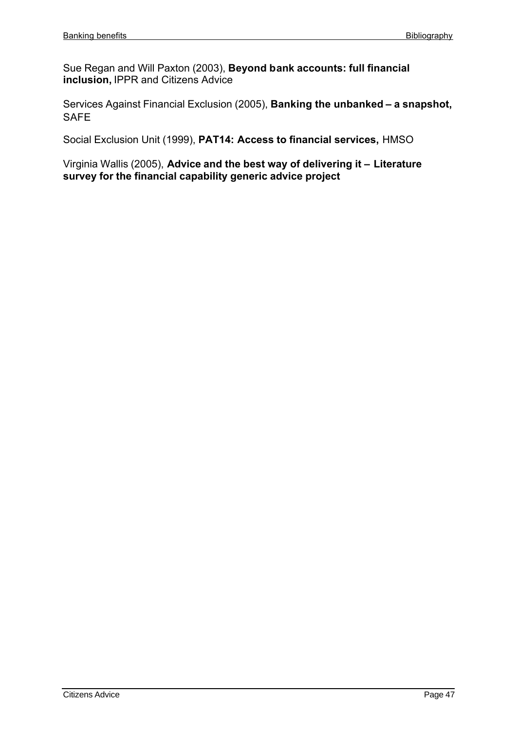Sue Regan and Will Paxton (2003), **Beyond bank accounts: full financial inclusion,** IPPR and Citizens Advice

Services Against Financial Exclusion (2005), **Banking the unbanked – a snapshot,** SAFE

Social Exclusion Unit (1999), **PAT14: Access to financial services,** HMSO

Virginia Wallis (2005), **Advice and the best way of delivering it – Literature survey for the financial capability generic advice project**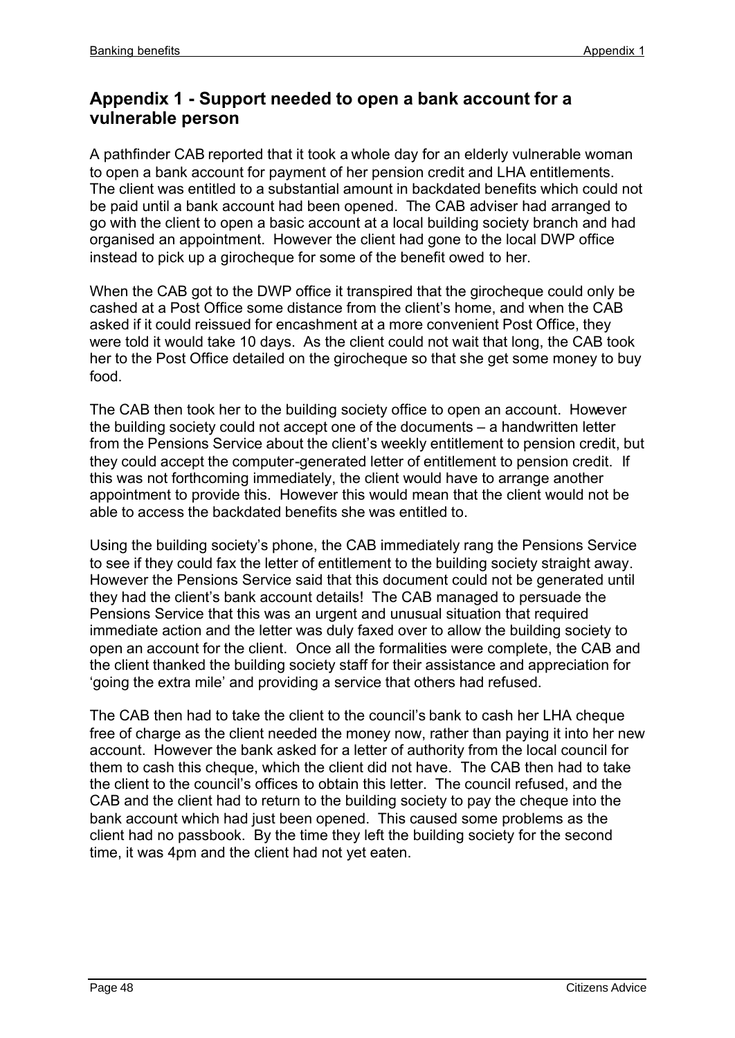## Appendix 1 - Support needed to open a bank account for a vulnerable person

A pathfinder CAB reported that it took a whole day for an elderly vulnerable woman to open a bank account for payment of her pension credit and LHA entitlements. The client was entitled to a substantial amount in backdated benefits which could not be paid until a bank account had been opened. The CAB adviser had arranged to go with the client to open a basic account at a local building society branch and had organised an appointment. However the client had gone to the local DWP office instead to pick up a girocheque for some of the benefit owed to her.

When the CAB got to the DWP office it transpired that the girocheque could only be cashed at a Post Office some distance from the client's home, and when the CAB asked if it could reissued for encashment at a more convenient Post Office, they were told it would take 10 days. As the client could not wait that long, the CAB took her to the Post Office detailed on the girocheque so that she get some money to buy food.

The CAB then took her to the building society office to open an account. However the building society could not accept one of the documents – a handwritten letter from the Pensions Service about the client's weekly entitlement to pension credit, but they could accept the computer-generated letter of entitlement to pension credit. If this was not forthcoming immediately, the client would have to arrange another appointment to provide this. However this would mean that the client would not be able to access the backdated benefits she was entitled to.

Using the building society's phone, the CAB immediately rang the Pensions Service to see if they could fax the letter of entitlement to the building society straight away. However the Pensions Service said that this document could not be generated until they had the client's bank account details! The CAB managed to persuade the Pensions Service that this was an urgent and unusual situation that required immediate action and the letter was duly faxed over to allow the building society to open an account for the client. Once all the formalities were complete, the CAB and the client thanked the building society staff for their assistance and appreciation for 'going the extra mile' and providing a service that others had refused.

The CAB then had to take the client to the council's bank to cash her LHA cheque free of charge as the client needed the money now, rather than paying it into her new account. However the bank asked for a letter of authority from the local council for them to cash this cheque, which the client did not have. The CAB then had to take the client to the council's offices to obtain this letter. The council refused, and the CAB and the client had to return to the building society to pay the cheque into the bank account which had just been opened. This caused some problems as the client had no passbook. By the time they left the building society for the second time, it was 4pm and the client had not yet eaten.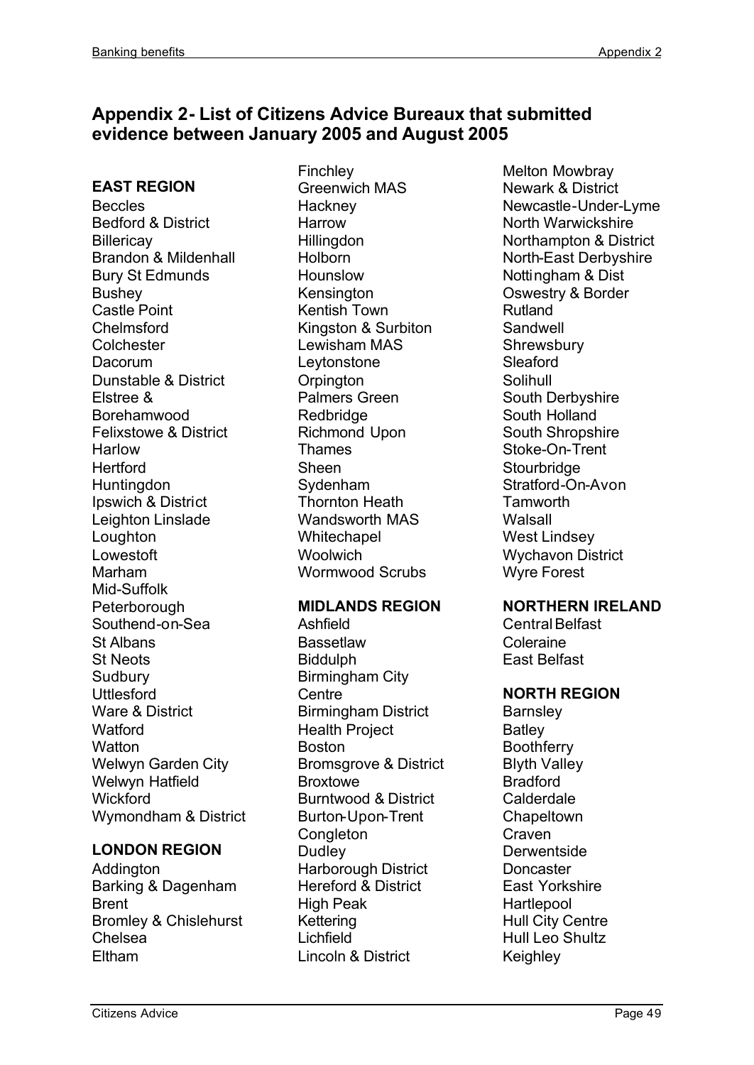## Appendix 2 - List of Citizens Advice Bureaux that submitted evidence between January 2005 and August 2005

**EAST REGION**

Beccles
Bedford & District
Billericay
Brandon & Mildenhall
Bury St Edmunds
Bushey
Castle Point
Chelmsford
Colchester
Dacorum
Dunstable & District
Elstree & Borehamwood
Felixstowe & District
Harlow
Hertford
Huntingdon
Ipswich & District
Leighton Linslade
Loughton
Lowestoft
Marham
Mid-Suffolk
Peterborough
Southend-on-Sea
St Albans
St Neots
Sudbury
Uttlesford
Ware & District
Watford
Watton
Welwyn Garden City
Welwyn Hatfield
Wickford
Wymondham & District

**LONDON REGION**

Addington
Barking & Dagenham
Brent
Bromley & Chislehurst
Chelsea
Eltham
Finchley
Greenwich MAS
Hackney
Harrow
Hillingdon
Holborn
Hounslow
Kensington
Kentish Town
Kingston & Surbiton
Lewisham MAS
Leytonstone
Orpington
Palmers Green
Redbridge
Richmond Upon Thames
Sheen
Sydenham
Thornton Heath
Wandsworth MAS
Whitechapel
Woolwich
Wormwood Scrubs

**MIDLANDS REGION**

Ashfield
Bassetlaw
Biddulph
Birmingham City Centre
Birmingham District Health Project
Boston
Bromsgrove & District
Broxtowe
Burntwood & District
Burton-Upon-Trent
Congleton
Dudley
Harborough District
Hereford & District
High Peak
Kettering
Lichfield
Lincoln & District
Melton Mowbray
Newark & District
Newcastle-Under-Lyme
North Warwickshire
Northampton & District
North-East Derbyshire
Nottingham & Dist
Oswestry & Border
Rutland
Sandwell
Shrewsbury
Sleaford
Solihull
South Derbyshire
South Holland
South Shropshire
Stoke-On-Trent
Stourbridge
Stratford-On-Avon
Tamworth
Walsall
West Lindsey
Wychavon District
Wyre Forest

**NORTHERN IRELAND**

Central Belfast
Coleraine
East Belfast

**NORTH REGION**

Barnsley
Batley
Boothferry
Blyth Valley
Bradford
Calderdale
Chapeltown
Craven
Derwentside
Doncaster
East Yorkshire
Hartlepool
Hull City Centre
Hull Leo Shultz
Keighley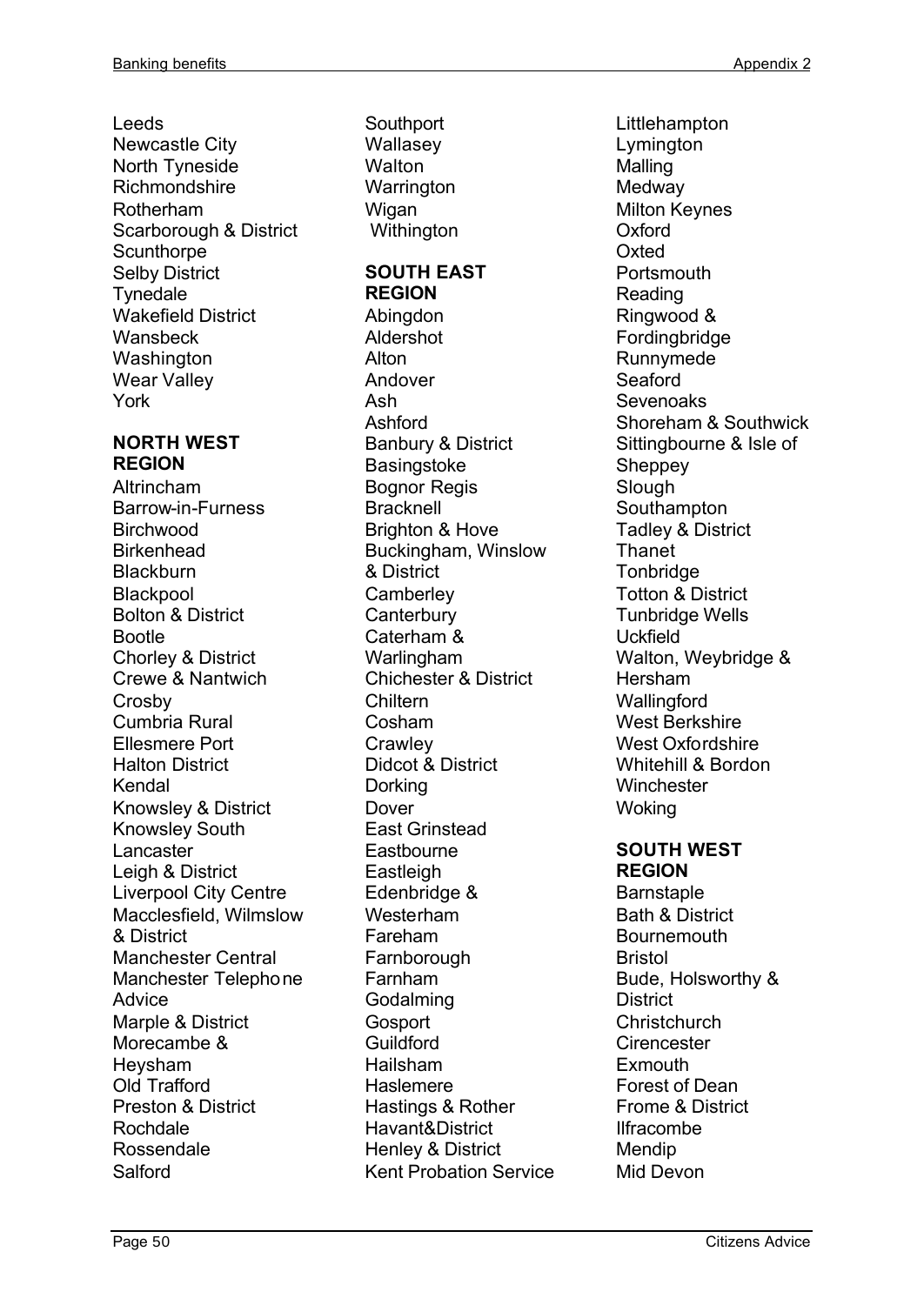Leeds
Newcastle City
North Tyneside
Richmondshire
Rotherham
Scarborough & District
Scunthorpe
Selby District
Tynedale
Wakefield District
Wansbeck
Washington
Wear Valley
York

**NORTH WEST REGION**

Altrincham
Barrow-in-Furness
Birchwood
Birkenhead
Blackburn
Blackpool
Bolton & District
Bootle
Chorley & District
Crewe & Nantwich
Crosby
Cumbria Rural
Ellesmere Port
Halton District
Kendal
Knowsley & District
Knowsley South
Lancaster
Leigh & District
Liverpool City Centre
Macclesfield, Wilmslow & District
Manchester Central
Manchester Telephone Advice
Marple & District
Morecambe & Heysham
Old Trafford
Preston & District
Rochdale
Rossendale
Salford
Southport
Wallasey
Walton
Warrington
Wigan
Withington

**SOUTH EAST REGION**

Abingdon
Aldershot
Alton
Andover
Ash
Ashford
Banbury & District
Basingstoke
Bognor Regis
Bracknell
Brighton & Hove
Buckingham, Winslow & District
Camberley
Canterbury
Caterham & Warlingham
Chichester & District
Chiltern
Cosham
Crawley
Didcot & District
Dorking
Dover
East Grinstead
Eastbourne
Eastleigh
Edenbridge & Westerham
Fareham
Farnborough
Farnham
Godalming
Gosport
Guildford
Hailsham
Haslemere
Hastings & Rother
Havant&District
Henley & District
Kent Probation Service
Littlehampton
Lymington
Malling
Medway
Milton Keynes
Oxford
Oxted
Portsmouth
Reading
Ringwood & Fordingbridge
Runnymede
Seaford
Sevenoaks
Shoreham & Southwick
Sittingbourne & Isle of Sheppey
Slough
Southampton
Tadley & District
Thanet
Tonbridge
Totton & District
Tunbridge Wells
Uckfield
Walton, Weybridge & Hersham
Wallingford
West Berkshire
West Oxfordshire
Whitehill & Bordon
Winchester
Woking

**SOUTH WEST REGION**

Barnstaple
Bath & District
Bournemouth
Bristol
Bude, Holsworthy & District
Christchurch
Cirencester
Exmouth
Forest of Dean
Frome & District
Ilfracombe
Mendip
Mid Devon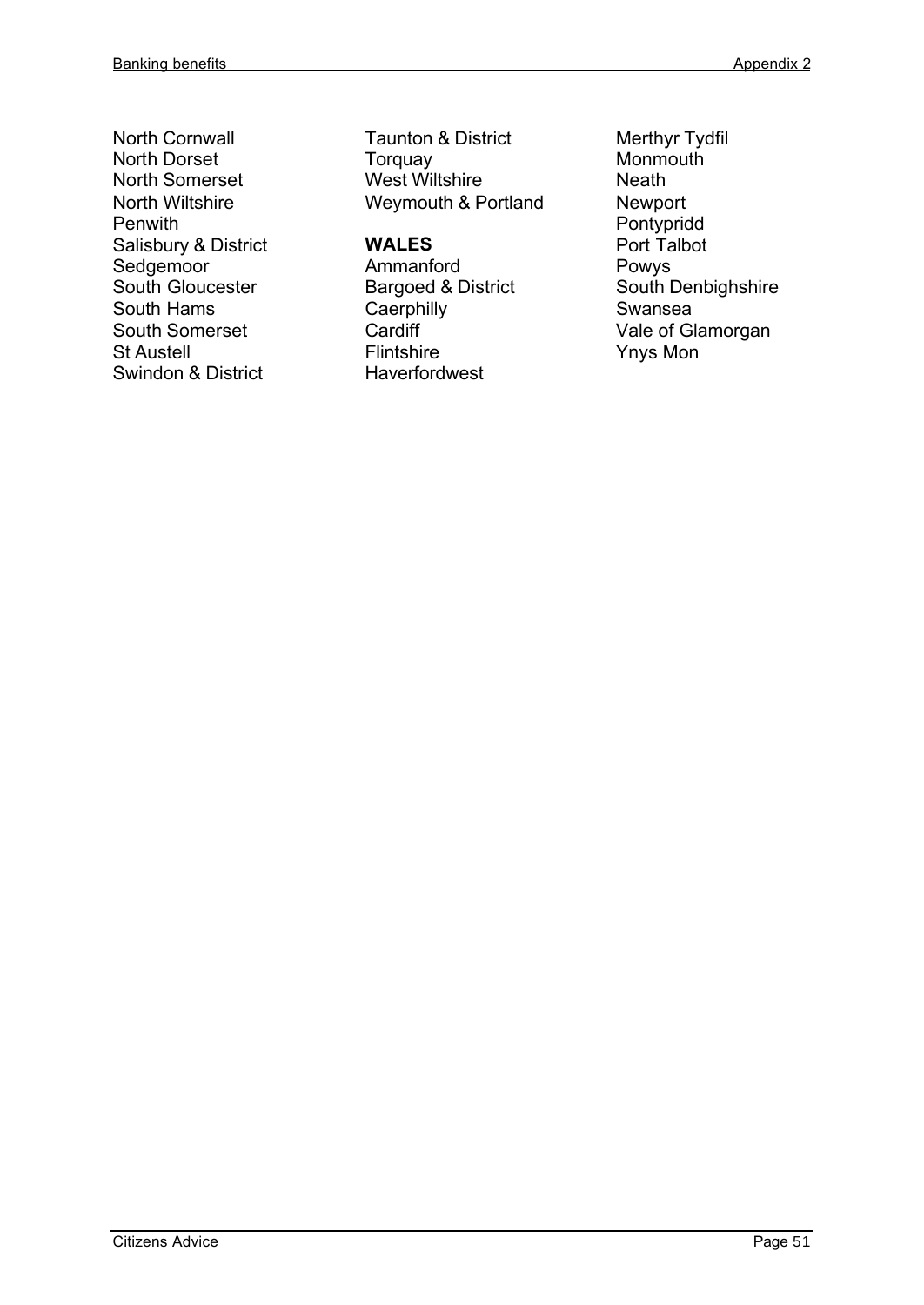North Cornwall
North Dorset
North Somerset
North Wiltshire
Penwith
Salisbury & District
Sedgemoor
South Gloucester
South Hams
South Somerset
St Austell
Swindon & District
Taunton & District
Torquay
West Wiltshire
Weymouth & Portland

**WALES**

Ammanford
Bargoed & District
Caerphilly
Cardiff
Flintshire
Haverfordwest
Merthyr Tydfil
Monmouth
Neath
Newport
Pontypridd
Port Talbot
Powys
South Denbighshire
Swansea
Vale of Glamorgan
Ynys Mon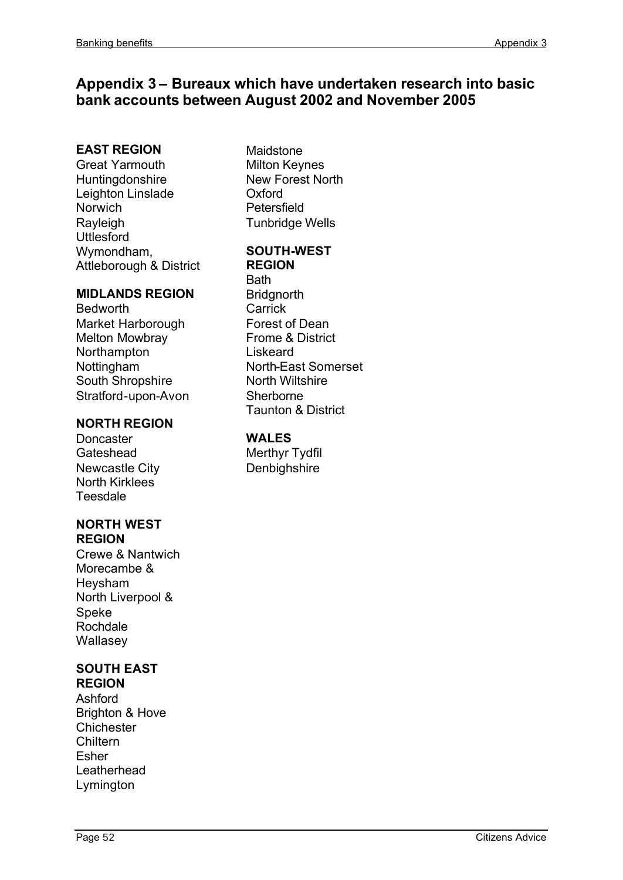## Appendix 3 – Bureaux which have undertaken research into basic bank accounts between August 2002 and November 2005

**EAST REGION**

Great Yarmouth
Huntingdonshire
Leighton Linslade
Norwich
Rayleigh
Uttlesford
Wymondham, Attleborough & District

**MIDLANDS REGION**

Bedworth
Market Harborough
Melton Mowbray
Northampton
Nottingham
South Shropshire
Stratford-upon-Avon

**NORTH REGION**

Doncaster
Gateshead
Newcastle City
North Kirklees
Teesdale

**NORTH WEST REGION**

Crewe & Nantwich
Morecambe & Heysham
North Liverpool & Speke
Rochdale
Wallasey

**SOUTH EAST REGION**

Ashford
Brighton & Hove
Chichester
Chiltern
Esher
Leatherhead
Lymington
Maidstone
Milton Keynes
New Forest North
Oxford
Petersfield
Tunbridge Wells

**SOUTH-WEST REGION**

Bath
Bridgnorth
Carrick
Forest of Dean
Frome & District
Liskeard
North-East Somerset
North Wiltshire
Sherborne
Taunton & District

**WALES**

Merthyr Tydfil
Denbighshire